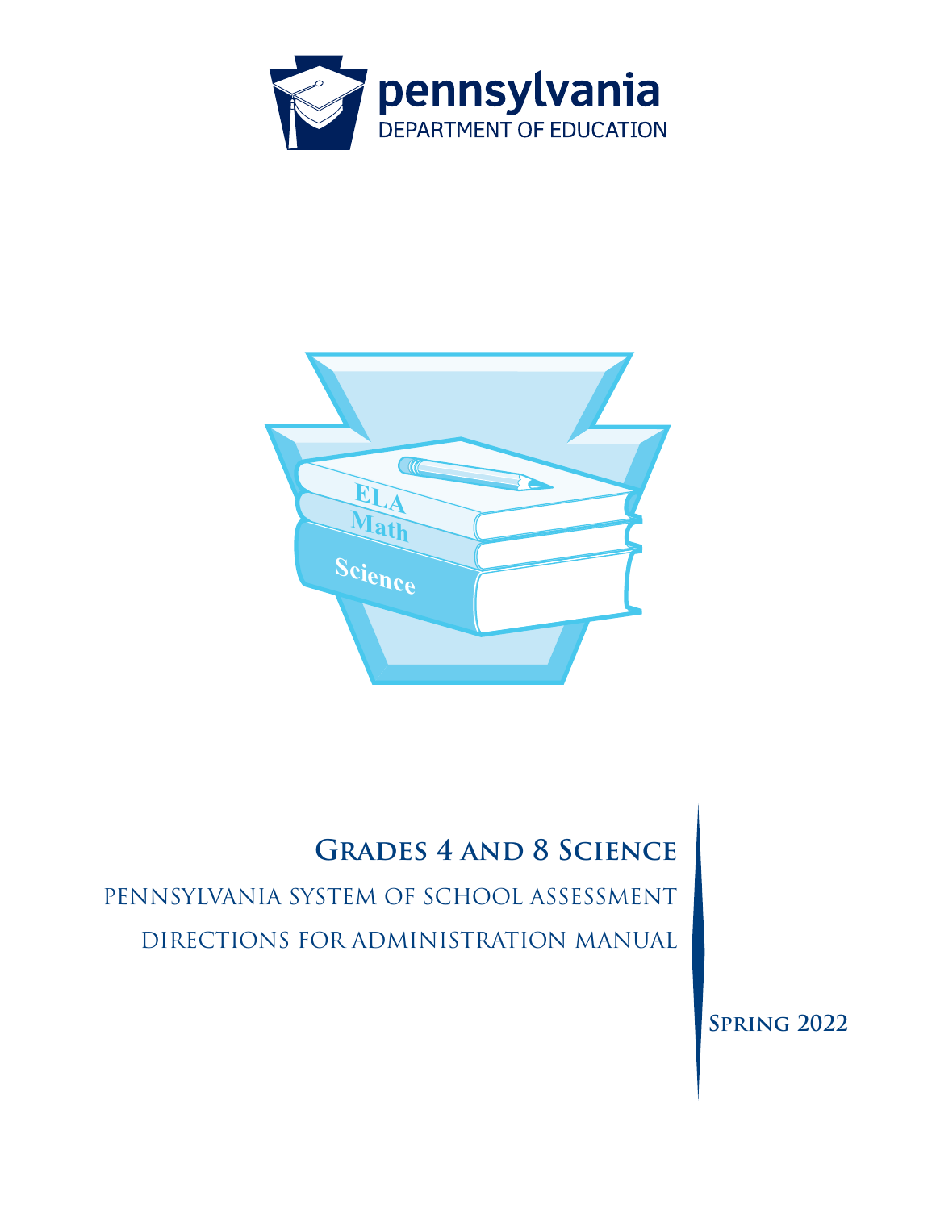pennsylvania

DEPARTMENT OF EDUCATION

# Grades 4 and 8 Science

## PENNSYLVANIA SYSTEM OF SCHOOL ASSESSMENT

## DIRECTIONS FOR ADMINISTRATION MANUAL

**Spring 2022**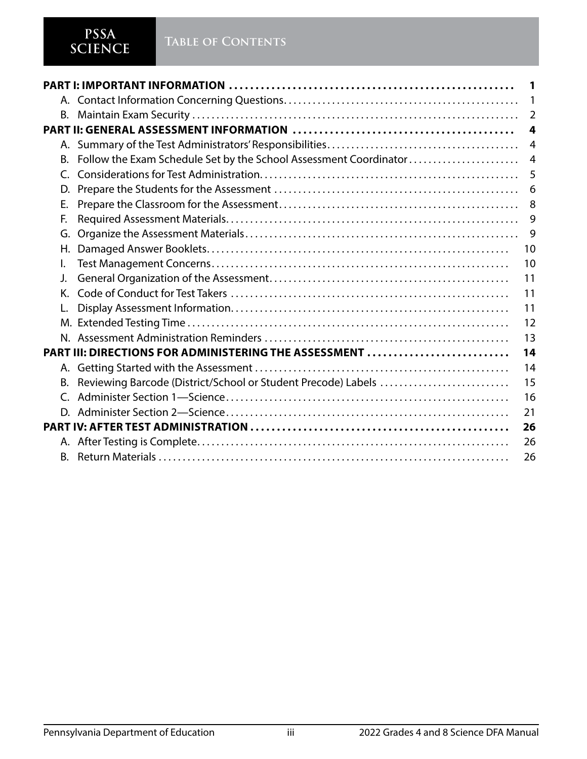# Table of Contents

| | |
|---|---|
| **PART I: IMPORTANT INFORMATION** | **1** |
| A. Contact Information Concerning Questions | 1 |
| B. Maintain Exam Security | 2 |
| **PART II: GENERAL ASSESSMENT INFORMATION** | **4** |
| A. Summary of the Test Administrators' Responsibilities | 4 |
| B. Follow the Exam Schedule Set by the School Assessment Coordinator | 4 |
| C. Considerations for Test Administration | 5 |
| D. Prepare the Students for the Assessment | 6 |
| E. Prepare the Classroom for the Assessment | 8 |
| F. Required Assessment Materials | 9 |
| G. Organize the Assessment Materials | 9 |
| H. Damaged Answer Booklets | 10 |
| I. Test Management Concerns | 10 |
| J. General Organization of the Assessment | 11 |
| K. Code of Conduct for Test Takers | 11 |
| L. Display Assessment Information | 11 |
| M. Extended Testing Time | 12 |
| N. Assessment Administration Reminders | 13 |
| **PART III: DIRECTIONS FOR ADMINISTERING THE ASSESSMENT** | **14** |
| A. Getting Started with the Assessment | 14 |
| B. Reviewing Barcode (District/School or Student Precode) Labels | 15 |
| C. Administer Section 1—Science | 16 |
| D. Administer Section 2—Science | 21 |
| **PART IV: AFTER TEST ADMINISTRATION** | **26** |
| A. After Testing is Complete | 26 |
| B. Return Materials | 26 |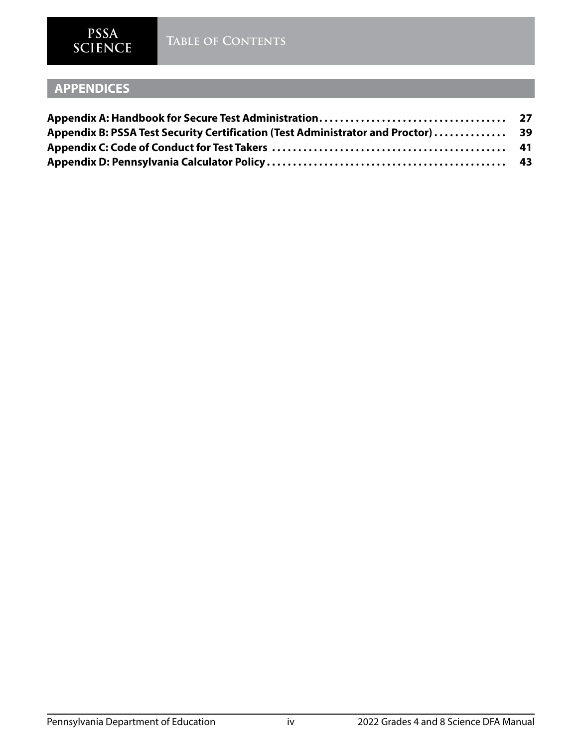## APPENDICES

**Appendix A: Handbook for Secure Test Administration** .................................... **27**
**Appendix B: PSSA Test Security Certification (Test Administrator and Proctor)** .............. **39**
**Appendix C: Code of Conduct for Test Takers** ............................................ **41**
**Appendix D: Pennsylvania Calculator Policy** .............................................. **43**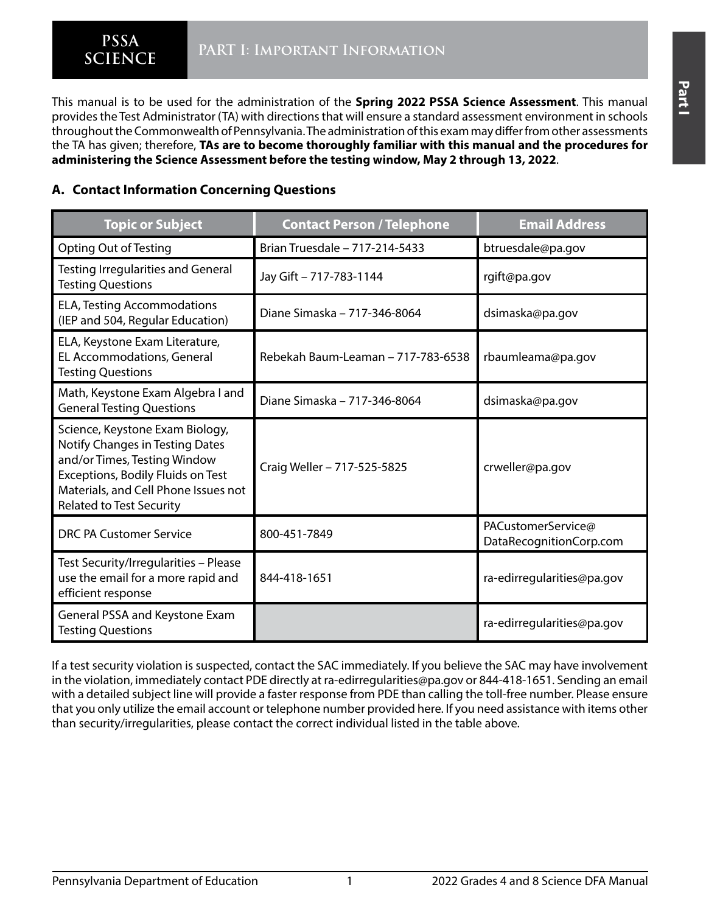# PART I: Important Information

This manual is to be used for the administration of the **Spring 2022 PSSA Science Assessment**. This manual provides the Test Administrator (TA) with directions that will ensure a standard assessment environment in schools throughout the Commonwealth of Pennsylvania. The administration of this exam may differ from other assessments the TA has given; therefore, **TAs are to become thoroughly familiar with this manual and the procedures for administering the Science Assessment before the testing window, May 2 through 13, 2022**.

## A. Contact Information Concerning Questions

| Topic or Subject | Contact Person / Telephone | Email Address |
|---|---|---|
| Opting Out of Testing | Brian Truesdale – 717-214-5433 | btruesdale@pa.gov |
| Testing Irregularities and General Testing Questions | Jay Gift – 717-783-1144 | rgift@pa.gov |
| ELA, Testing Accommodations (IEP and 504, Regular Education) | Diane Simaska – 717-346-8064 | dsimaska@pa.gov |
| ELA, Keystone Exam Literature, EL Accommodations, General Testing Questions | Rebekah Baum-Leaman – 717-783-6538 | rbaumleama@pa.gov |
| Math, Keystone Exam Algebra I and General Testing Questions | Diane Simaska – 717-346-8064 | dsimaska@pa.gov |
| Science, Keystone Exam Biology, Notify Changes in Testing Dates and/or Times, Testing Window Exceptions, Bodily Fluids on Test Materials, and Cell Phone Issues not Related to Test Security | Craig Weller – 717-525-5825 | crweller@pa.gov |
| DRC PA Customer Service | 800-451-7849 | PACustomerService@DataRecognitionCorp.com |
| Test Security/Irregularities – Please use the email for a more rapid and efficient response | 844-418-1651 | ra-edirregularities@pa.gov |
| General PSSA and Keystone Exam Testing Questions | | ra-edirregularities@pa.gov |

If a test security violation is suspected, contact the SAC immediately. If you believe the SAC may have involvement in the violation, immediately contact PDE directly at ra-edirregularities@pa.gov or 844-418-1651. Sending an email with a detailed subject line will provide a faster response from PDE than calling the toll-free number. Please ensure that you only utilize the email account or telephone number provided here. If you need assistance with items other than security/irregularities, please contact the correct individual listed in the table above.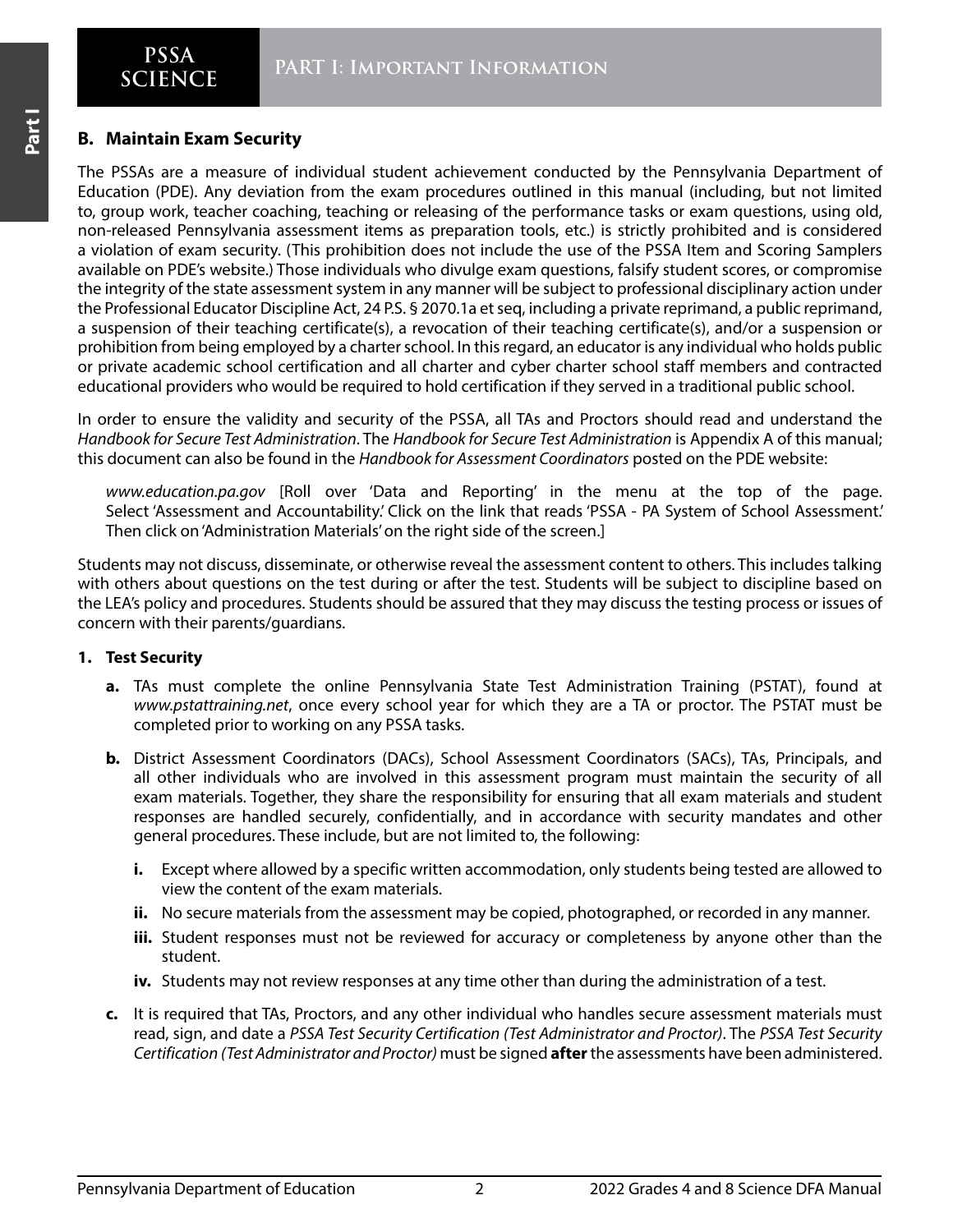## B. Maintain Exam Security

The PSSAs are a measure of individual student achievement conducted by the Pennsylvania Department of Education (PDE). Any deviation from the exam procedures outlined in this manual (including, but not limited to, group work, teacher coaching, teaching or releasing of the performance tasks or exam questions, using old, non-released Pennsylvania assessment items as preparation tools, etc.) is strictly prohibited and is considered a violation of exam security. (This prohibition does not include the use of the PSSA Item and Scoring Samplers available on PDE's website.) Those individuals who divulge exam questions, falsify student scores, or compromise the integrity of the state assessment system in any manner will be subject to professional disciplinary action under the Professional Educator Discipline Act, 24 P.S. § 2070.1a et seq, including a private reprimand, a public reprimand, a suspension of their teaching certificate(s), a revocation of their teaching certificate(s), and/or a suspension or prohibition from being employed by a charter school. In this regard, an educator is any individual who holds public or private academic school certification and all charter and cyber charter school staff members and contracted educational providers who would be required to hold certification if they served in a traditional public school.

In order to ensure the validity and security of the PSSA, all TAs and Proctors should read and understand the *Handbook for Secure Test Administration*. The *Handbook for Secure Test Administration* is Appendix A of this manual; this document can also be found in the *Handbook for Assessment Coordinators* posted on the PDE website:

> *www.education.pa.gov* [Roll over 'Data and Reporting' in the menu at the top of the page. Select 'Assessment and Accountability.' Click on the link that reads 'PSSA - PA System of School Assessment.' Then click on 'Administration Materials' on the right side of the screen.]

Students may not discuss, disseminate, or otherwise reveal the assessment content to others. This includes talking with others about questions on the test during or after the test. Students will be subject to discipline based on the LEA's policy and procedures. Students should be assured that they may discuss the testing process or issues of concern with their parents/guardians.

### 1. Test Security

**a.** TAs must complete the online Pennsylvania State Test Administration Training (PSTAT), found at *www.pstattraining.net*, once every school year for which they are a TA or proctor. The PSTAT must be completed prior to working on any PSSA tasks.

**b.** District Assessment Coordinators (DACs), School Assessment Coordinators (SACs), TAs, Principals, and all other individuals who are involved in this assessment program must maintain the security of all exam materials. Together, they share the responsibility for ensuring that all exam materials and student responses are handled securely, confidentially, and in accordance with security mandates and other general procedures. These include, but are not limited to, the following:

- **i.** Except where allowed by a specific written accommodation, only students being tested are allowed to view the content of the exam materials.
- **ii.** No secure materials from the assessment may be copied, photographed, or recorded in any manner.
- **iii.** Student responses must not be reviewed for accuracy or completeness by anyone other than the student.
- **iv.** Students may not review responses at any time other than during the administration of a test.

**c.** It is required that TAs, Proctors, and any other individual who handles secure assessment materials must read, sign, and date a *PSSA Test Security Certification (Test Administrator and Proctor)*. The *PSSA Test Security Certification (Test Administrator and Proctor)* must be signed **after** the assessments have been administered.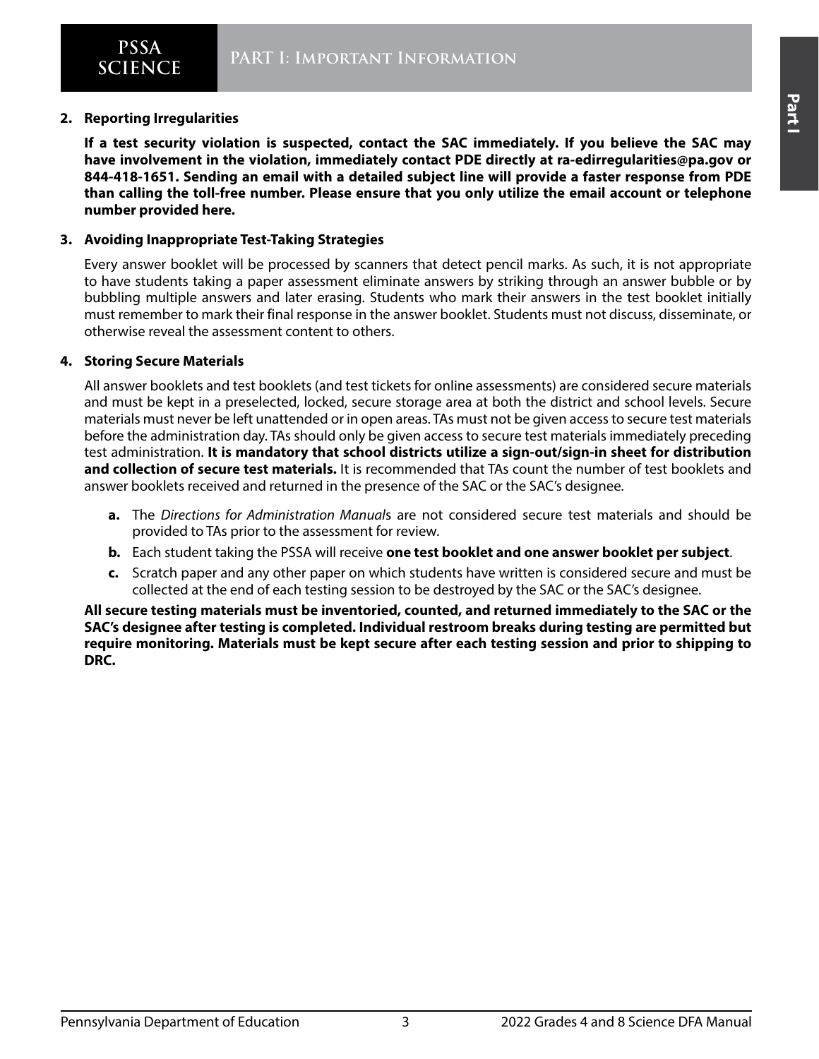**2. Reporting Irregularities**

**If a test security violation is suspected, contact the SAC immediately. If you believe the SAC may have involvement in the violation, immediately contact PDE directly at ra-edirregularities@pa.gov or 844-418-1651. Sending an email with a detailed subject line will provide a faster response from PDE than calling the toll-free number. Please ensure that you only utilize the email account or telephone number provided here.**

**3. Avoiding Inappropriate Test-Taking Strategies**

Every answer booklet will be processed by scanners that detect pencil marks. As such, it is not appropriate to have students taking a paper assessment eliminate answers by striking through an answer bubble or by bubbling multiple answers and later erasing. Students who mark their answers in the test booklet initially must remember to mark their final response in the answer booklet. Students must not discuss, disseminate, or otherwise reveal the assessment content to others.

**4. Storing Secure Materials**

All answer booklets and test booklets (and test tickets for online assessments) are considered secure materials and must be kept in a preselected, locked, secure storage area at both the district and school levels. Secure materials must never be left unattended or in open areas. TAs must not be given access to secure test materials before the administration day. TAs should only be given access to secure test materials immediately preceding test administration. **It is mandatory that school districts utilize a sign-out/sign-in sheet for distribution and collection of secure test materials.** It is recommended that TAs count the number of test booklets and answer booklets received and returned in the presence of the SAC or the SAC's designee.

- **a.** The *Directions for Administration Manual*s are not considered secure test materials and should be provided to TAs prior to the assessment for review.
- **b.** Each student taking the PSSA will receive **one test booklet and one answer booklet per subject**.
- **c.** Scratch paper and any other paper on which students have written is considered secure and must be collected at the end of each testing session to be destroyed by the SAC or the SAC's designee.

**All secure testing materials must be inventoried, counted, and returned immediately to the SAC or the SAC's designee after testing is completed. Individual restroom breaks during testing are permitted but require monitoring. Materials must be kept secure after each testing session and prior to shipping to DRC.**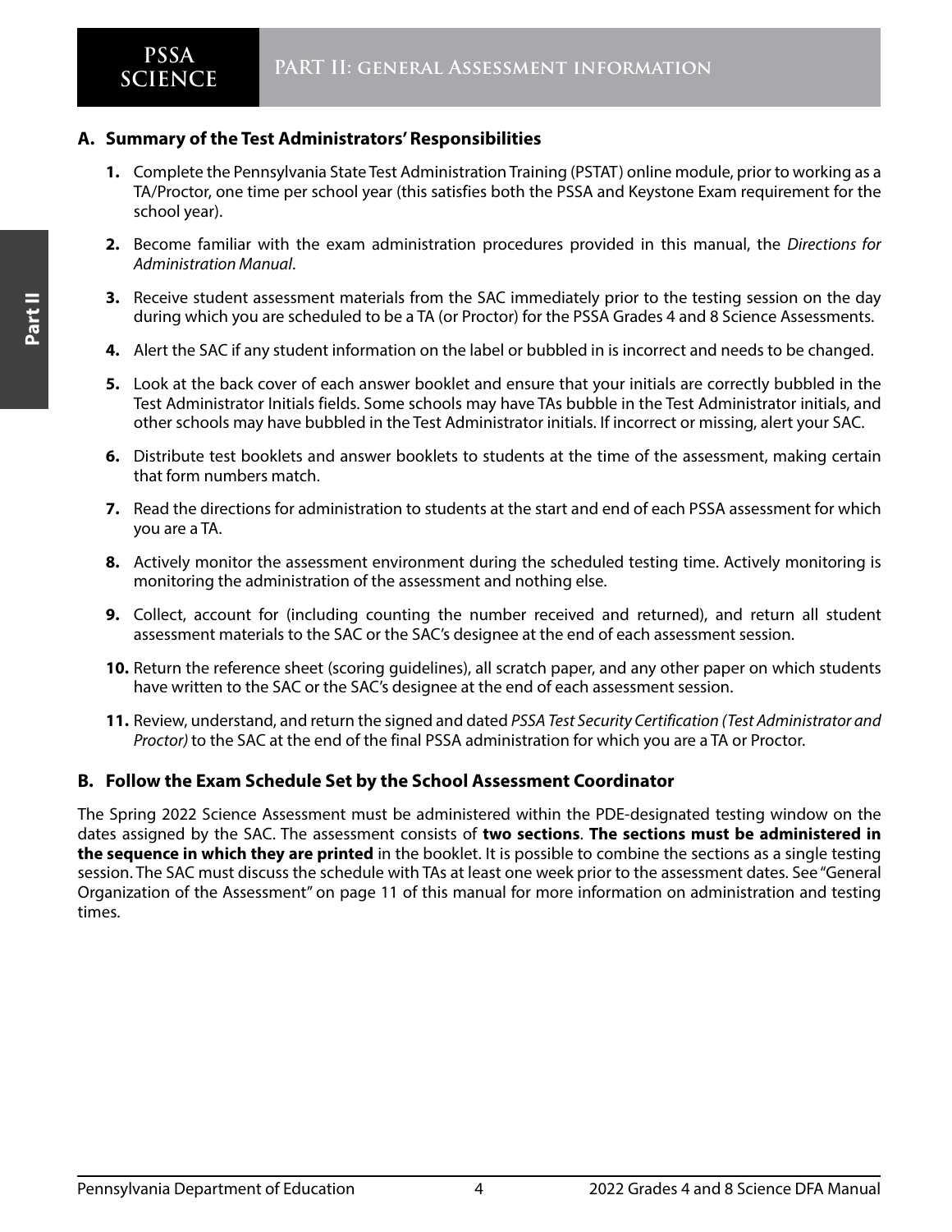## A. Summary of the Test Administrators' Responsibilities

1. Complete the Pennsylvania State Test Administration Training (PSTAT) online module, prior to working as a TA/Proctor, one time per school year (this satisfies both the PSSA and Keystone Exam requirement for the school year).
2. Become familiar with the exam administration procedures provided in this manual, the *Directions for Administration Manual*.
3. Receive student assessment materials from the SAC immediately prior to the testing session on the day during which you are scheduled to be a TA (or Proctor) for the PSSA Grades 4 and 8 Science Assessments.
4. Alert the SAC if any student information on the label or bubbled in is incorrect and needs to be changed.
5. Look at the back cover of each answer booklet and ensure that your initials are correctly bubbled in the Test Administrator Initials fields. Some schools may have TAs bubble in the Test Administrator initials, and other schools may have bubbled in the Test Administrator initials. If incorrect or missing, alert your SAC.
6. Distribute test booklets and answer booklets to students at the time of the assessment, making certain that form numbers match.
7. Read the directions for administration to students at the start and end of each PSSA assessment for which you are a TA.
8. Actively monitor the assessment environment during the scheduled testing time. Actively monitoring is monitoring the administration of the assessment and nothing else.
9. Collect, account for (including counting the number received and returned), and return all student assessment materials to the SAC or the SAC's designee at the end of each assessment session.
10. Return the reference sheet (scoring guidelines), all scratch paper, and any other paper on which students have written to the SAC or the SAC's designee at the end of each assessment session.
11. Review, understand, and return the signed and dated *PSSA Test Security Certification (Test Administrator and Proctor)* to the SAC at the end of the final PSSA administration for which you are a TA or Proctor.

## B. Follow the Exam Schedule Set by the School Assessment Coordinator

The Spring 2022 Science Assessment must be administered within the PDE-designated testing window on the dates assigned by the SAC. The assessment consists of **two sections**. **The sections must be administered in the sequence in which they are printed** in the booklet. It is possible to combine the sections as a single testing session. The SAC must discuss the schedule with TAs at least one week prior to the assessment dates. See "General Organization of the Assessment" on page 11 of this manual for more information on administration and testing times.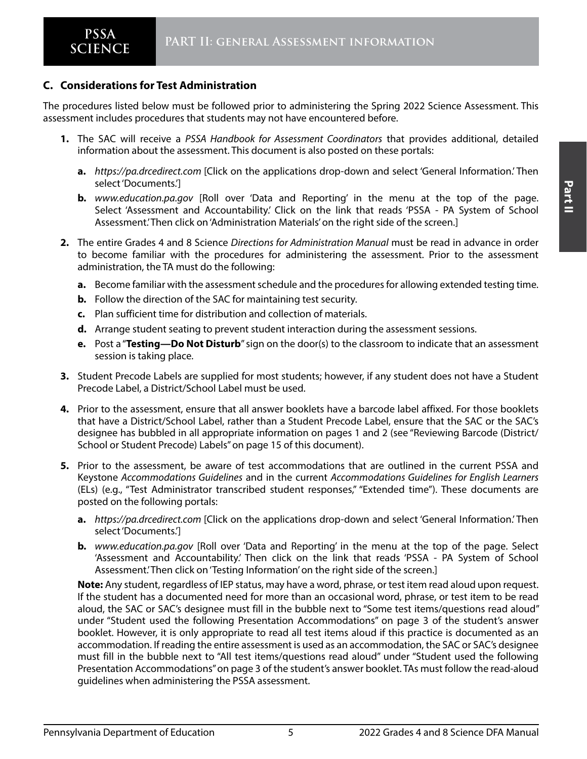## C. Considerations for Test Administration

The procedures listed below must be followed prior to administering the Spring 2022 Science Assessment. This assessment includes procedures that students may not have encountered before.

1. The SAC will receive a *PSSA Handbook for Assessment Coordinators* that provides additional, detailed information about the assessment. This document is also posted on these portals:
   - **a.** *https://pa.drcedirect.com* [Click on the applications drop-down and select 'General Information.' Then select 'Documents.']
   - **b.** *www.education.pa.gov* [Roll over 'Data and Reporting' in the menu at the top of the page. Select 'Assessment and Accountability.' Click on the link that reads 'PSSA - PA System of School Assessment.' Then click on 'Administration Materials' on the right side of the screen.]
2. The entire Grades 4 and 8 Science *Directions for Administration Manual* must be read in advance in order to become familiar with the procedures for administering the assessment. Prior to the assessment administration, the TA must do the following:
   - **a.** Become familiar with the assessment schedule and the procedures for allowing extended testing time.
   - **b.** Follow the direction of the SAC for maintaining test security.
   - **c.** Plan sufficient time for distribution and collection of materials.
   - **d.** Arrange student seating to prevent student interaction during the assessment sessions.
   - **e.** Post a "**Testing—Do Not Disturb**" sign on the door(s) to the classroom to indicate that an assessment session is taking place.
3. Student Precode Labels are supplied for most students; however, if any student does not have a Student Precode Label, a District/School Label must be used.
4. Prior to the assessment, ensure that all answer booklets have a barcode label affixed. For those booklets that have a District/School Label, rather than a Student Precode Label, ensure that the SAC or the SAC's designee has bubbled in all appropriate information on pages 1 and 2 (see "Reviewing Barcode (District/School or Student Precode) Labels" on page 15 of this document).
5. Prior to the assessment, be aware of test accommodations that are outlined in the current PSSA and Keystone *Accommodations Guidelines* and in the current *Accommodations Guidelines for English Learners* (ELs) (e.g., "Test Administrator transcribed student responses," "Extended time"). These documents are posted on the following portals:
   - **a.** *https://pa.drcedirect.com* [Click on the applications drop-down and select 'General Information.' Then select 'Documents.']
   - **b.** *www.education.pa.gov* [Roll over 'Data and Reporting' in the menu at the top of the page. Select 'Assessment and Accountability.' Then click on the link that reads 'PSSA - PA System of School Assessment.' Then click on 'Testing Information' on the right side of the screen.]

   **Note:** Any student, regardless of IEP status, may have a word, phrase, or test item read aloud upon request. If the student has a documented need for more than an occasional word, phrase, or test item to be read aloud, the SAC or SAC's designee must fill in the bubble next to "Some test items/questions read aloud" under "Student used the following Presentation Accommodations" on page 3 of the student's answer booklet. However, it is only appropriate to read all test items aloud if this practice is documented as an accommodation. If reading the entire assessment is used as an accommodation, the SAC or SAC's designee must fill in the bubble next to "All test items/questions read aloud" under "Student used the following Presentation Accommodations" on page 3 of the student's answer booklet. TAs must follow the read-aloud guidelines when administering the PSSA assessment.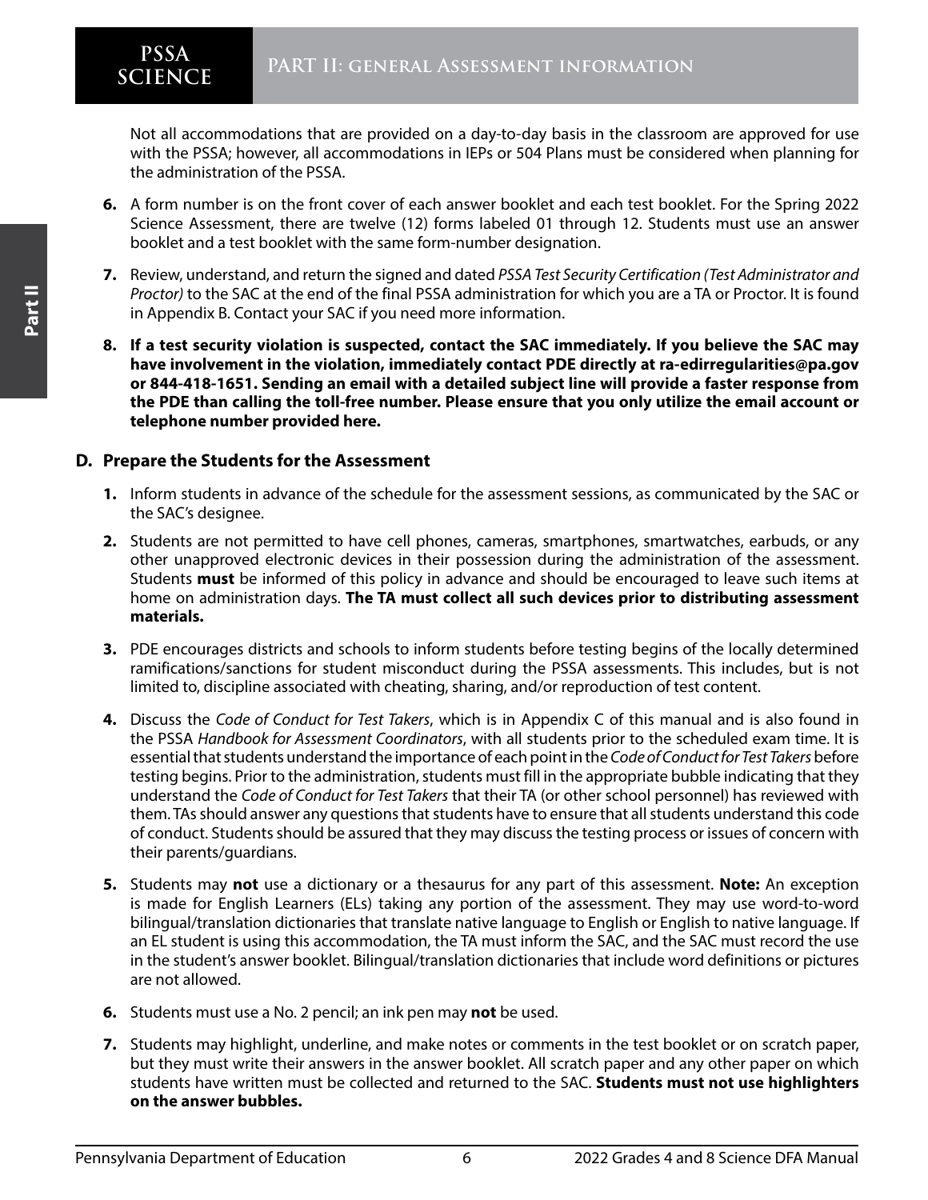Not all accommodations that are provided on a day-to-day basis in the classroom are approved for use with the PSSA; however, all accommodations in IEPs or 504 Plans must be considered when planning for the administration of the PSSA.

6. A form number is on the front cover of each answer booklet and each test booklet. For the Spring 2022 Science Assessment, there are twelve (12) forms labeled 01 through 12. Students must use an answer booklet and a test booklet with the same form-number designation.

7. Review, understand, and return the signed and dated *PSSA Test Security Certification (Test Administrator and Proctor)* to the SAC at the end of the final PSSA administration for which you are a TA or Proctor. It is found in Appendix B. Contact your SAC if you need more information.

8. **If a test security violation is suspected, contact the SAC immediately. If you believe the SAC may have involvement in the violation, immediately contact PDE directly at ra-edirregularities@pa.gov or 844-418-1651. Sending an email with a detailed subject line will provide a faster response from the PDE than calling the toll-free number. Please ensure that you only utilize the email account or telephone number provided here.**

### D. Prepare the Students for the Assessment

1. Inform students in advance of the schedule for the assessment sessions, as communicated by the SAC or the SAC's designee.

2. Students are not permitted to have cell phones, cameras, smartphones, smartwatches, earbuds, or any other unapproved electronic devices in their possession during the administration of the assessment. Students **must** be informed of this policy in advance and should be encouraged to leave such items at home on administration days. **The TA must collect all such devices prior to distributing assessment materials.**

3. PDE encourages districts and schools to inform students before testing begins of the locally determined ramifications/sanctions for student misconduct during the PSSA assessments. This includes, but is not limited to, discipline associated with cheating, sharing, and/or reproduction of test content.

4. Discuss the *Code of Conduct for Test Takers*, which is in Appendix C of this manual and is also found in the PSSA *Handbook for Assessment Coordinators*, with all students prior to the scheduled exam time. It is essential that students understand the importance of each point in the *Code of Conduct for Test Takers* before testing begins. Prior to the administration, students must fill in the appropriate bubble indicating that they understand the *Code of Conduct for Test Takers* that their TA (or other school personnel) has reviewed with them. TAs should answer any questions that students have to ensure that all students understand this code of conduct. Students should be assured that they may discuss the testing process or issues of concern with their parents/guardians.

5. Students may **not** use a dictionary or a thesaurus for any part of this assessment. **Note:** An exception is made for English Learners (ELs) taking any portion of the assessment. They may use word-to-word bilingual/translation dictionaries that translate native language to English or English to native language. If an EL student is using this accommodation, the TA must inform the SAC, and the SAC must record the use in the student's answer booklet. Bilingual/translation dictionaries that include word definitions or pictures are not allowed.

6. Students must use a No. 2 pencil; an ink pen may **not** be used.

7. Students may highlight, underline, and make notes or comments in the test booklet or on scratch paper, but they must write their answers in the answer booklet. All scratch paper and any other paper on which students have written must be collected and returned to the SAC. **Students must not use highlighters on the answer bubbles.**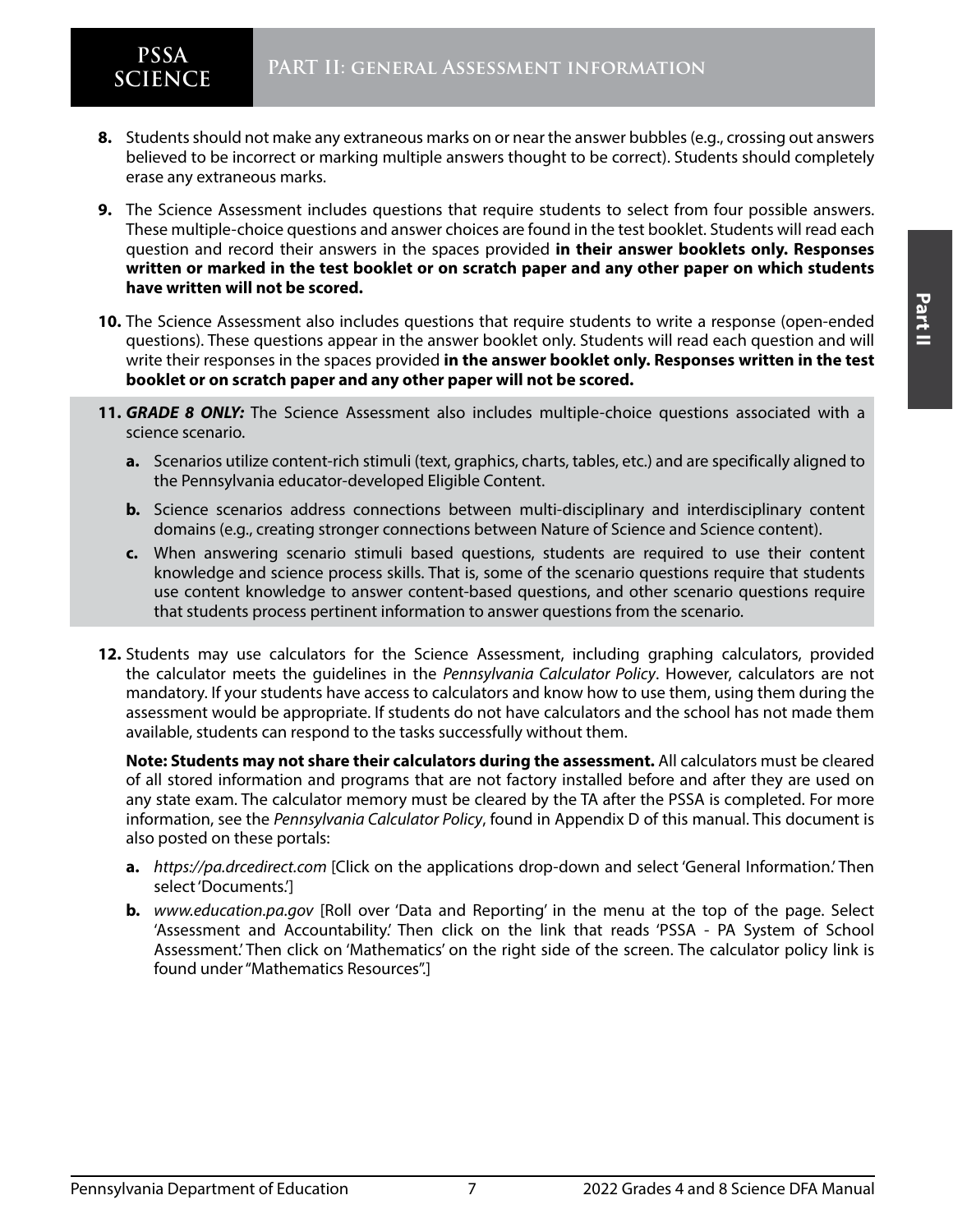8. Students should not make any extraneous marks on or near the answer bubbles (e.g., crossing out answers believed to be incorrect or marking multiple answers thought to be correct). Students should completely erase any extraneous marks.

9. The Science Assessment includes questions that require students to select from four possible answers. These multiple-choice questions and answer choices are found in the test booklet. Students will read each question and record their answers in the spaces provided **in their answer booklets only. Responses written or marked in the test booklet or on scratch paper and any other paper on which students have written will not be scored.**

10. The Science Assessment also includes questions that require students to write a response (open-ended questions). These questions appear in the answer booklet only. Students will read each question and will write their responses in the spaces provided **in the answer booklet only. Responses written in the test booklet or on scratch paper and any other paper will not be scored.**

11. ***GRADE 8 ONLY:*** The Science Assessment also includes multiple-choice questions associated with a science scenario.

    a. Scenarios utilize content-rich stimuli (text, graphics, charts, tables, etc.) and are specifically aligned to the Pennsylvania educator-developed Eligible Content.

    b. Science scenarios address connections between multi-disciplinary and interdisciplinary content domains (e.g., creating stronger connections between Nature of Science and Science content).

    c. When answering scenario stimuli based questions, students are required to use their content knowledge and science process skills. That is, some of the scenario questions require that students use content knowledge to answer content-based questions, and other scenario questions require that students process pertinent information to answer questions from the scenario.

12. Students may use calculators for the Science Assessment, including graphing calculators, provided the calculator meets the guidelines in the *Pennsylvania Calculator Policy*. However, calculators are not mandatory. If your students have access to calculators and know how to use them, using them during the assessment would be appropriate. If students do not have calculators and the school has not made them available, students can respond to the tasks successfully without them.

    **Note: Students may not share their calculators during the assessment.** All calculators must be cleared of all stored information and programs that are not factory installed before and after they are used on any state exam. The calculator memory must be cleared by the TA after the PSSA is completed. For more information, see the *Pennsylvania Calculator Policy*, found in Appendix D of this manual. This document is also posted on these portals:

    a. *https://pa.drcedirect.com* [Click on the applications drop-down and select 'General Information.' Then select 'Documents.']

    b. *www.education.pa.gov* [Roll over 'Data and Reporting' in the menu at the top of the page. Select 'Assessment and Accountability.' Then click on the link that reads 'PSSA - PA System of School Assessment.' Then click on 'Mathematics' on the right side of the screen. The calculator policy link is found under "Mathematics Resources".]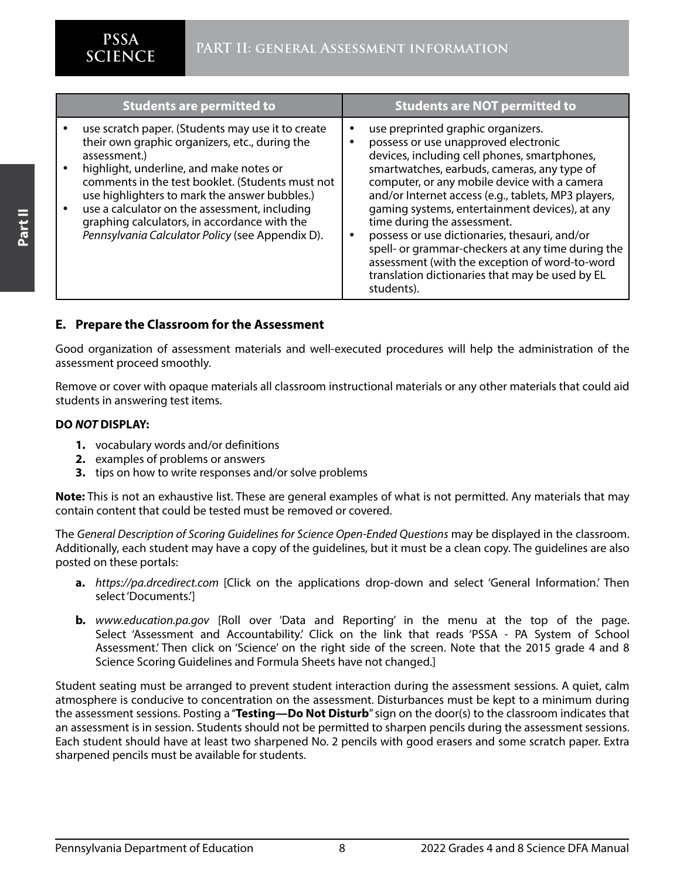| Students are permitted to | Students are NOT permitted to |
|---|---|
| • use scratch paper. (Students may use it to create their own graphic organizers, etc., during the assessment.)<br>• highlight, underline, and make notes or comments in the test booklet. (Students must not use highlighters to mark the answer bubbles.)<br>• use a calculator on the assessment, including graphing calculators, in accordance with the *Pennsylvania Calculator Policy* (see Appendix D). | • use preprinted graphic organizers.<br>• possess or use unapproved electronic devices, including cell phones, smartphones, smartwatches, earbuds, cameras, any type of computer, or any mobile device with a camera and/or Internet access (e.g., tablets, MP3 players, gaming systems, entertainment devices), at any time during the assessment.<br>• possess or use dictionaries, thesauri, and/or spell- or grammar-checkers at any time during the assessment (with the exception of word-to-word translation dictionaries that may be used by EL students). |

### E. Prepare the Classroom for the Assessment

Good organization of assessment materials and well-executed procedures will help the administration of the assessment proceed smoothly.

Remove or cover with opaque materials all classroom instructional materials or any other materials that could aid students in answering test items.

**DO *NOT* DISPLAY:**

1. vocabulary words and/or definitions
2. examples of problems or answers
3. tips on how to write responses and/or solve problems

**Note:** This is not an exhaustive list. These are general examples of what is not permitted. Any materials that may contain content that could be tested must be removed or covered.

The *General Description of Scoring Guidelines for Science Open-Ended Questions* may be displayed in the classroom. Additionally, each student may have a copy of the guidelines, but it must be a clean copy. The guidelines are also posted on these portals:

a. *https://pa.drcedirect.com* [Click on the applications drop-down and select 'General Information.' Then select 'Documents.']

b. *www.education.pa.gov* [Roll over 'Data and Reporting' in the menu at the top of the page. Select 'Assessment and Accountability.' Click on the link that reads 'PSSA - PA System of School Assessment.' Then click on 'Science' on the right side of the screen. Note that the 2015 grade 4 and 8 Science Scoring Guidelines and Formula Sheets have not changed.]

Student seating must be arranged to prevent student interaction during the assessment sessions. A quiet, calm atmosphere is conducive to concentration on the assessment. Disturbances must be kept to a minimum during the assessment sessions. Posting a "**Testing—Do Not Disturb**" sign on the door(s) to the classroom indicates that an assessment is in session. Students should not be permitted to sharpen pencils during the assessment sessions. Each student should have at least two sharpened No. 2 pencils with good erasers and some scratch paper. Extra sharpened pencils must be available for students.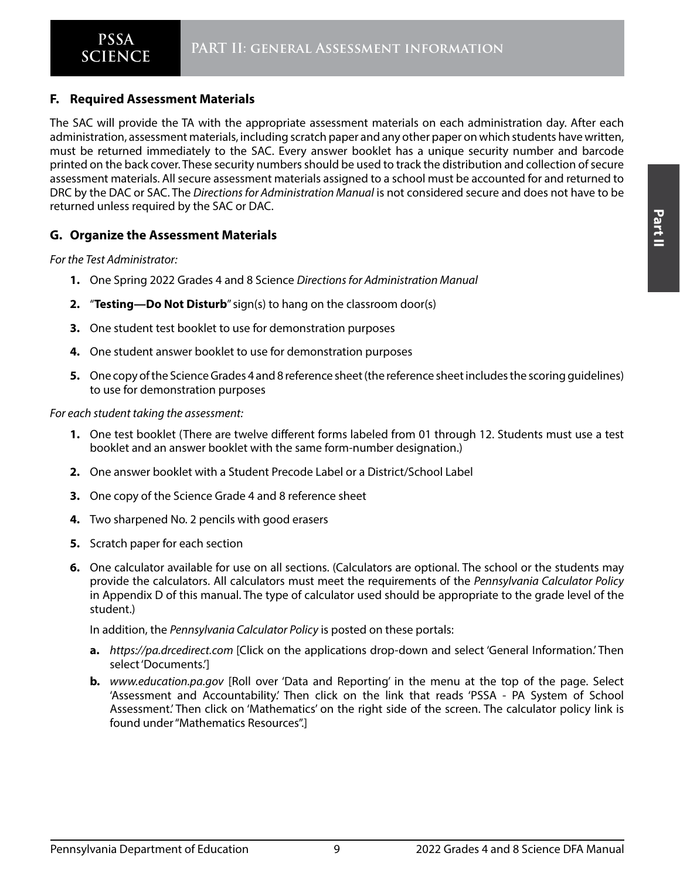## F. Required Assessment Materials

The SAC will provide the TA with the appropriate assessment materials on each administration day. After each administration, assessment materials, including scratch paper and any other paper on which students have written, must be returned immediately to the SAC. Every answer booklet has a unique security number and barcode printed on the back cover. These security numbers should be used to track the distribution and collection of secure assessment materials. All secure assessment materials assigned to a school must be accounted for and returned to DRC by the DAC or SAC. The *Directions for Administration Manual* is not considered secure and does not have to be returned unless required by the SAC or DAC.

## G. Organize the Assessment Materials

*For the Test Administrator:*

1. One Spring 2022 Grades 4 and 8 Science *Directions for Administration Manual*
2. "**Testing—Do Not Disturb**" sign(s) to hang on the classroom door(s)
3. One student test booklet to use for demonstration purposes
4. One student answer booklet to use for demonstration purposes
5. One copy of the Science Grades 4 and 8 reference sheet (the reference sheet includes the scoring guidelines) to use for demonstration purposes

*For each student taking the assessment:*

1. One test booklet (There are twelve different forms labeled from 01 through 12. Students must use a test booklet and an answer booklet with the same form-number designation.)
2. One answer booklet with a Student Precode Label or a District/School Label
3. One copy of the Science Grade 4 and 8 reference sheet
4. Two sharpened No. 2 pencils with good erasers
5. Scratch paper for each section
6. One calculator available for use on all sections. (Calculators are optional. The school or the students may provide the calculators. All calculators must meet the requirements of the *Pennsylvania Calculator Policy* in Appendix D of this manual. The type of calculator used should be appropriate to the grade level of the student.)

   In addition, the *Pennsylvania Calculator Policy* is posted on these portals:

   a. *https://pa.drcedirect.com* [Click on the applications drop-down and select 'General Information.' Then select 'Documents.']
   b. *www.education.pa.gov* [Roll over 'Data and Reporting' in the menu at the top of the page. Select 'Assessment and Accountability.' Then click on the link that reads 'PSSA - PA System of School Assessment.' Then click on 'Mathematics' on the right side of the screen. The calculator policy link is found under "Mathematics Resources".]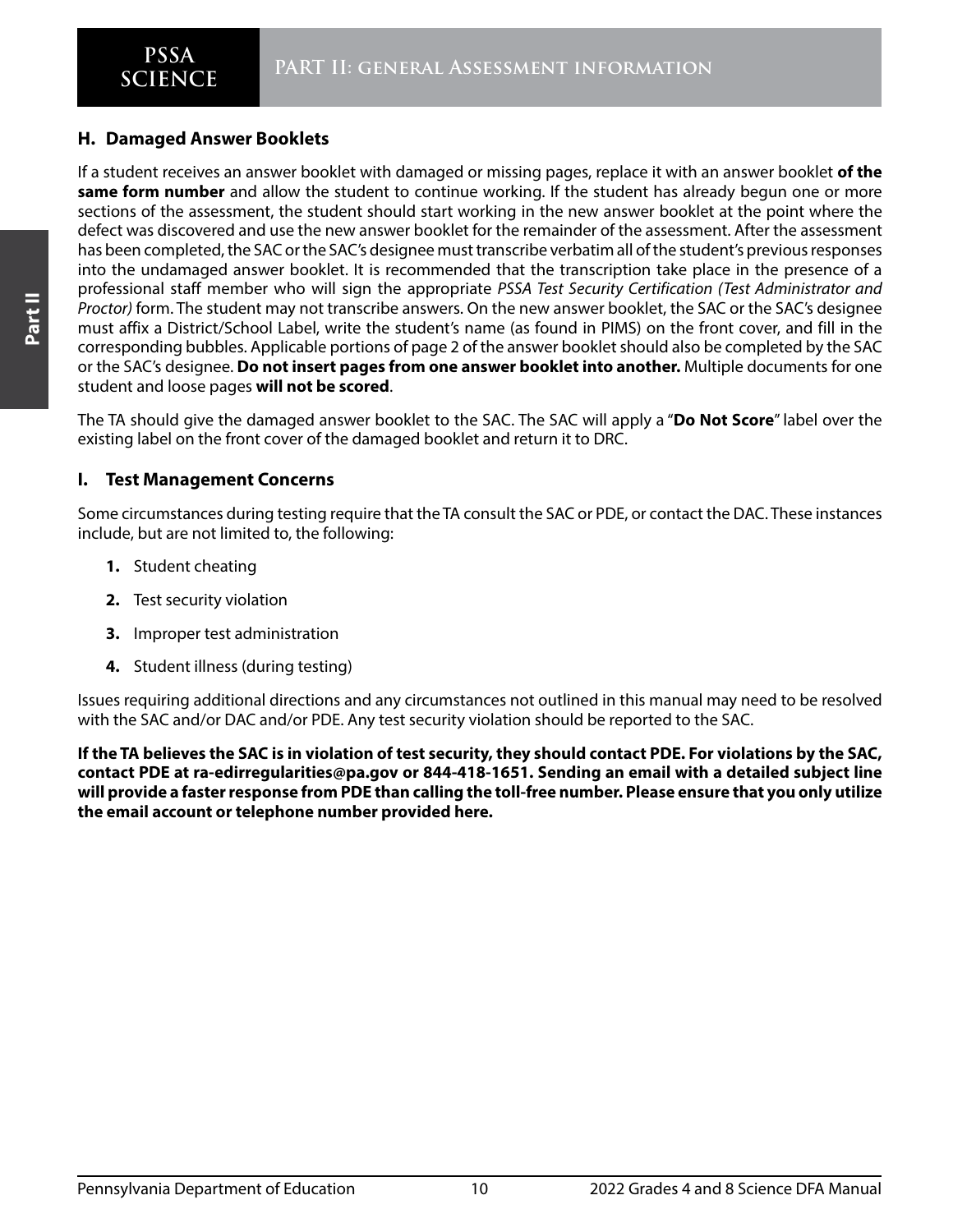### H. Damaged Answer Booklets

If a student receives an answer booklet with damaged or missing pages, replace it with an answer booklet **of the same form number** and allow the student to continue working. If the student has already begun one or more sections of the assessment, the student should start working in the new answer booklet at the point where the defect was discovered and use the new answer booklet for the remainder of the assessment. After the assessment has been completed, the SAC or the SAC's designee must transcribe verbatim all of the student's previous responses into the undamaged answer booklet. It is recommended that the transcription take place in the presence of a professional staff member who will sign the appropriate *PSSA Test Security Certification (Test Administrator and Proctor)* form. The student may not transcribe answers. On the new answer booklet, the SAC or the SAC's designee must affix a District/School Label, write the student's name (as found in PIMS) on the front cover, and fill in the corresponding bubbles. Applicable portions of page 2 of the answer booklet should also be completed by the SAC or the SAC's designee. **Do not insert pages from one answer booklet into another.** Multiple documents for one student and loose pages **will not be scored**.

The TA should give the damaged answer booklet to the SAC. The SAC will apply a "**Do Not Score**" label over the existing label on the front cover of the damaged booklet and return it to DRC.

### I. Test Management Concerns

Some circumstances during testing require that the TA consult the SAC or PDE, or contact the DAC. These instances include, but are not limited to, the following:

1. Student cheating
2. Test security violation
3. Improper test administration
4. Student illness (during testing)

Issues requiring additional directions and any circumstances not outlined in this manual may need to be resolved with the SAC and/or DAC and/or PDE. Any test security violation should be reported to the SAC.

**If the TA believes the SAC is in violation of test security, they should contact PDE. For violations by the SAC, contact PDE at ra-edirregularities@pa.gov or 844-418-1651. Sending an email with a detailed subject line will provide a faster response from PDE than calling the toll-free number. Please ensure that you only utilize the email account or telephone number provided here.**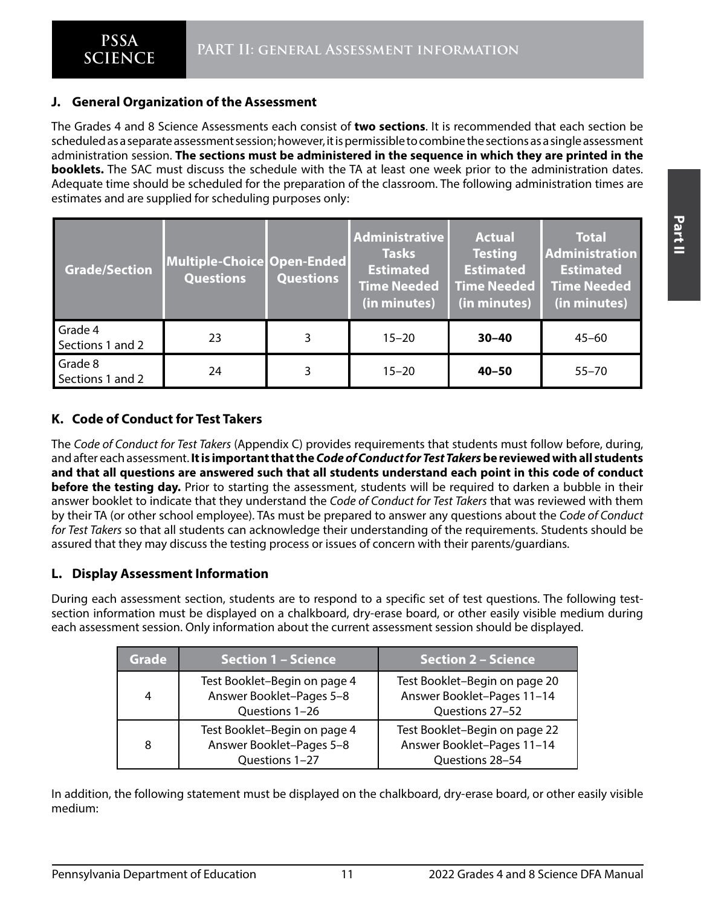## J. General Organization of the Assessment

The Grades 4 and 8 Science Assessments each consist of **two sections**. It is recommended that each section be scheduled as a separate assessment session; however, it is permissible to combine the sections as a single assessment administration session. **The sections must be administered in the sequence in which they are printed in the booklets.** The SAC must discuss the schedule with the TA at least one week prior to the administration dates. Adequate time should be scheduled for the preparation of the classroom. The following administration times are estimates and are supplied for scheduling purposes only:

| Grade/Section | Multiple-Choice Questions | Open-Ended Questions | Administrative Tasks Estimated Time Needed (in minutes) | Actual Testing Estimated Time Needed (in minutes) | Total Administration Estimated Time Needed (in minutes) |
|---|---|---|---|---|---|
| Grade 4 Sections 1 and 2 | 23 | 3 | 15–20 | **30–40** | 45–60 |
| Grade 8 Sections 1 and 2 | 24 | 3 | 15–20 | **40–50** | 55–70 |

## K. Code of Conduct for Test Takers

The *Code of Conduct for Test Takers* (Appendix C) provides requirements that students must follow before, during, and after each assessment. **It is important that the *Code of Conduct for Test Takers* be reviewed with all students and that all questions are answered such that all students understand each point in this code of conduct before the testing day.** Prior to starting the assessment, students will be required to darken a bubble in their answer booklet to indicate that they understand the *Code of Conduct for Test Takers* that was reviewed with them by their TA (or other school employee). TAs must be prepared to answer any questions about the *Code of Conduct for Test Takers* so that all students can acknowledge their understanding of the requirements. Students should be assured that they may discuss the testing process or issues of concern with their parents/guardians.

## L. Display Assessment Information

During each assessment section, students are to respond to a specific set of test questions. The following test-section information must be displayed on a chalkboard, dry-erase board, or other easily visible medium during each assessment session. Only information about the current assessment session should be displayed.

| Grade | Section 1 – Science | Section 2 – Science |
|---|---|---|
| 4 | Test Booklet–Begin on page 4<br>Answer Booklet–Pages 5–8<br>Questions 1–26 | Test Booklet–Begin on page 20<br>Answer Booklet–Pages 11–14<br>Questions 27–52 |
| 8 | Test Booklet–Begin on page 4<br>Answer Booklet–Pages 5–8<br>Questions 1–27 | Test Booklet–Begin on page 22<br>Answer Booklet–Pages 11–14<br>Questions 28–54 |

In addition, the following statement must be displayed on the chalkboard, dry-erase board, or other easily visible medium: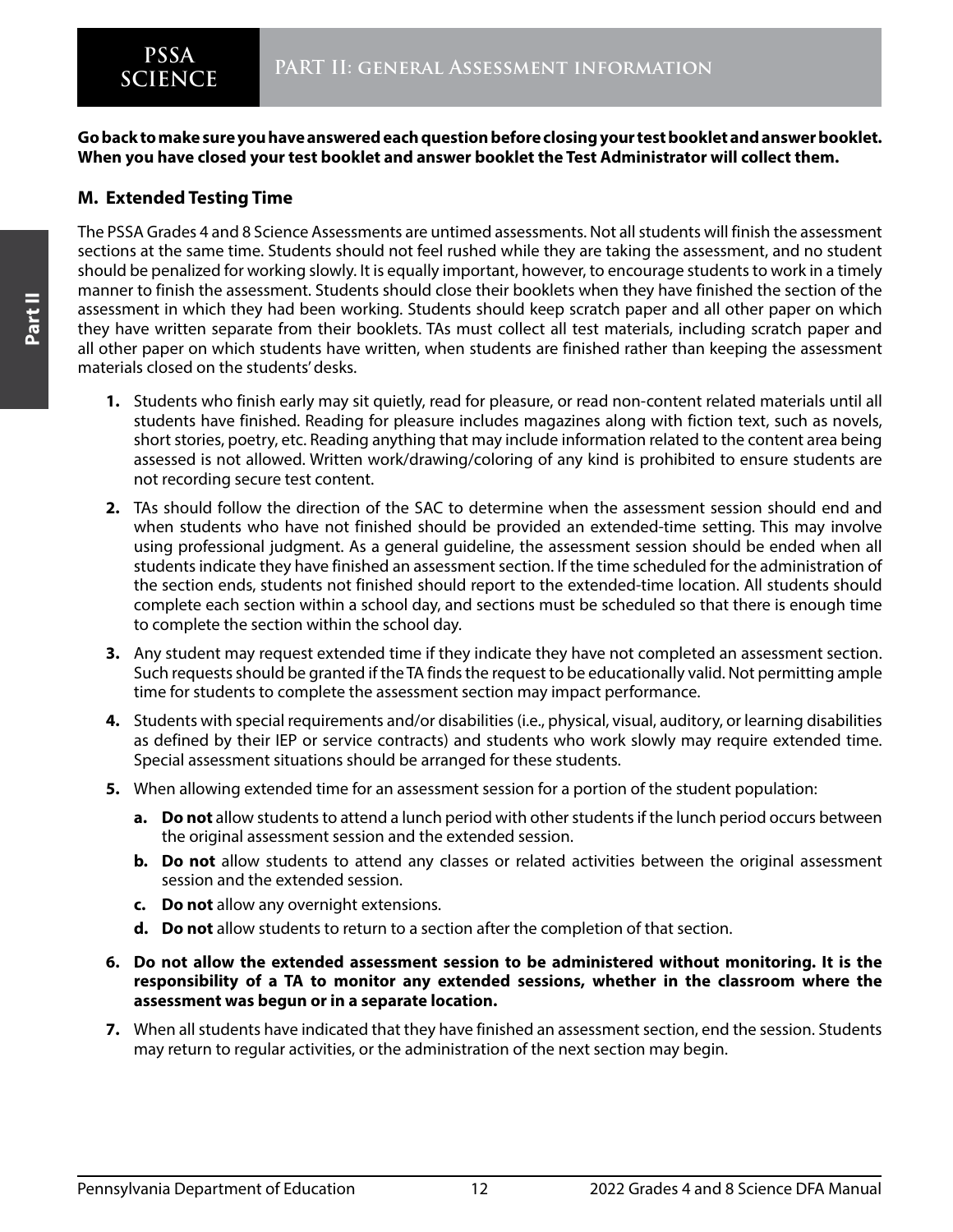**Go back to make sure you have answered each question before closing your test booklet and answer booklet. When you have closed your test booklet and answer booklet the Test Administrator will collect them.**

### M. Extended Testing Time

The PSSA Grades 4 and 8 Science Assessments are untimed assessments. Not all students will finish the assessment sections at the same time. Students should not feel rushed while they are taking the assessment, and no student should be penalized for working slowly. It is equally important, however, to encourage students to work in a timely manner to finish the assessment. Students should close their booklets when they have finished the section of the assessment in which they had been working. Students should keep scratch paper and all other paper on which they have written separate from their booklets. TAs must collect all test materials, including scratch paper and all other paper on which students have written, when students are finished rather than keeping the assessment materials closed on the students' desks.

1. Students who finish early may sit quietly, read for pleasure, or read non-content related materials until all students have finished. Reading for pleasure includes magazines along with fiction text, such as novels, short stories, poetry, etc. Reading anything that may include information related to the content area being assessed is not allowed. Written work/drawing/coloring of any kind is prohibited to ensure students are not recording secure test content.
2. TAs should follow the direction of the SAC to determine when the assessment session should end and when students who have not finished should be provided an extended-time setting. This may involve using professional judgment. As a general guideline, the assessment session should be ended when all students indicate they have finished an assessment section. If the time scheduled for the administration of the section ends, students not finished should report to the extended-time location. All students should complete each section within a school day, and sections must be scheduled so that there is enough time to complete the section within the school day.
3. Any student may request extended time if they indicate they have not completed an assessment section. Such requests should be granted if the TA finds the request to be educationally valid. Not permitting ample time for students to complete the assessment section may impact performance.
4. Students with special requirements and/or disabilities (i.e., physical, visual, auditory, or learning disabilities as defined by their IEP or service contracts) and students who work slowly may require extended time. Special assessment situations should be arranged for these students.
5. When allowing extended time for an assessment session for a portion of the student population:
   a. **Do not** allow students to attend a lunch period with other students if the lunch period occurs between the original assessment session and the extended session.
   b. **Do not** allow students to attend any classes or related activities between the original assessment session and the extended session.
   c. **Do not** allow any overnight extensions.
   d. **Do not** allow students to return to a section after the completion of that section.
6. **Do not allow the extended assessment session to be administered without monitoring. It is the responsibility of a TA to monitor any extended sessions, whether in the classroom where the assessment was begun or in a separate location.**
7. When all students have indicated that they have finished an assessment section, end the session. Students may return to regular activities, or the administration of the next section may begin.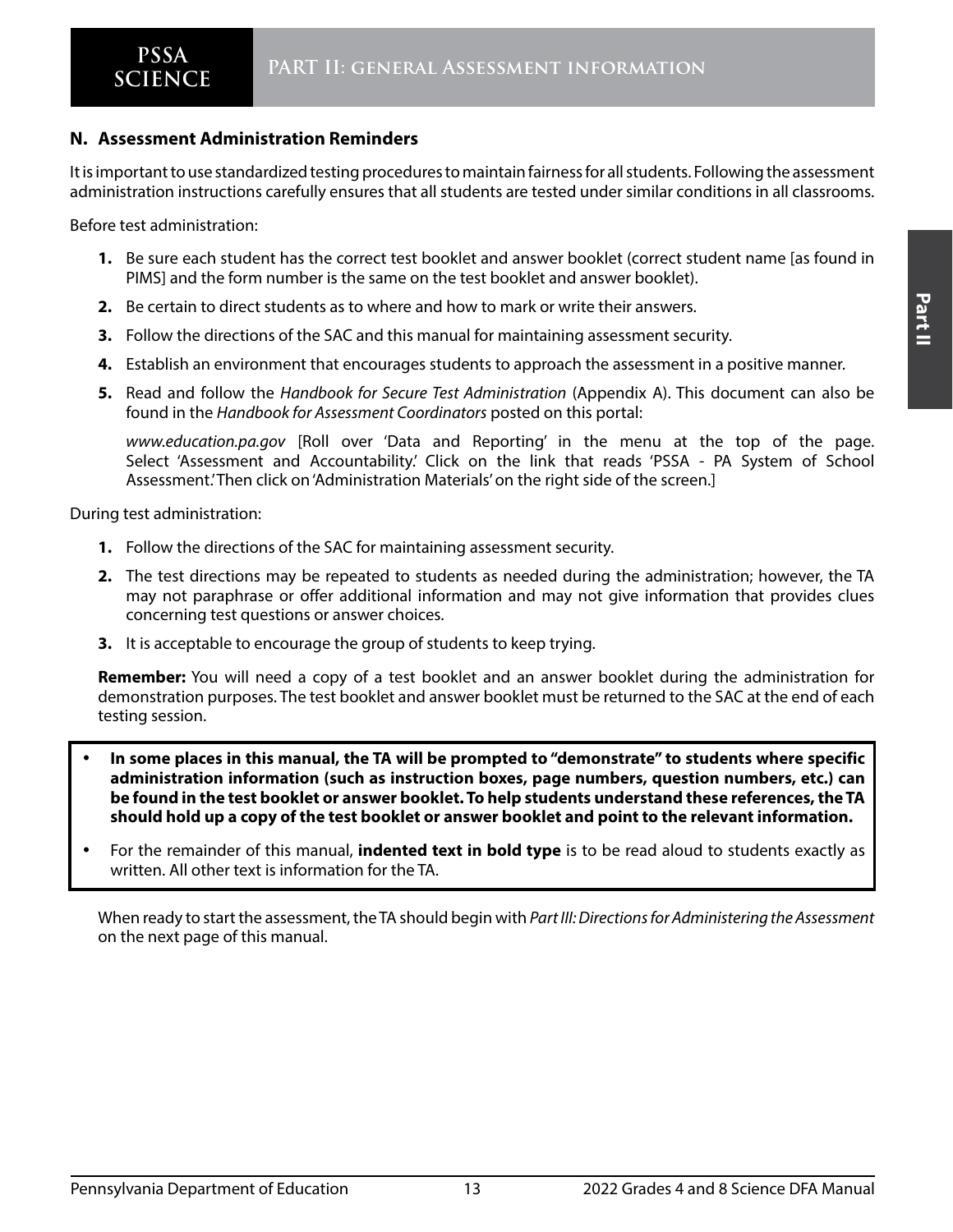## N. Assessment Administration Reminders

It is important to use standardized testing procedures to maintain fairness for all students. Following the assessment administration instructions carefully ensures that all students are tested under similar conditions in all classrooms.

Before test administration:

1. Be sure each student has the correct test booklet and answer booklet (correct student name [as found in PIMS] and the form number is the same on the test booklet and answer booklet).
2. Be certain to direct students as to where and how to mark or write their answers.
3. Follow the directions of the SAC and this manual for maintaining assessment security.
4. Establish an environment that encourages students to approach the assessment in a positive manner.
5. Read and follow the *Handbook for Secure Test Administration* (Appendix A). This document can also be found in the *Handbook for Assessment Coordinators* posted on this portal:

   *www.education.pa.gov* [Roll over 'Data and Reporting' in the menu at the top of the page. Select 'Assessment and Accountability.' Click on the link that reads 'PSSA - PA System of School Assessment.' Then click on 'Administration Materials' on the right side of the screen.]

During test administration:

1. Follow the directions of the SAC for maintaining assessment security.
2. The test directions may be repeated to students as needed during the administration; however, the TA may not paraphrase or offer additional information and may not give information that provides clues concerning test questions or answer choices.
3. It is acceptable to encourage the group of students to keep trying.

**Remember:** You will need a copy of a test booklet and an answer booklet during the administration for demonstration purposes. The test booklet and answer booklet must be returned to the SAC at the end of each testing session.

- **In some places in this manual, the TA will be prompted to "demonstrate" to students where specific administration information (such as instruction boxes, page numbers, question numbers, etc.) can be found in the test booklet or answer booklet. To help students understand these references, the TA should hold up a copy of the test booklet or answer booklet and point to the relevant information.**
- For the remainder of this manual, **indented text in bold type** is to be read aloud to students exactly as written. All other text is information for the TA.

When ready to start the assessment, the TA should begin with *Part III: Directions for Administering the Assessment* on the next page of this manual.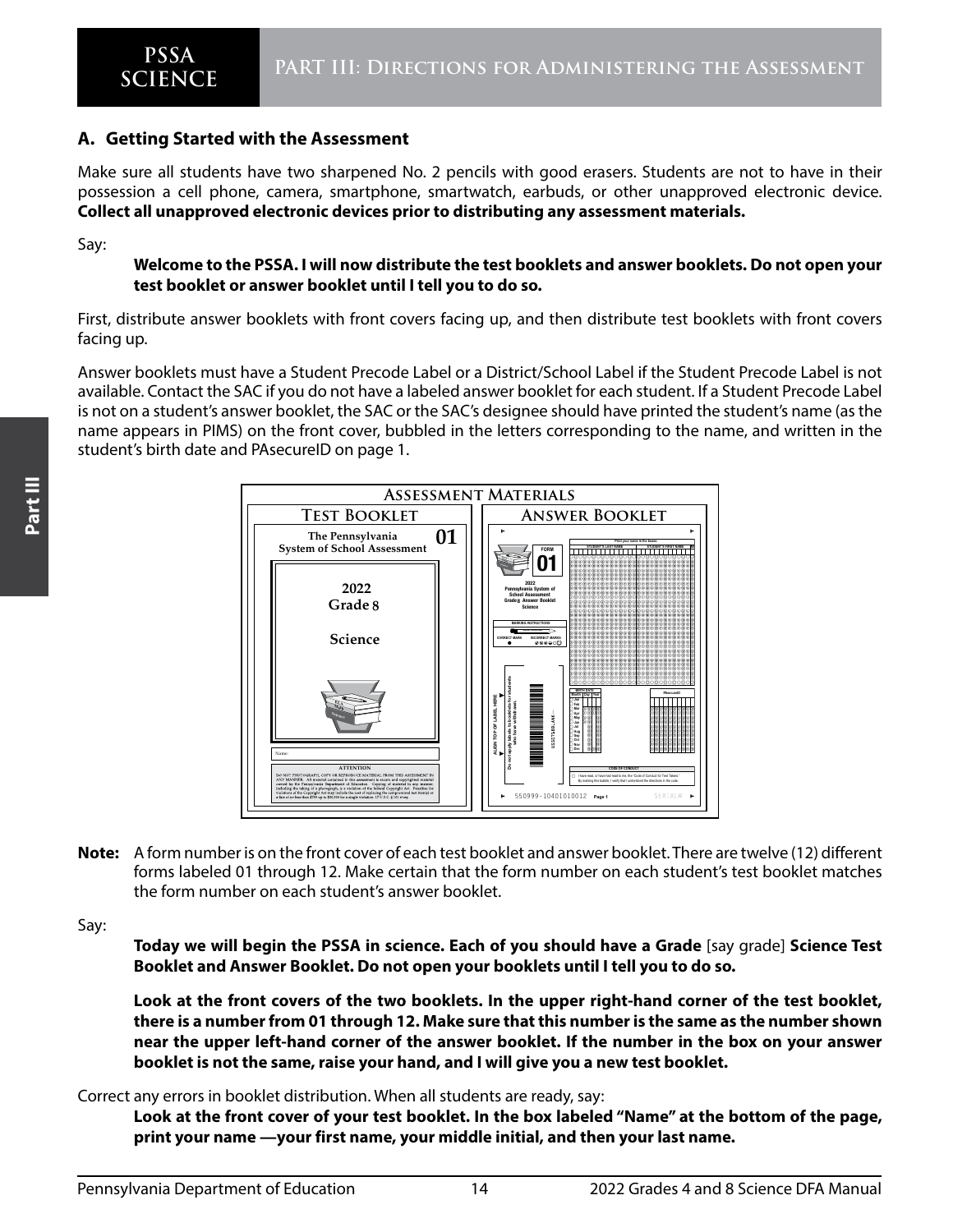## A. Getting Started with the Assessment

Make sure all students have two sharpened No. 2 pencils with good erasers. Students are not to have in their possession a cell phone, camera, smartphone, smartwatch, earbuds, or other unapproved electronic device. **Collect all unapproved electronic devices prior to distributing any assessment materials.**

Say:

> **Welcome to the PSSA. I will now distribute the test booklets and answer booklets. Do not open your test booklet or answer booklet until I tell you to do so.**

First, distribute answer booklets with front covers facing up, and then distribute test booklets with front covers facing up.

Answer booklets must have a Student Precode Label or a District/School Label if the Student Precode Label is not available. Contact the SAC if you do not have a labeled answer booklet for each student. If a Student Precode Label is not on a student's answer booklet, the SAC or the SAC's designee should have printed the student's name (as the name appears in PIMS) on the front cover, bubbled in the letters corresponding to the name, and written in the student's birth date and PAsecureID on page 1.

**Note:** A form number is on the front cover of each test booklet and answer booklet. There are twelve (12) different forms labeled 01 through 12. Make certain that the form number on each student's test booklet matches the form number on each student's answer booklet.

Say:

> **Today we will begin the PSSA in science. Each of you should have a Grade** [say grade] **Science Test Booklet and Answer Booklet. Do not open your booklets until I tell you to do so.**
>
> **Look at the front covers of the two booklets. In the upper right-hand corner of the test booklet, there is a number from 01 through 12. Make sure that this number is the same as the number shown near the upper left-hand corner of the answer booklet. If the number in the box on your answer booklet is not the same, raise your hand, and I will give you a new test booklet.**

Correct any errors in booklet distribution. When all students are ready, say:

> **Look at the front cover of your test booklet. In the box labeled "Name" at the bottom of the page, print your name —your first name, your middle initial, and then your last name.**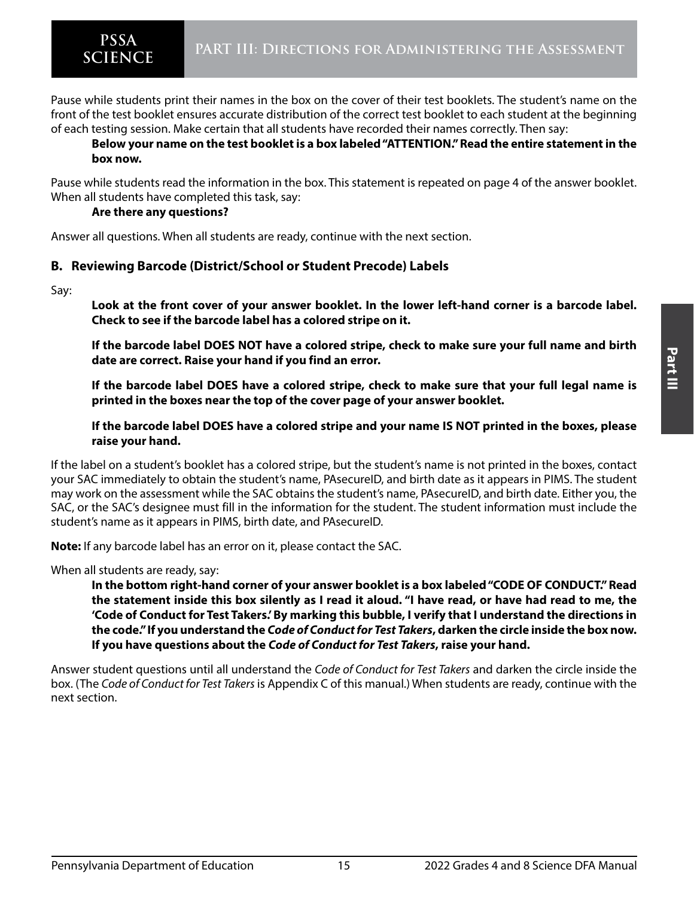Pause while students print their names in the box on the cover of their test booklets. The student's name on the front of the test booklet ensures accurate distribution of the correct test booklet to each student at the beginning of each testing session. Make certain that all students have recorded their names correctly. Then say:

> **Below your name on the test booklet is a box labeled "ATTENTION." Read the entire statement in the box now.**

Pause while students read the information in the box. This statement is repeated on page 4 of the answer booklet. When all students have completed this task, say:

> **Are there any questions?**

Answer all questions. When all students are ready, continue with the next section.

### B. Reviewing Barcode (District/School or Student Precode) Labels

Say:

> **Look at the front cover of your answer booklet. In the lower left-hand corner is a barcode label. Check to see if the barcode label has a colored stripe on it.**
>
> **If the barcode label DOES NOT have a colored stripe, check to make sure your full name and birth date are correct. Raise your hand if you find an error.**
>
> **If the barcode label DOES have a colored stripe, check to make sure that your full legal name is printed in the boxes near the top of the cover page of your answer booklet.**
>
> **If the barcode label DOES have a colored stripe and your name IS NOT printed in the boxes, please raise your hand.**

If the label on a student's booklet has a colored stripe, but the student's name is not printed in the boxes, contact your SAC immediately to obtain the student's name, PAsecureID, and birth date as it appears in PIMS. The student may work on the assessment while the SAC obtains the student's name, PAsecureID, and birth date. Either you, the SAC, or the SAC's designee must fill in the information for the student. The student information must include the student's name as it appears in PIMS, birth date, and PAsecureID.

**Note:** If any barcode label has an error on it, please contact the SAC.

When all students are ready, say:

> **In the bottom right-hand corner of your answer booklet is a box labeled "CODE OF CONDUCT." Read the statement inside this box silently as I read it aloud. "I have read, or have had read to me, the 'Code of Conduct for Test Takers.' By marking this bubble, I verify that I understand the directions in the code." If you understand the *Code of Conduct for Test Takers*, darken the circle inside the box now. If you have questions about the *Code of Conduct for Test Takers*, raise your hand.**

Answer student questions until all understand the *Code of Conduct for Test Takers* and darken the circle inside the box. (The *Code of Conduct for Test Takers* is Appendix C of this manual.) When students are ready, continue with the next section.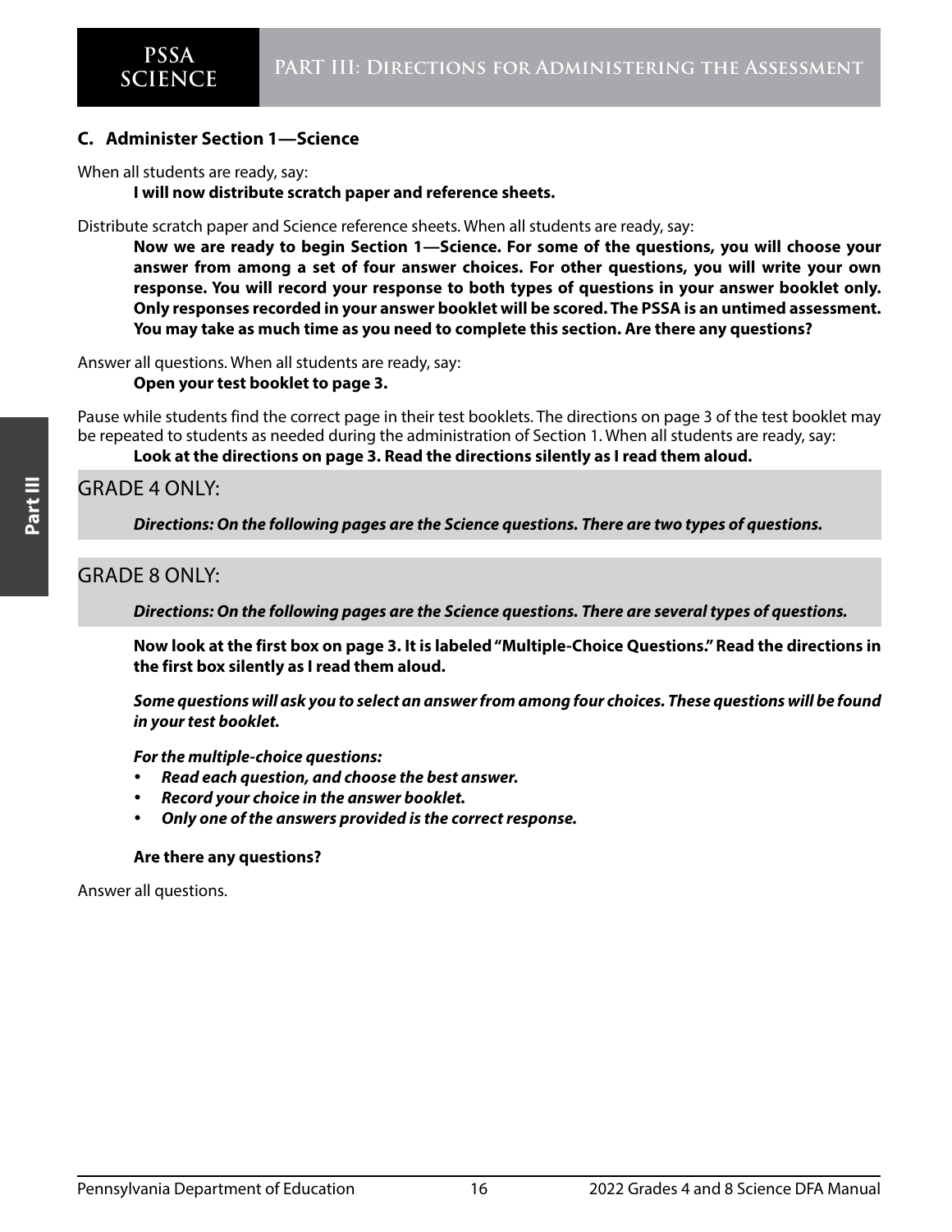## C. Administer Section 1—Science

When all students are ready, say:

> **I will now distribute scratch paper and reference sheets.**

Distribute scratch paper and Science reference sheets. When all students are ready, say:

> **Now we are ready to begin Section 1—Science. For some of the questions, you will choose your answer from among a set of four answer choices. For other questions, you will write your own response. You will record your response to both types of questions in your answer booklet only. Only responses recorded in your answer booklet will be scored. The PSSA is an untimed assessment. You may take as much time as you need to complete this section. Are there any questions?**

Answer all questions. When all students are ready, say:

> **Open your test booklet to page 3.**

Pause while students find the correct page in their test booklets. The directions on page 3 of the test booklet may be repeated to students as needed during the administration of Section 1. When all students are ready, say:

> **Look at the directions on page 3. Read the directions silently as I read them aloud.**

GRADE 4 ONLY:

> ***Directions: On the following pages are the Science questions. There are two types of questions.***

GRADE 8 ONLY:

> ***Directions: On the following pages are the Science questions. There are several types of questions.***

> **Now look at the first box on page 3. It is labeled "Multiple-Choice Questions." Read the directions in the first box silently as I read them aloud.**
>
> ***Some questions will ask you to select an answer from among four choices. These questions will be found in your test booklet.***
>
> ***For the multiple-choice questions:***
>
> - ***Read each question, and choose the best answer.***
> - ***Record your choice in the answer booklet.***
> - ***Only one of the answers provided is the correct response.***
>
> **Are there any questions?**

Answer all questions.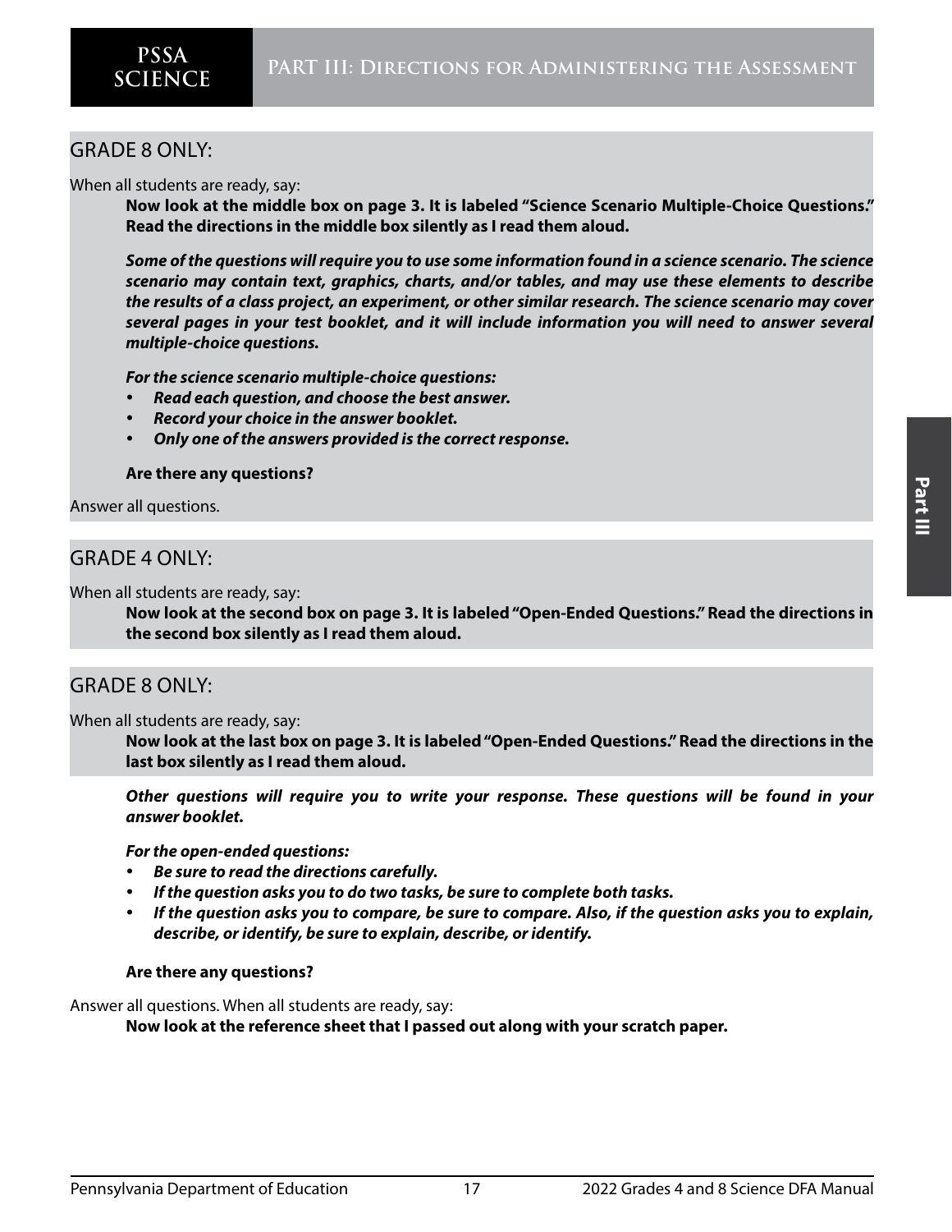## GRADE 8 ONLY:

When all students are ready, say:

> **Now look at the middle box on page 3. It is labeled "Science Scenario Multiple-Choice Questions." Read the directions in the middle box silently as I read them aloud.**
>
> ***Some of the questions will require you to use some information found in a science scenario. The science scenario may contain text, graphics, charts, and/or tables, and may use these elements to describe the results of a class project, an experiment, or other similar research. The science scenario may cover several pages in your test booklet, and it will include information you will need to answer several multiple-choice questions.***
>
> ***For the science scenario multiple-choice questions:***
> - ***Read each question, and choose the best answer.***
> - ***Record your choice in the answer booklet.***
> - ***Only one of the answers provided is the correct response.***
>
> **Are there any questions?**

Answer all questions.

## GRADE 4 ONLY:

When all students are ready, say:

> **Now look at the second box on page 3. It is labeled "Open-Ended Questions." Read the directions in the second box silently as I read them aloud.**

## GRADE 8 ONLY:

When all students are ready, say:

> **Now look at the last box on page 3. It is labeled "Open-Ended Questions." Read the directions in the last box silently as I read them aloud.**
>
> ***Other questions will require you to write your response. These questions will be found in your answer booklet.***
>
> ***For the open-ended questions:***
> - ***Be sure to read the directions carefully.***
> - ***If the question asks you to do two tasks, be sure to complete both tasks.***
> - ***If the question asks you to compare, be sure to compare. Also, if the question asks you to explain, describe, or identify, be sure to explain, describe, or identify.***
>
> **Are there any questions?**

Answer all questions. When all students are ready, say:

> **Now look at the reference sheet that I passed out along with your scratch paper.**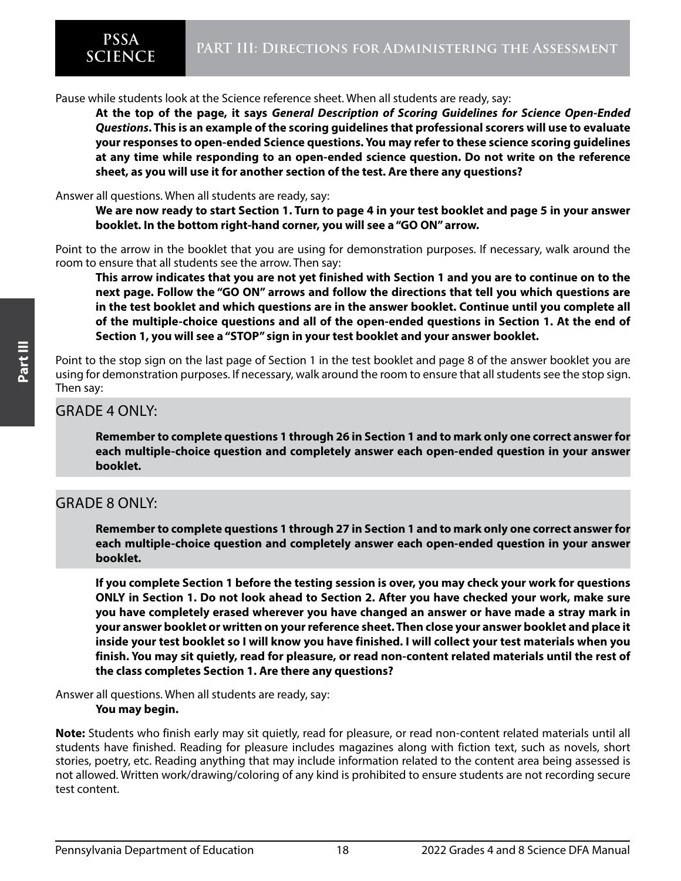Pause while students look at the Science reference sheet. When all students are ready, say:

> **At the top of the page, it says *General Description of Scoring Guidelines for Science Open-Ended Questions*. This is an example of the scoring guidelines that professional scorers will use to evaluate your responses to open-ended Science questions. You may refer to these science scoring guidelines at any time while responding to an open-ended science question. Do not write on the reference sheet, as you will use it for another section of the test. Are there any questions?**

Answer all questions. When all students are ready, say:

> **We are now ready to start Section 1. Turn to page 4 in your test booklet and page 5 in your answer booklet. In the bottom right-hand corner, you will see a "GO ON" arrow.**

Point to the arrow in the booklet that you are using for demonstration purposes. If necessary, walk around the room to ensure that all students see the arrow. Then say:

> **This arrow indicates that you are not yet finished with Section 1 and you are to continue on to the next page. Follow the "GO ON" arrows and follow the directions that tell you which questions are in the test booklet and which questions are in the answer booklet. Continue until you complete all of the multiple-choice questions and all of the open-ended questions in Section 1. At the end of Section 1, you will see a "STOP" sign in your test booklet and your answer booklet.**

Point to the stop sign on the last page of Section 1 in the test booklet and page 8 of the answer booklet you are using for demonstration purposes. If necessary, walk around the room to ensure that all students see the stop sign. Then say:

## GRADE 4 ONLY:

> **Remember to complete questions 1 through 26 in Section 1 and to mark only one correct answer for each multiple-choice question and completely answer each open-ended question in your answer booklet.**

## GRADE 8 ONLY:

> **Remember to complete questions 1 through 27 in Section 1 and to mark only one correct answer for each multiple-choice question and completely answer each open-ended question in your answer booklet.**

> **If you complete Section 1 before the testing session is over, you may check your work for questions ONLY in Section 1. Do not look ahead to Section 2. After you have checked your work, make sure you have completely erased wherever you have changed an answer or have made a stray mark in your answer booklet or written on your reference sheet. Then close your answer booklet and place it inside your test booklet so I will know you have finished. I will collect your test materials when you finish. You may sit quietly, read for pleasure, or read non-content related materials until the rest of the class completes Section 1. Are there any questions?**

Answer all questions. When all students are ready, say:

> **You may begin.**

**Note:** Students who finish early may sit quietly, read for pleasure, or read non-content related materials until all students have finished. Reading for pleasure includes magazines along with fiction text, such as novels, short stories, poetry, etc. Reading anything that may include information related to the content area being assessed is not allowed. Written work/drawing/coloring of any kind is prohibited to ensure students are not recording secure test content.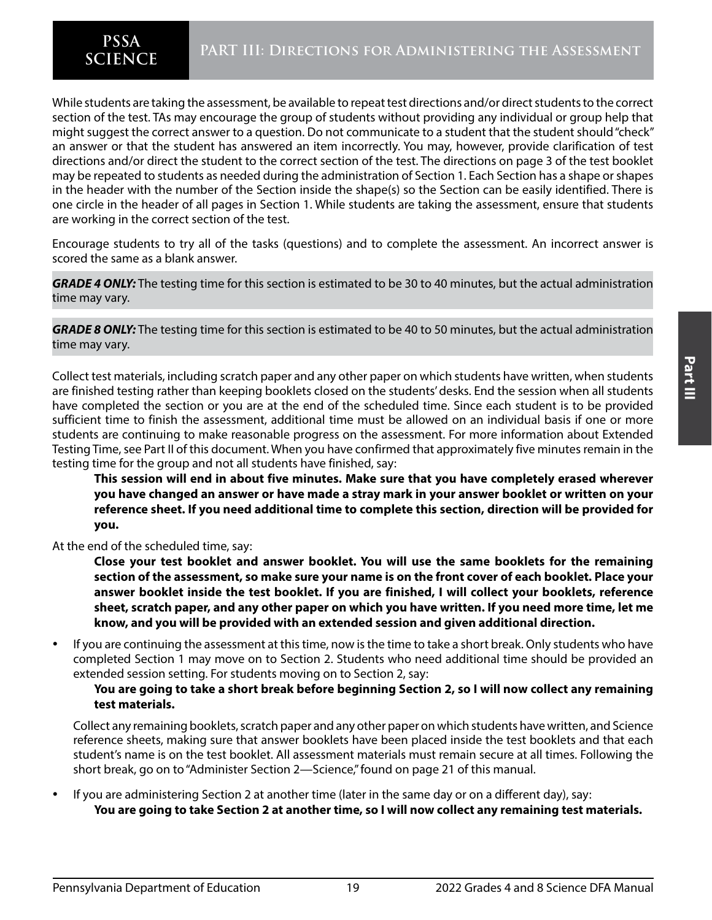While students are taking the assessment, be available to repeat test directions and/or direct students to the correct section of the test. TAs may encourage the group of students without providing any individual or group help that might suggest the correct answer to a question. Do not communicate to a student that the student should "check" an answer or that the student has answered an item incorrectly. You may, however, provide clarification of test directions and/or direct the student to the correct section of the test. The directions on page 3 of the test booklet may be repeated to students as needed during the administration of Section 1. Each Section has a shape or shapes in the header with the number of the Section inside the shape(s) so the Section can be easily identified. There is one circle in the header of all pages in Section 1. While students are taking the assessment, ensure that students are working in the correct section of the test.

Encourage students to try all of the tasks (questions) and to complete the assessment. An incorrect answer is scored the same as a blank answer.

***GRADE 4 ONLY:*** The testing time for this section is estimated to be 30 to 40 minutes, but the actual administration time may vary.

***GRADE 8 ONLY:*** The testing time for this section is estimated to be 40 to 50 minutes, but the actual administration time may vary.

Collect test materials, including scratch paper and any other paper on which students have written, when students are finished testing rather than keeping booklets closed on the students' desks. End the session when all students have completed the section or you are at the end of the scheduled time. Since each student is to be provided sufficient time to finish the assessment, additional time must be allowed on an individual basis if one or more students are continuing to make reasonable progress on the assessment. For more information about Extended Testing Time, see Part II of this document. When you have confirmed that approximately five minutes remain in the testing time for the group and not all students have finished, say:

> **This session will end in about five minutes. Make sure that you have completely erased wherever you have changed an answer or have made a stray mark in your answer booklet or written on your reference sheet. If you need additional time to complete this section, direction will be provided for you.**

At the end of the scheduled time, say:

> **Close your test booklet and answer booklet. You will use the same booklets for the remaining section of the assessment, so make sure your name is on the front cover of each booklet. Place your answer booklet inside the test booklet. If you are finished, I will collect your booklets, reference sheet, scratch paper, and any other paper on which you have written. If you need more time, let me know, and you will be provided with an extended session and given additional direction.**

- If you are continuing the assessment at this time, now is the time to take a short break. Only students who have completed Section 1 may move on to Section 2. Students who need additional time should be provided an extended session setting. For students moving on to Section 2, say:

  > **You are going to take a short break before beginning Section 2, so I will now collect any remaining test materials.**

  Collect any remaining booklets, scratch paper and any other paper on which students have written, and Science reference sheets, making sure that answer booklets have been placed inside the test booklets and that each student's name is on the test booklet. All assessment materials must remain secure at all times. Following the short break, go on to "Administer Section 2—Science," found on page 21 of this manual.

- If you are administering Section 2 at another time (later in the same day or on a different day), say:

  > **You are going to take Section 2 at another time, so I will now collect any remaining test materials.**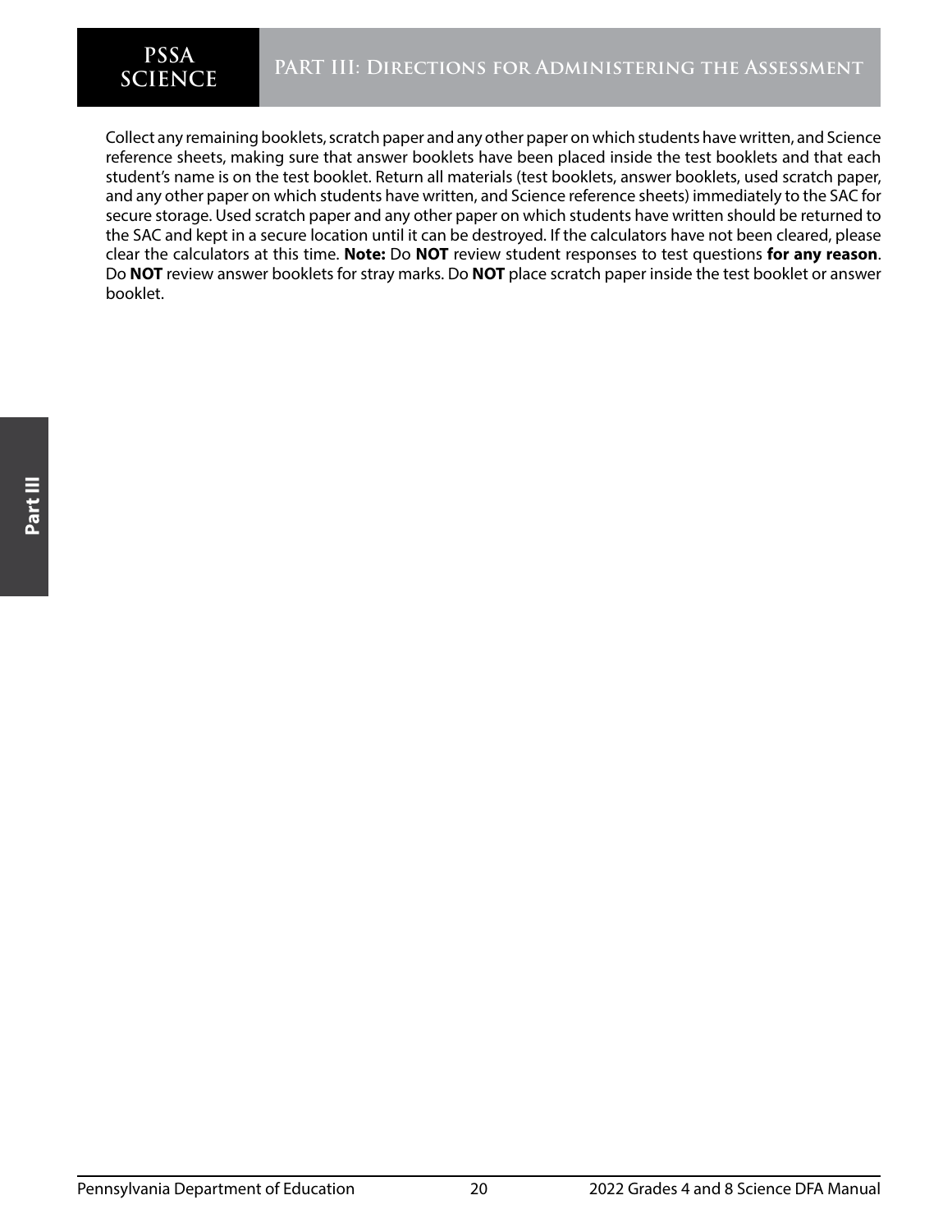Collect any remaining booklets, scratch paper and any other paper on which students have written, and Science reference sheets, making sure that answer booklets have been placed inside the test booklets and that each student's name is on the test booklet. Return all materials (test booklets, answer booklets, used scratch paper, and any other paper on which students have written, and Science reference sheets) immediately to the SAC for secure storage. Used scratch paper and any other paper on which students have written should be returned to the SAC and kept in a secure location until it can be destroyed. If the calculators have not been cleared, please clear the calculators at this time. **Note:** Do **NOT** review student responses to test questions **for any reason**. Do **NOT** review answer booklets for stray marks. Do **NOT** place scratch paper inside the test booklet or answer booklet.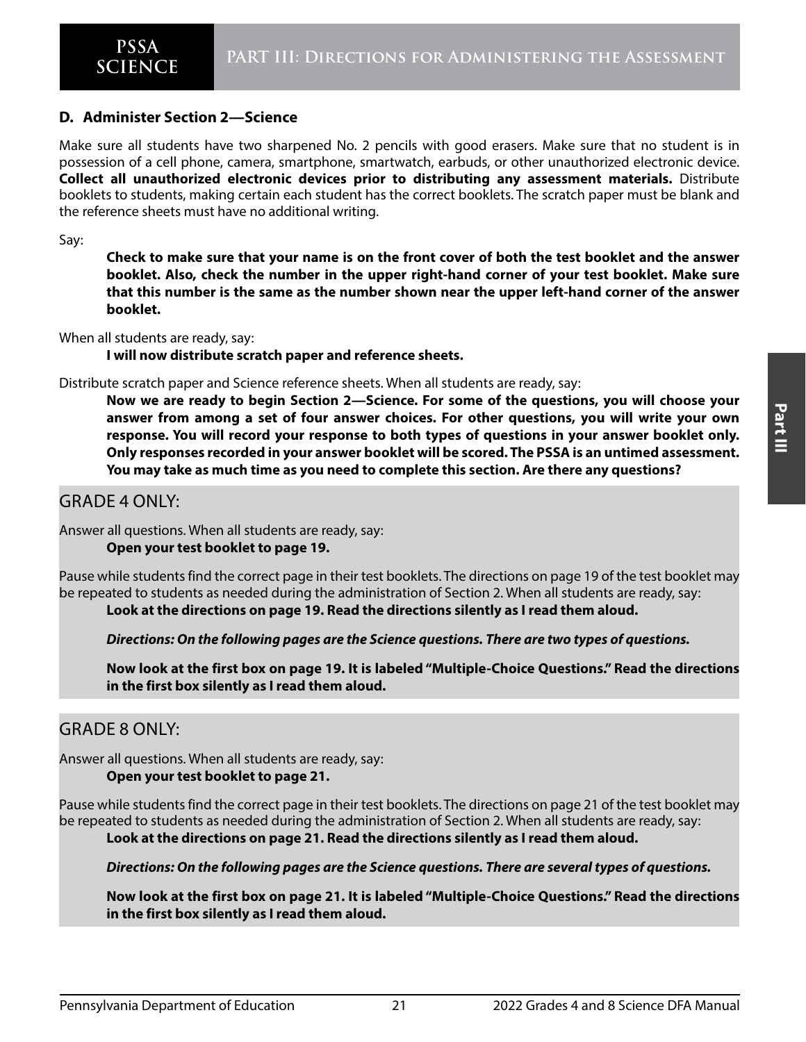### D. Administer Section 2—Science

Make sure all students have two sharpened No. 2 pencils with good erasers. Make sure that no student is in possession of a cell phone, camera, smartphone, smartwatch, earbuds, or other unauthorized electronic device. **Collect all unauthorized electronic devices prior to distributing any assessment materials.** Distribute booklets to students, making certain each student has the correct booklets. The scratch paper must be blank and the reference sheets must have no additional writing.

Say:

> **Check to make sure that your name is on the front cover of both the test booklet and the answer booklet. Also, check the number in the upper right-hand corner of your test booklet. Make sure that this number is the same as the number shown near the upper left-hand corner of the answer booklet.**

When all students are ready, say:

> **I will now distribute scratch paper and reference sheets.**

Distribute scratch paper and Science reference sheets. When all students are ready, say:

> **Now we are ready to begin Section 2—Science. For some of the questions, you will choose your answer from among a set of four answer choices. For other questions, you will write your own response. You will record your response to both types of questions in your answer booklet only. Only responses recorded in your answer booklet will be scored. The PSSA is an untimed assessment. You may take as much time as you need to complete this section. Are there any questions?**

## GRADE 4 ONLY:

Answer all questions. When all students are ready, say:

> **Open your test booklet to page 19.**

Pause while students find the correct page in their test booklets. The directions on page 19 of the test booklet may be repeated to students as needed during the administration of Section 2. When all students are ready, say:

> **Look at the directions on page 19. Read the directions silently as I read them aloud.**
>
> ***Directions: On the following pages are the Science questions. There are two types of questions.***
>
> **Now look at the first box on page 19. It is labeled "Multiple-Choice Questions." Read the directions in the first box silently as I read them aloud.**

## GRADE 8 ONLY:

Answer all questions. When all students are ready, say:

> **Open your test booklet to page 21.**

Pause while students find the correct page in their test booklets. The directions on page 21 of the test booklet may be repeated to students as needed during the administration of Section 2. When all students are ready, say:

> **Look at the directions on page 21. Read the directions silently as I read them aloud.**
>
> ***Directions: On the following pages are the Science questions. There are several types of questions.***
>
> **Now look at the first box on page 21. It is labeled "Multiple-Choice Questions." Read the directions in the first box silently as I read them aloud.**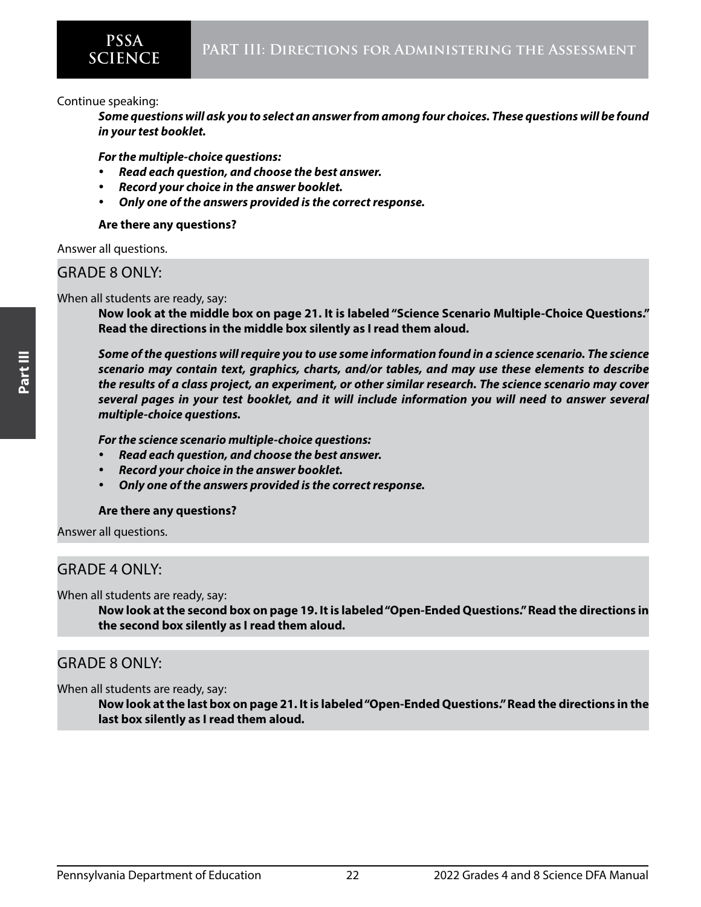Continue speaking:

***Some questions will ask you to select an answer from among four choices. These questions will be found in your test booklet.***

***For the multiple-choice questions:***

- ***Read each question, and choose the best answer.***
- ***Record your choice in the answer booklet.***
- ***Only one of the answers provided is the correct response.***

**Are there any questions?**

Answer all questions.

## GRADE 8 ONLY:

When all students are ready, say:

**Now look at the middle box on page 21. It is labeled "Science Scenario Multiple-Choice Questions." Read the directions in the middle box silently as I read them aloud.**

***Some of the questions will require you to use some information found in a science scenario. The science scenario may contain text, graphics, charts, and/or tables, and may use these elements to describe the results of a class project, an experiment, or other similar research. The science scenario may cover several pages in your test booklet, and it will include information you will need to answer several multiple-choice questions.***

***For the science scenario multiple-choice questions:***

- ***Read each question, and choose the best answer.***
- ***Record your choice in the answer booklet.***
- ***Only one of the answers provided is the correct response.***

**Are there any questions?**

Answer all questions.

## GRADE 4 ONLY:

When all students are ready, say:

**Now look at the second box on page 19. It is labeled "Open-Ended Questions." Read the directions in the second box silently as I read them aloud.**

## GRADE 8 ONLY:

When all students are ready, say:

**Now look at the last box on page 21. It is labeled "Open-Ended Questions." Read the directions in the last box silently as I read them aloud.**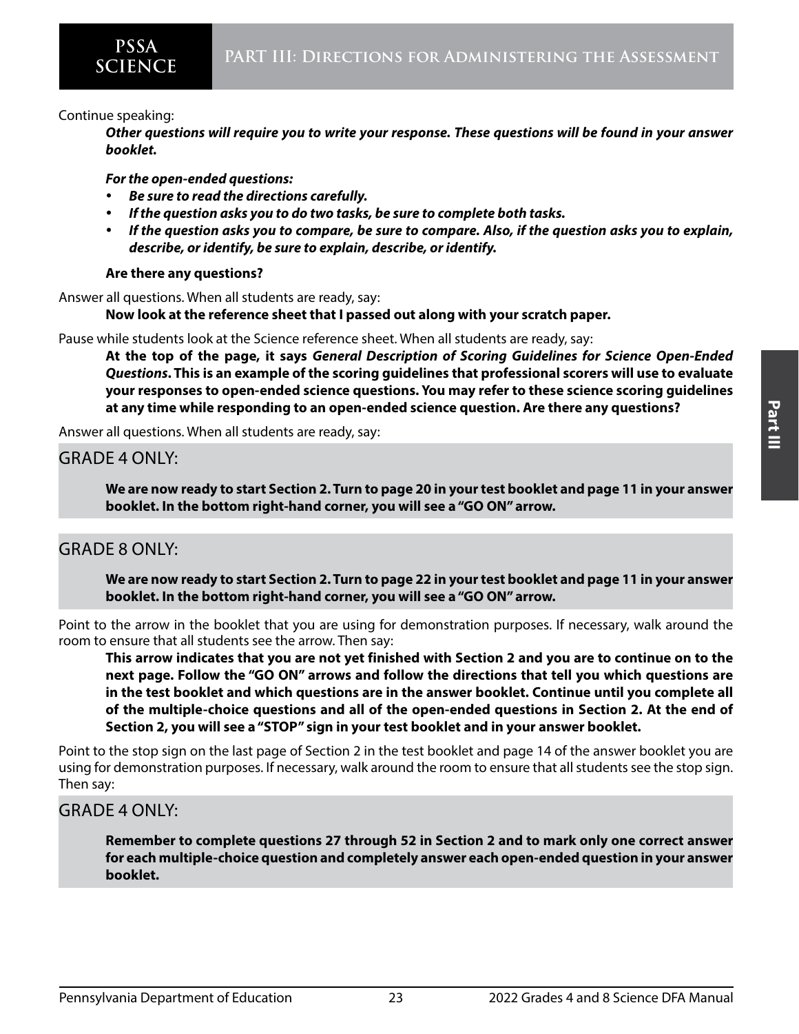Continue speaking:

***Other questions will require you to write your response. These questions will be found in your answer booklet.***

***For the open-ended questions:***

- ***Be sure to read the directions carefully.***
- ***If the question asks you to do two tasks, be sure to complete both tasks.***
- ***If the question asks you to compare, be sure to compare. Also, if the question asks you to explain, describe, or identify, be sure to explain, describe, or identify.***

**Are there any questions?**

Answer all questions. When all students are ready, say:

**Now look at the reference sheet that I passed out along with your scratch paper.**

Pause while students look at the Science reference sheet. When all students are ready, say:

**At the top of the page, it says *General Description of Scoring Guidelines for Science Open-Ended Questions*. This is an example of the scoring guidelines that professional scorers will use to evaluate your responses to open-ended science questions. You may refer to these science scoring guidelines at any time while responding to an open-ended science question. Are there any questions?**

Answer all questions. When all students are ready, say:

GRADE 4 ONLY:

**We are now ready to start Section 2. Turn to page 20 in your test booklet and page 11 in your answer booklet. In the bottom right-hand corner, you will see a "GO ON" arrow.**

GRADE 8 ONLY:

**We are now ready to start Section 2. Turn to page 22 in your test booklet and page 11 in your answer booklet. In the bottom right-hand corner, you will see a "GO ON" arrow.**

Point to the arrow in the booklet that you are using for demonstration purposes. If necessary, walk around the room to ensure that all students see the arrow. Then say:

**This arrow indicates that you are not yet finished with Section 2 and you are to continue on to the next page. Follow the "GO ON" arrows and follow the directions that tell you which questions are in the test booklet and which questions are in the answer booklet. Continue until you complete all of the multiple-choice questions and all of the open-ended questions in Section 2. At the end of Section 2, you will see a "STOP" sign in your test booklet and in your answer booklet.**

Point to the stop sign on the last page of Section 2 in the test booklet and page 14 of the answer booklet you are using for demonstration purposes. If necessary, walk around the room to ensure that all students see the stop sign. Then say:

GRADE 4 ONLY:

**Remember to complete questions 27 through 52 in Section 2 and to mark only one correct answer for each multiple-choice question and completely answer each open-ended question in your answer booklet.**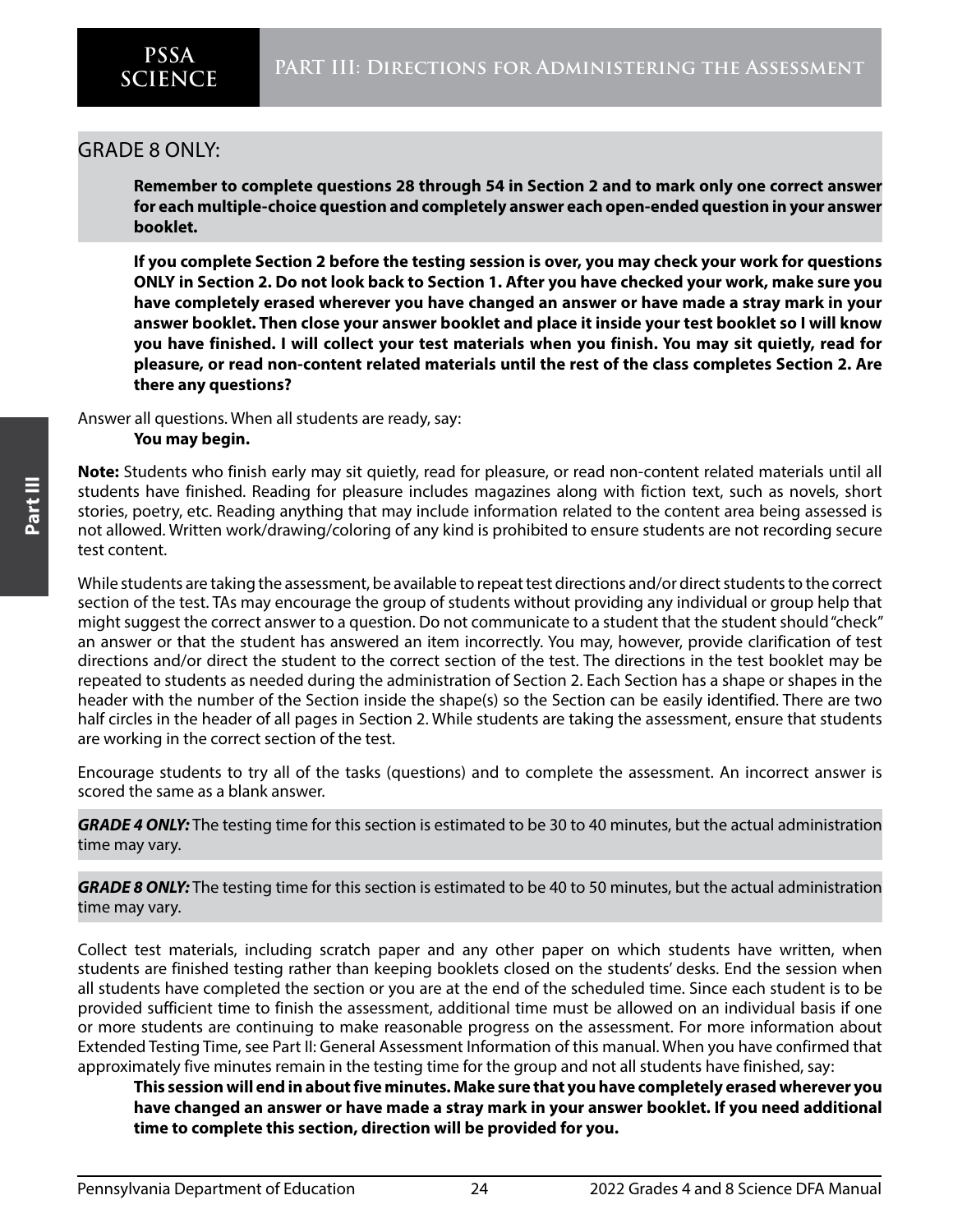GRADE 8 ONLY:

**Remember to complete questions 28 through 54 in Section 2 and to mark only one correct answer for each multiple-choice question and completely answer each open-ended question in your answer booklet.**

**If you complete Section 2 before the testing session is over, you may check your work for questions ONLY in Section 2. Do not look back to Section 1. After you have checked your work, make sure you have completely erased wherever you have changed an answer or have made a stray mark in your answer booklet. Then close your answer booklet and place it inside your test booklet so I will know you have finished. I will collect your test materials when you finish. You may sit quietly, read for pleasure, or read non-content related materials until the rest of the class completes Section 2. Are there any questions?**

Answer all questions. When all students are ready, say:

**You may begin.**

**Note:** Students who finish early may sit quietly, read for pleasure, or read non-content related materials until all students have finished. Reading for pleasure includes magazines along with fiction text, such as novels, short stories, poetry, etc. Reading anything that may include information related to the content area being assessed is not allowed. Written work/drawing/coloring of any kind is prohibited to ensure students are not recording secure test content.

While students are taking the assessment, be available to repeat test directions and/or direct students to the correct section of the test. TAs may encourage the group of students without providing any individual or group help that might suggest the correct answer to a question. Do not communicate to a student that the student should "check" an answer or that the student has answered an item incorrectly. You may, however, provide clarification of test directions and/or direct the student to the correct section of the test. The directions in the test booklet may be repeated to students as needed during the administration of Section 2. Each Section has a shape or shapes in the header with the number of the Section inside the shape(s) so the Section can be easily identified. There are two half circles in the header of all pages in Section 2. While students are taking the assessment, ensure that students are working in the correct section of the test.

Encourage students to try all of the tasks (questions) and to complete the assessment. An incorrect answer is scored the same as a blank answer.

***GRADE 4 ONLY:*** The testing time for this section is estimated to be 30 to 40 minutes, but the actual administration time may vary.

***GRADE 8 ONLY:*** The testing time for this section is estimated to be 40 to 50 minutes, but the actual administration time may vary.

Collect test materials, including scratch paper and any other paper on which students have written, when students are finished testing rather than keeping booklets closed on the students' desks. End the session when all students have completed the section or you are at the end of the scheduled time. Since each student is to be provided sufficient time to finish the assessment, additional time must be allowed on an individual basis if one or more students are continuing to make reasonable progress on the assessment. For more information about Extended Testing Time, see Part II: General Assessment Information of this manual. When you have confirmed that approximately five minutes remain in the testing time for the group and not all students have finished, say:

**This session will end in about five minutes. Make sure that you have completely erased wherever you have changed an answer or have made a stray mark in your answer booklet. If you need additional time to complete this section, direction will be provided for you.**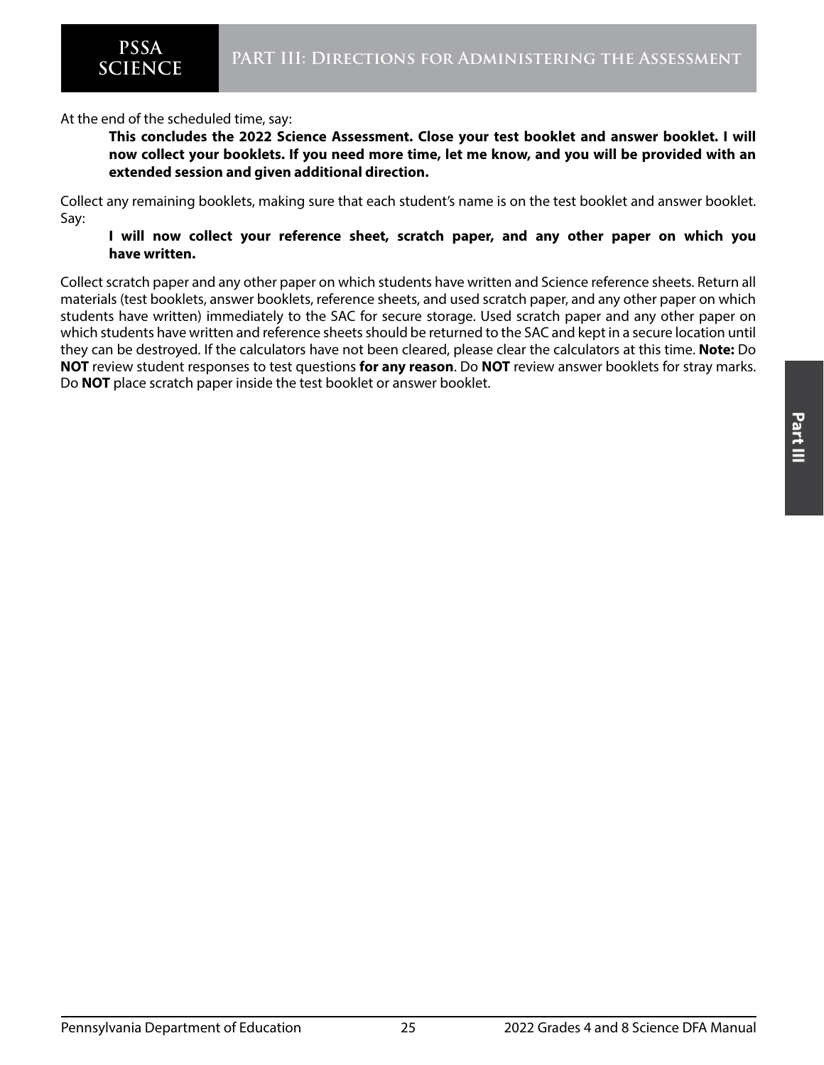At the end of the scheduled time, say:

> **This concludes the 2022 Science Assessment. Close your test booklet and answer booklet. I will now collect your booklets. If you need more time, let me know, and you will be provided with an extended session and given additional direction.**

Collect any remaining booklets, making sure that each student's name is on the test booklet and answer booklet. Say:

> **I will now collect your reference sheet, scratch paper, and any other paper on which you have written.**

Collect scratch paper and any other paper on which students have written and Science reference sheets. Return all materials (test booklets, answer booklets, reference sheets, and used scratch paper, and any other paper on which students have written) immediately to the SAC for secure storage. Used scratch paper and any other paper on which students have written and reference sheets should be returned to the SAC and kept in a secure location until they can be destroyed. If the calculators have not been cleared, please clear the calculators at this time. **Note:** Do **NOT** review student responses to test questions **for any reason**. Do **NOT** review answer booklets for stray marks. Do **NOT** place scratch paper inside the test booklet or answer booklet.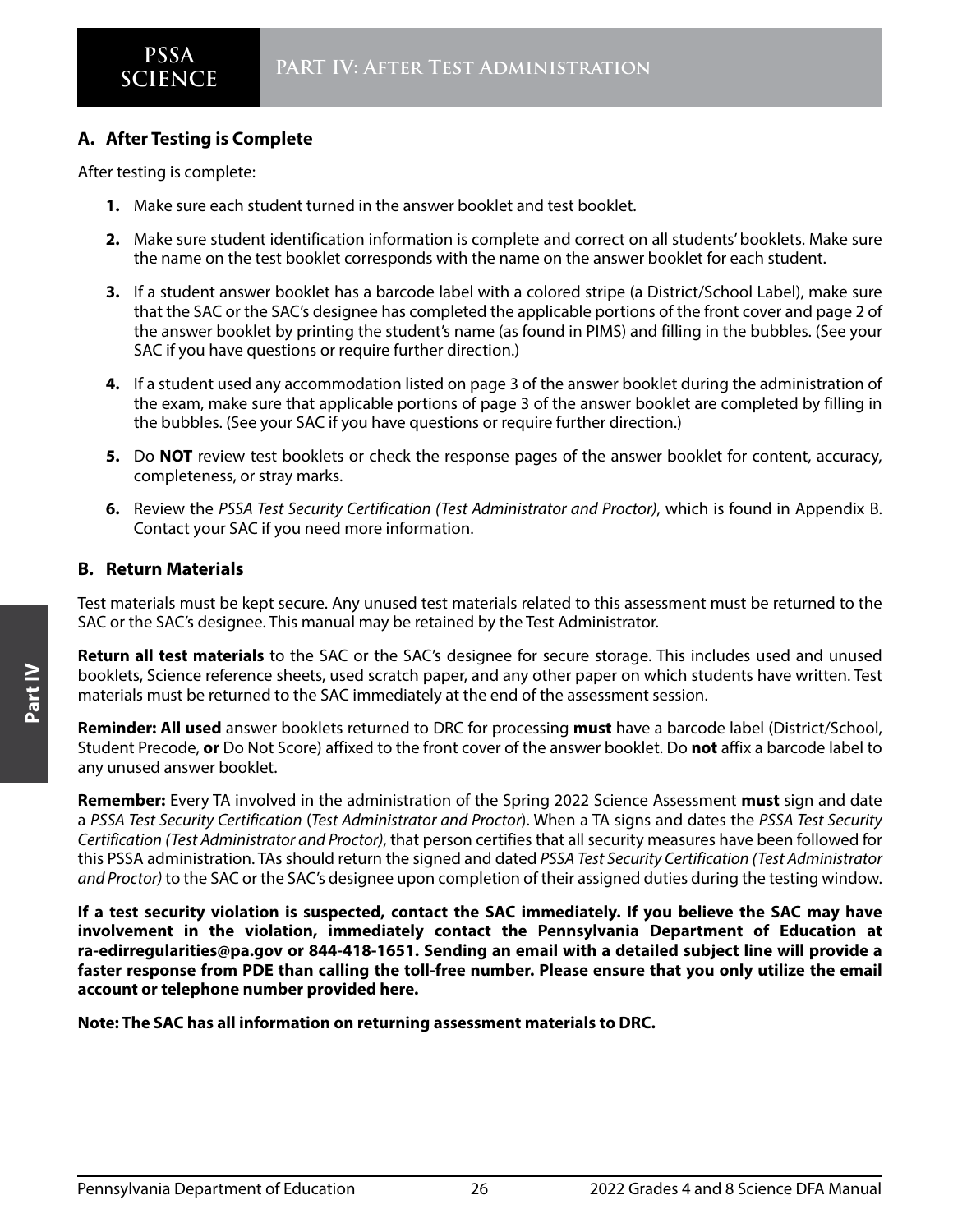# PART IV: After Test Administration

## A. After Testing is Complete

After testing is complete:

1. Make sure each student turned in the answer booklet and test booklet.
2. Make sure student identification information is complete and correct on all students' booklets. Make sure the name on the test booklet corresponds with the name on the answer booklet for each student.
3. If a student answer booklet has a barcode label with a colored stripe (a District/School Label), make sure that the SAC or the SAC's designee has completed the applicable portions of the front cover and page 2 of the answer booklet by printing the student's name (as found in PIMS) and filling in the bubbles. (See your SAC if you have questions or require further direction.)
4. If a student used any accommodation listed on page 3 of the answer booklet during the administration of the exam, make sure that applicable portions of page 3 of the answer booklet are completed by filling in the bubbles. (See your SAC if you have questions or require further direction.)
5. Do **NOT** review test booklets or check the response pages of the answer booklet for content, accuracy, completeness, or stray marks.
6. Review the *PSSA Test Security Certification (Test Administrator and Proctor)*, which is found in Appendix B. Contact your SAC if you need more information.

## B. Return Materials

Test materials must be kept secure. Any unused test materials related to this assessment must be returned to the SAC or the SAC's designee. This manual may be retained by the Test Administrator.

**Return all test materials** to the SAC or the SAC's designee for secure storage. This includes used and unused booklets, Science reference sheets, used scratch paper, and any other paper on which students have written. Test materials must be returned to the SAC immediately at the end of the assessment session.

**Reminder: All used** answer booklets returned to DRC for processing **must** have a barcode label (District/School, Student Precode, **or** Do Not Score) affixed to the front cover of the answer booklet. Do **not** affix a barcode label to any unused answer booklet.

**Remember:** Every TA involved in the administration of the Spring 2022 Science Assessment **must** sign and date a *PSSA Test Security Certification* (*Test Administrator and Proctor*). When a TA signs and dates the *PSSA Test Security Certification (Test Administrator and Proctor)*, that person certifies that all security measures have been followed for this PSSA administration. TAs should return the signed and dated *PSSA Test Security Certification (Test Administrator and Proctor)* to the SAC or the SAC's designee upon completion of their assigned duties during the testing window.

**If a test security violation is suspected, contact the SAC immediately. If you believe the SAC may have involvement in the violation, immediately contact the Pennsylvania Department of Education at ra-edirregularities@pa.gov or 844-418-1651. Sending an email with a detailed subject line will provide a faster response from PDE than calling the toll-free number. Please ensure that you only utilize the email account or telephone number provided here.**

**Note: The SAC has all information on returning assessment materials to DRC.**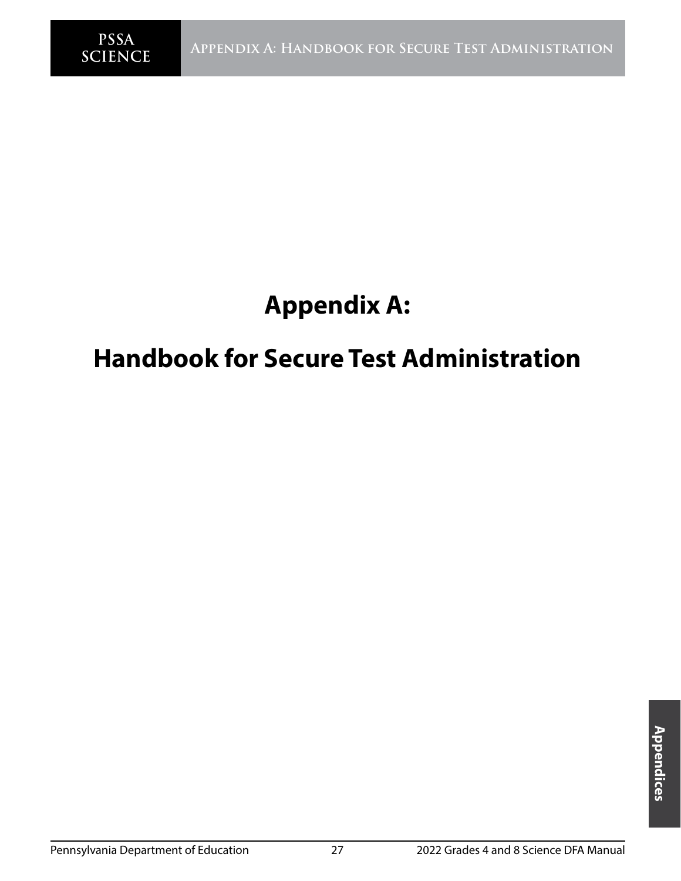# Appendix A:

# Handbook for Secure Test Administration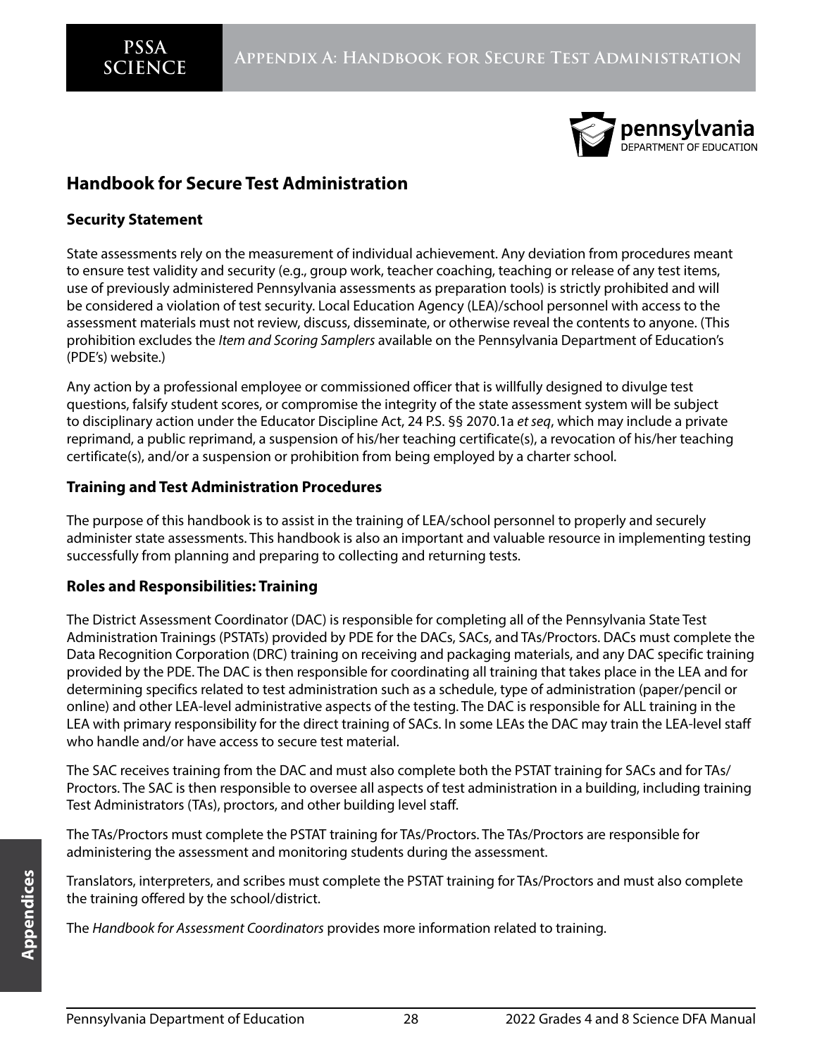## Handbook for Secure Test Administration

### Security Statement

State assessments rely on the measurement of individual achievement. Any deviation from procedures meant to ensure test validity and security (e.g., group work, teacher coaching, teaching or release of any test items, use of previously administered Pennsylvania assessments as preparation tools) is strictly prohibited and will be considered a violation of test security. Local Education Agency (LEA)/school personnel with access to the assessment materials must not review, discuss, disseminate, or otherwise reveal the contents to anyone. (This prohibition excludes the *Item and Scoring Samplers* available on the Pennsylvania Department of Education's (PDE's) website.)

Any action by a professional employee or commissioned officer that is willfully designed to divulge test questions, falsify student scores, or compromise the integrity of the state assessment system will be subject to disciplinary action under the Educator Discipline Act, 24 P.S. §§ 2070.1a *et seq*, which may include a private reprimand, a public reprimand, a suspension of his/her teaching certificate(s), a revocation of his/her teaching certificate(s), and/or a suspension or prohibition from being employed by a charter school.

### Training and Test Administration Procedures

The purpose of this handbook is to assist in the training of LEA/school personnel to properly and securely administer state assessments. This handbook is also an important and valuable resource in implementing testing successfully from planning and preparing to collecting and returning tests.

### Roles and Responsibilities: Training

The District Assessment Coordinator (DAC) is responsible for completing all of the Pennsylvania State Test Administration Trainings (PSTATs) provided by PDE for the DACs, SACs, and TAs/Proctors. DACs must complete the Data Recognition Corporation (DRC) training on receiving and packaging materials, and any DAC specific training provided by the PDE. The DAC is then responsible for coordinating all training that takes place in the LEA and for determining specifics related to test administration such as a schedule, type of administration (paper/pencil or online) and other LEA-level administrative aspects of the testing. The DAC is responsible for ALL training in the LEA with primary responsibility for the direct training of SACs. In some LEAs the DAC may train the LEA-level staff who handle and/or have access to secure test material.

The SAC receives training from the DAC and must also complete both the PSTAT training for SACs and for TAs/Proctors. The SAC is then responsible to oversee all aspects of test administration in a building, including training Test Administrators (TAs), proctors, and other building level staff.

The TAs/Proctors must complete the PSTAT training for TAs/Proctors. The TAs/Proctors are responsible for administering the assessment and monitoring students during the assessment.

Translators, interpreters, and scribes must complete the PSTAT training for TAs/Proctors and must also complete the training offered by the school/district.

The *Handbook for Assessment Coordinators* provides more information related to training.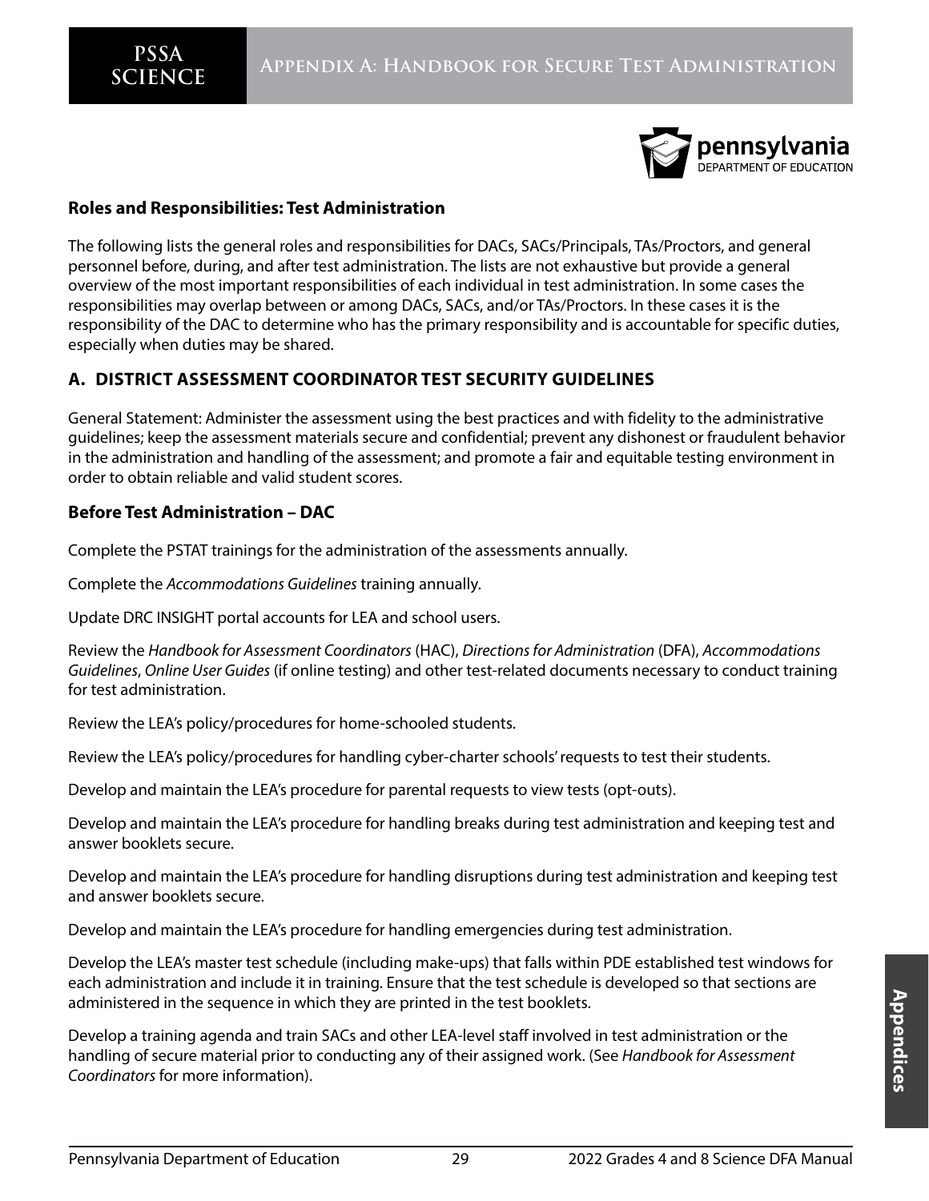## Roles and Responsibilities: Test Administration

The following lists the general roles and responsibilities for DACs, SACs/Principals, TAs/Proctors, and general personnel before, during, and after test administration. The lists are not exhaustive but provide a general overview of the most important responsibilities of each individual in test administration. In some cases the responsibilities may overlap between or among DACs, SACs, and/or TAs/Proctors. In these cases it is the responsibility of the DAC to determine who has the primary responsibility and is accountable for specific duties, especially when duties may be shared.

## A. DISTRICT ASSESSMENT COORDINATOR TEST SECURITY GUIDELINES

General Statement: Administer the assessment using the best practices and with fidelity to the administrative guidelines; keep the assessment materials secure and confidential; prevent any dishonest or fraudulent behavior in the administration and handling of the assessment; and promote a fair and equitable testing environment in order to obtain reliable and valid student scores.

### Before Test Administration – DAC

Complete the PSTAT trainings for the administration of the assessments annually.

Complete the *Accommodations Guidelines* training annually.

Update DRC INSIGHT portal accounts for LEA and school users.

Review the *Handbook for Assessment Coordinators* (HAC), *Directions for Administration* (DFA), *Accommodations Guidelines*, *Online User Guides* (if online testing) and other test-related documents necessary to conduct training for test administration.

Review the LEA's policy/procedures for home-schooled students.

Review the LEA's policy/procedures for handling cyber-charter schools' requests to test their students.

Develop and maintain the LEA's procedure for parental requests to view tests (opt-outs).

Develop and maintain the LEA's procedure for handling breaks during test administration and keeping test and answer booklets secure.

Develop and maintain the LEA's procedure for handling disruptions during test administration and keeping test and answer booklets secure.

Develop and maintain the LEA's procedure for handling emergencies during test administration.

Develop the LEA's master test schedule (including make-ups) that falls within PDE established test windows for each administration and include it in training. Ensure that the test schedule is developed so that sections are administered in the sequence in which they are printed in the test booklets.

Develop a training agenda and train SACs and other LEA-level staff involved in test administration or the handling of secure material prior to conducting any of their assigned work. (See *Handbook for Assessment Coordinators* for more information).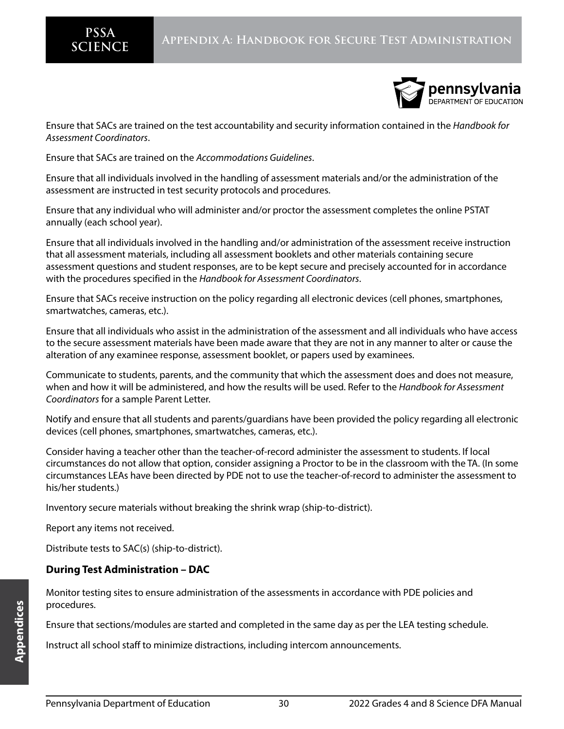Ensure that SACs are trained on the test accountability and security information contained in the *Handbook for Assessment Coordinators*.

Ensure that SACs are trained on the *Accommodations Guidelines*.

Ensure that all individuals involved in the handling of assessment materials and/or the administration of the assessment are instructed in test security protocols and procedures.

Ensure that any individual who will administer and/or proctor the assessment completes the online PSTAT annually (each school year).

Ensure that all individuals involved in the handling and/or administration of the assessment receive instruction that all assessment materials, including all assessment booklets and other materials containing secure assessment questions and student responses, are to be kept secure and precisely accounted for in accordance with the procedures specified in the *Handbook for Assessment Coordinators*.

Ensure that SACs receive instruction on the policy regarding all electronic devices (cell phones, smartphones, smartwatches, cameras, etc.).

Ensure that all individuals who assist in the administration of the assessment and all individuals who have access to the secure assessment materials have been made aware that they are not in any manner to alter or cause the alteration of any examinee response, assessment booklet, or papers used by examinees.

Communicate to students, parents, and the community that which the assessment does and does not measure, when and how it will be administered, and how the results will be used. Refer to the *Handbook for Assessment Coordinators* for a sample Parent Letter.

Notify and ensure that all students and parents/guardians have been provided the policy regarding all electronic devices (cell phones, smartphones, smartwatches, cameras, etc.).

Consider having a teacher other than the teacher-of-record administer the assessment to students. If local circumstances do not allow that option, consider assigning a Proctor to be in the classroom with the TA. (In some circumstances LEAs have been directed by PDE not to use the teacher-of-record to administer the assessment to his/her students.)

Inventory secure materials without breaking the shrink wrap (ship-to-district).

Report any items not received.

Distribute tests to SAC(s) (ship-to-district).

**During Test Administration – DAC**

Monitor testing sites to ensure administration of the assessments in accordance with PDE policies and procedures.

Ensure that sections/modules are started and completed in the same day as per the LEA testing schedule.

Instruct all school staff to minimize distractions, including intercom announcements.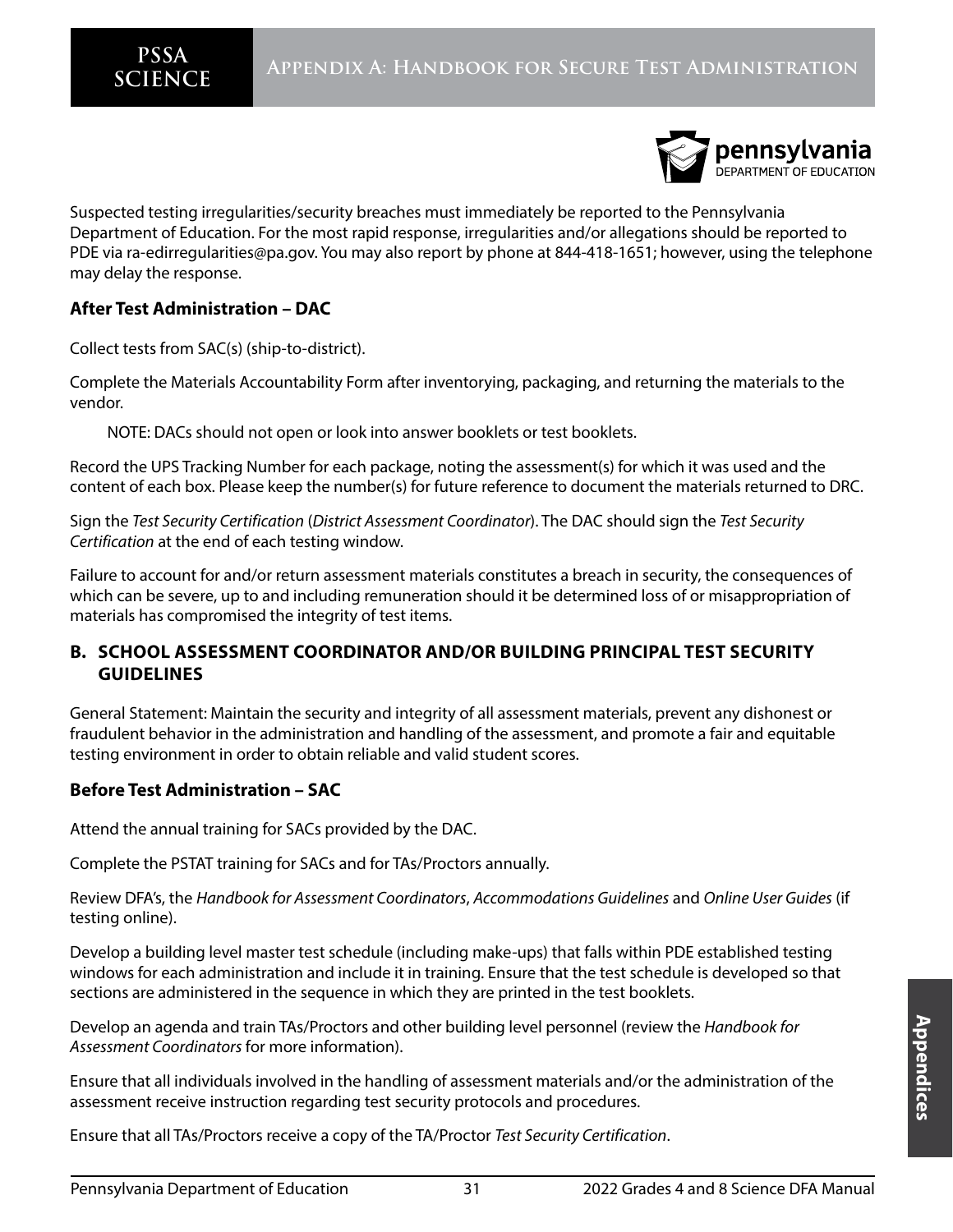Suspected testing irregularities/security breaches must immediately be reported to the Pennsylvania Department of Education. For the most rapid response, irregularities and/or allegations should be reported to PDE via ra-edirregularities@pa.gov. You may also report by phone at 844-418-1651; however, using the telephone may delay the response.

### After Test Administration – DAC

Collect tests from SAC(s) (ship-to-district).

Complete the Materials Accountability Form after inventorying, packaging, and returning the materials to the vendor.

> NOTE: DACs should not open or look into answer booklets or test booklets.

Record the UPS Tracking Number for each package, noting the assessment(s) for which it was used and the content of each box. Please keep the number(s) for future reference to document the materials returned to DRC.

Sign the *Test Security Certification* (*District Assessment Coordinator*). The DAC should sign the *Test Security Certification* at the end of each testing window.

Failure to account for and/or return assessment materials constitutes a breach in security, the consequences of which can be severe, up to and including remuneration should it be determined loss of or misappropriation of materials has compromised the integrity of test items.

## B. SCHOOL ASSESSMENT COORDINATOR AND/OR BUILDING PRINCIPAL TEST SECURITY GUIDELINES

General Statement: Maintain the security and integrity of all assessment materials, prevent any dishonest or fraudulent behavior in the administration and handling of the assessment, and promote a fair and equitable testing environment in order to obtain reliable and valid student scores.

### Before Test Administration – SAC

Attend the annual training for SACs provided by the DAC.

Complete the PSTAT training for SACs and for TAs/Proctors annually.

Review DFA's, the *Handbook for Assessment Coordinators*, *Accommodations Guidelines* and *Online User Guides* (if testing online).

Develop a building level master test schedule (including make-ups) that falls within PDE established testing windows for each administration and include it in training. Ensure that the test schedule is developed so that sections are administered in the sequence in which they are printed in the test booklets.

Develop an agenda and train TAs/Proctors and other building level personnel (review the *Handbook for Assessment Coordinators* for more information).

Ensure that all individuals involved in the handling of assessment materials and/or the administration of the assessment receive instruction regarding test security protocols and procedures.

Ensure that all TAs/Proctors receive a copy of the TA/Proctor *Test Security Certification*.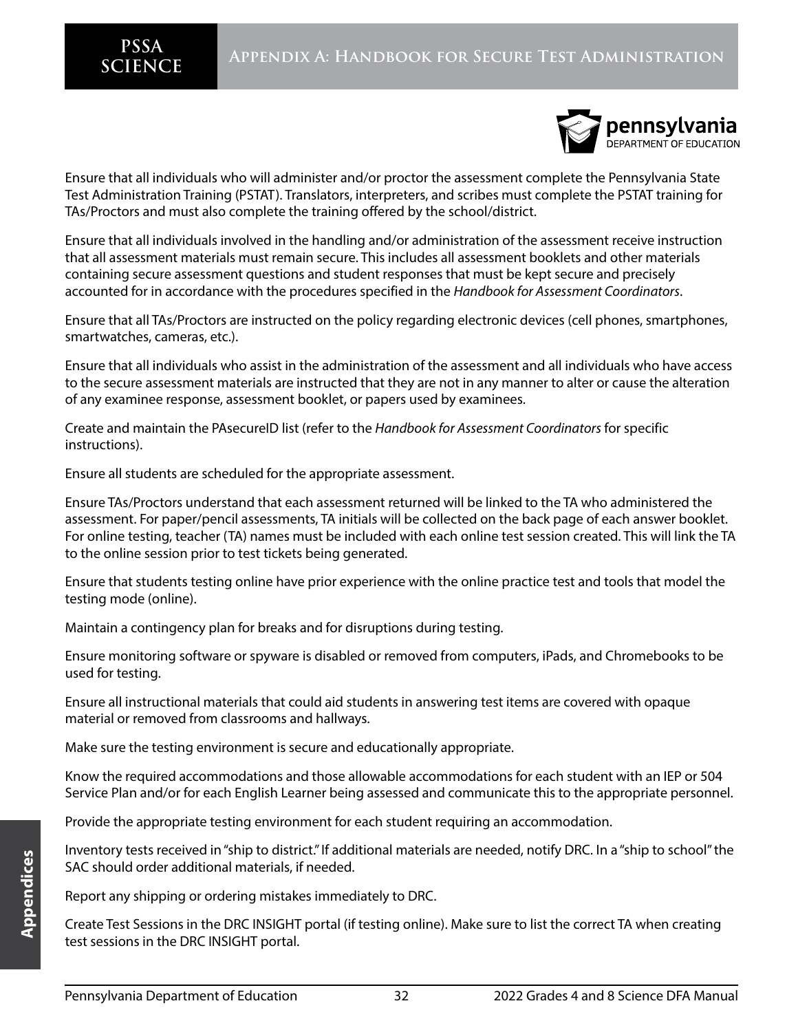Ensure that all individuals who will administer and/or proctor the assessment complete the Pennsylvania State Test Administration Training (PSTAT). Translators, interpreters, and scribes must complete the PSTAT training for TAs/Proctors and must also complete the training offered by the school/district.

Ensure that all individuals involved in the handling and/or administration of the assessment receive instruction that all assessment materials must remain secure. This includes all assessment booklets and other materials containing secure assessment questions and student responses that must be kept secure and precisely accounted for in accordance with the procedures specified in the *Handbook for Assessment Coordinators*.

Ensure that all TAs/Proctors are instructed on the policy regarding electronic devices (cell phones, smartphones, smartwatches, cameras, etc.).

Ensure that all individuals who assist in the administration of the assessment and all individuals who have access to the secure assessment materials are instructed that they are not in any manner to alter or cause the alteration of any examinee response, assessment booklet, or papers used by examinees.

Create and maintain the PAsecureID list (refer to the *Handbook for Assessment Coordinators* for specific instructions).

Ensure all students are scheduled for the appropriate assessment.

Ensure TAs/Proctors understand that each assessment returned will be linked to the TA who administered the assessment. For paper/pencil assessments, TA initials will be collected on the back page of each answer booklet. For online testing, teacher (TA) names must be included with each online test session created. This will link the TA to the online session prior to test tickets being generated.

Ensure that students testing online have prior experience with the online practice test and tools that model the testing mode (online).

Maintain a contingency plan for breaks and for disruptions during testing.

Ensure monitoring software or spyware is disabled or removed from computers, iPads, and Chromebooks to be used for testing.

Ensure all instructional materials that could aid students in answering test items are covered with opaque material or removed from classrooms and hallways.

Make sure the testing environment is secure and educationally appropriate.

Know the required accommodations and those allowable accommodations for each student with an IEP or 504 Service Plan and/or for each English Learner being assessed and communicate this to the appropriate personnel.

Provide the appropriate testing environment for each student requiring an accommodation.

Inventory tests received in "ship to district." If additional materials are needed, notify DRC. In a "ship to school" the SAC should order additional materials, if needed.

Report any shipping or ordering mistakes immediately to DRC.

Create Test Sessions in the DRC INSIGHT portal (if testing online). Make sure to list the correct TA when creating test sessions in the DRC INSIGHT portal.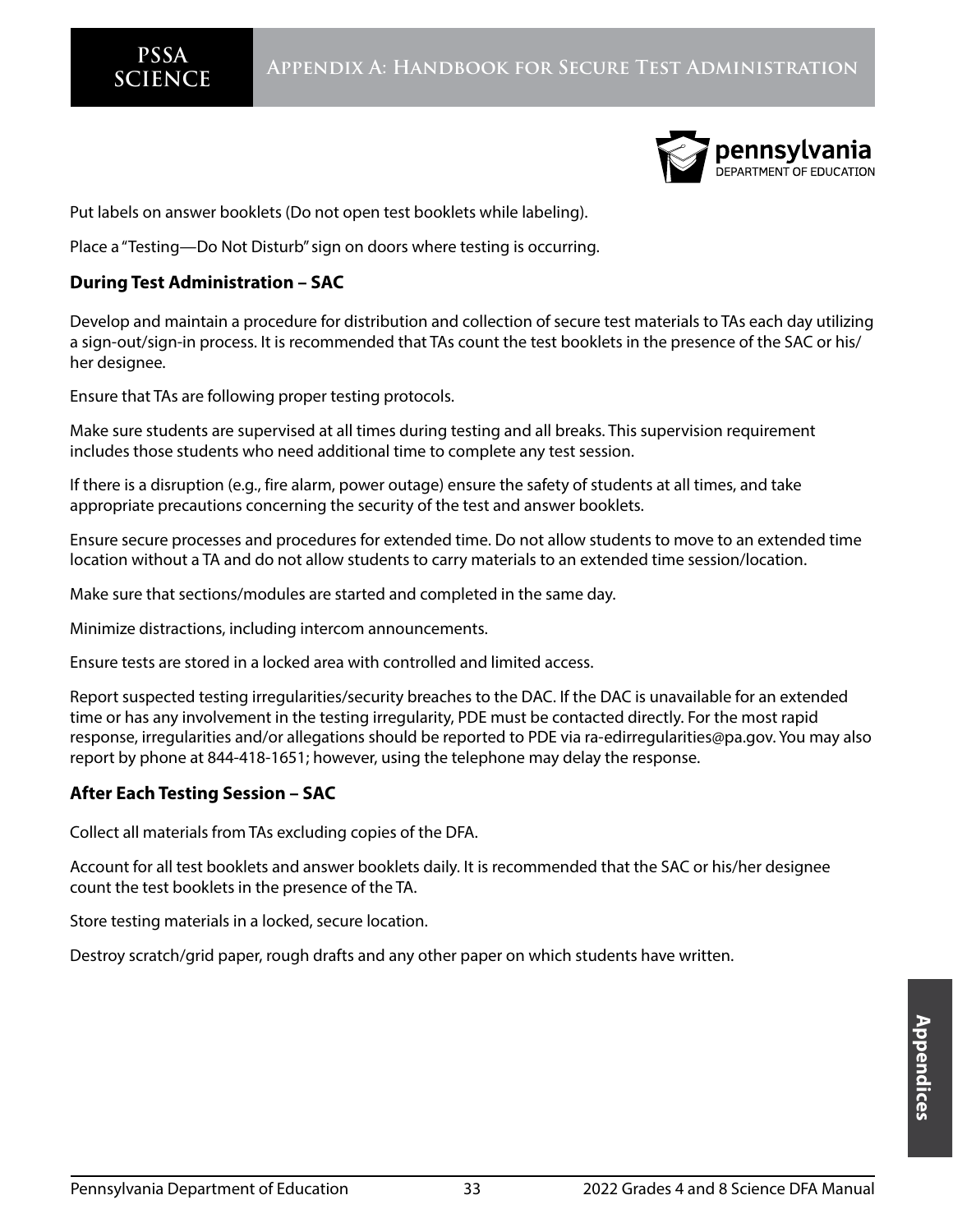Put labels on answer booklets (Do not open test booklets while labeling).

Place a "Testing—Do Not Disturb" sign on doors where testing is occurring.

### During Test Administration – SAC

Develop and maintain a procedure for distribution and collection of secure test materials to TAs each day utilizing a sign-out/sign-in process. It is recommended that TAs count the test booklets in the presence of the SAC or his/her designee.

Ensure that TAs are following proper testing protocols.

Make sure students are supervised at all times during testing and all breaks. This supervision requirement includes those students who need additional time to complete any test session.

If there is a disruption (e.g., fire alarm, power outage) ensure the safety of students at all times, and take appropriate precautions concerning the security of the test and answer booklets.

Ensure secure processes and procedures for extended time. Do not allow students to move to an extended time location without a TA and do not allow students to carry materials to an extended time session/location.

Make sure that sections/modules are started and completed in the same day.

Minimize distractions, including intercom announcements.

Ensure tests are stored in a locked area with controlled and limited access.

Report suspected testing irregularities/security breaches to the DAC. If the DAC is unavailable for an extended time or has any involvement in the testing irregularity, PDE must be contacted directly. For the most rapid response, irregularities and/or allegations should be reported to PDE via ra-edirregularities@pa.gov. You may also report by phone at 844-418-1651; however, using the telephone may delay the response.

### After Each Testing Session – SAC

Collect all materials from TAs excluding copies of the DFA.

Account for all test booklets and answer booklets daily. It is recommended that the SAC or his/her designee count the test booklets in the presence of the TA.

Store testing materials in a locked, secure location.

Destroy scratch/grid paper, rough drafts and any other paper on which students have written.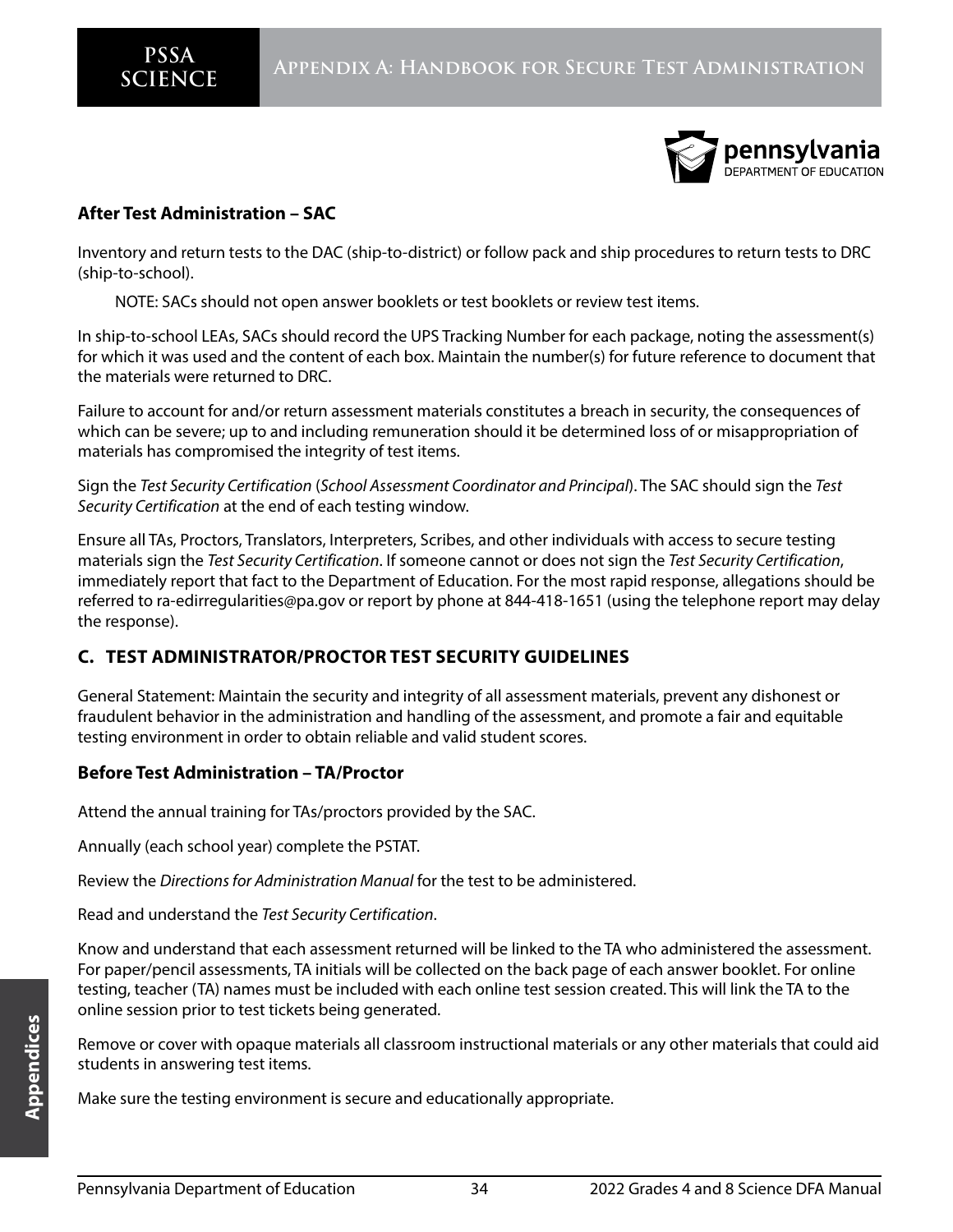### After Test Administration – SAC

Inventory and return tests to the DAC (ship-to-district) or follow pack and ship procedures to return tests to DRC (ship-to-school).

> NOTE: SACs should not open answer booklets or test booklets or review test items.

In ship-to-school LEAs, SACs should record the UPS Tracking Number for each package, noting the assessment(s) for which it was used and the content of each box. Maintain the number(s) for future reference to document that the materials were returned to DRC.

Failure to account for and/or return assessment materials constitutes a breach in security, the consequences of which can be severe; up to and including remuneration should it be determined loss of or misappropriation of materials has compromised the integrity of test items.

Sign the *Test Security Certification* (*School Assessment Coordinator and Principal*). The SAC should sign the *Test Security Certification* at the end of each testing window.

Ensure all TAs, Proctors, Translators, Interpreters, Scribes, and other individuals with access to secure testing materials sign the *Test Security Certification*. If someone cannot or does not sign the *Test Security Certification*, immediately report that fact to the Department of Education. For the most rapid response, allegations should be referred to ra-edirregularities@pa.gov or report by phone at 844-418-1651 (using the telephone report may delay the response).

## C. TEST ADMINISTRATOR/PROCTOR TEST SECURITY GUIDELINES

General Statement: Maintain the security and integrity of all assessment materials, prevent any dishonest or fraudulent behavior in the administration and handling of the assessment, and promote a fair and equitable testing environment in order to obtain reliable and valid student scores.

### Before Test Administration – TA/Proctor

Attend the annual training for TAs/proctors provided by the SAC.

Annually (each school year) complete the PSTAT.

Review the *Directions for Administration Manual* for the test to be administered.

Read and understand the *Test Security Certification*.

Know and understand that each assessment returned will be linked to the TA who administered the assessment. For paper/pencil assessments, TA initials will be collected on the back page of each answer booklet. For online testing, teacher (TA) names must be included with each online test session created. This will link the TA to the online session prior to test tickets being generated.

Remove or cover with opaque materials all classroom instructional materials or any other materials that could aid students in answering test items.

Make sure the testing environment is secure and educationally appropriate.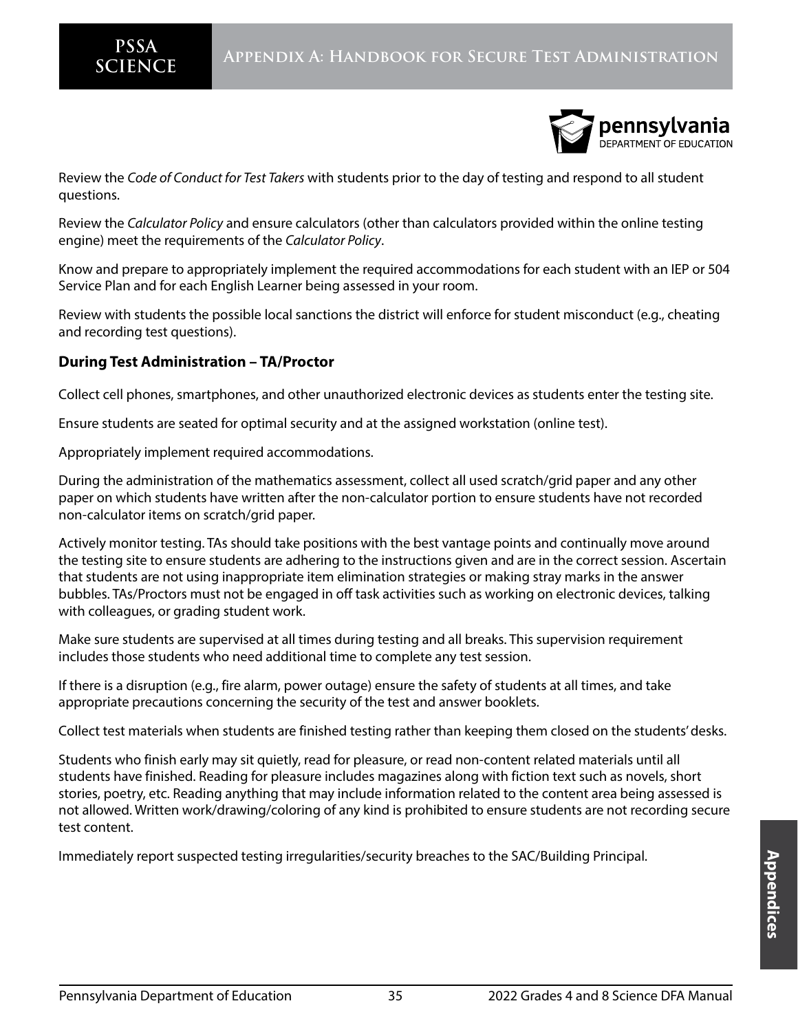Review the *Code of Conduct for Test Takers* with students prior to the day of testing and respond to all student questions.

Review the *Calculator Policy* and ensure calculators (other than calculators provided within the online testing engine) meet the requirements of the *Calculator Policy*.

Know and prepare to appropriately implement the required accommodations for each student with an IEP or 504 Service Plan and for each English Learner being assessed in your room.

Review with students the possible local sanctions the district will enforce for student misconduct (e.g., cheating and recording test questions).

### During Test Administration – TA/Proctor

Collect cell phones, smartphones, and other unauthorized electronic devices as students enter the testing site.

Ensure students are seated for optimal security and at the assigned workstation (online test).

Appropriately implement required accommodations.

During the administration of the mathematics assessment, collect all used scratch/grid paper and any other paper on which students have written after the non-calculator portion to ensure students have not recorded non-calculator items on scratch/grid paper.

Actively monitor testing. TAs should take positions with the best vantage points and continually move around the testing site to ensure students are adhering to the instructions given and are in the correct session. Ascertain that students are not using inappropriate item elimination strategies or making stray marks in the answer bubbles. TAs/Proctors must not be engaged in off task activities such as working on electronic devices, talking with colleagues, or grading student work.

Make sure students are supervised at all times during testing and all breaks. This supervision requirement includes those students who need additional time to complete any test session.

If there is a disruption (e.g., fire alarm, power outage) ensure the safety of students at all times, and take appropriate precautions concerning the security of the test and answer booklets.

Collect test materials when students are finished testing rather than keeping them closed on the students' desks.

Students who finish early may sit quietly, read for pleasure, or read non-content related materials until all students have finished. Reading for pleasure includes magazines along with fiction text such as novels, short stories, poetry, etc. Reading anything that may include information related to the content area being assessed is not allowed. Written work/drawing/coloring of any kind is prohibited to ensure students are not recording secure test content.

Immediately report suspected testing irregularities/security breaches to the SAC/Building Principal.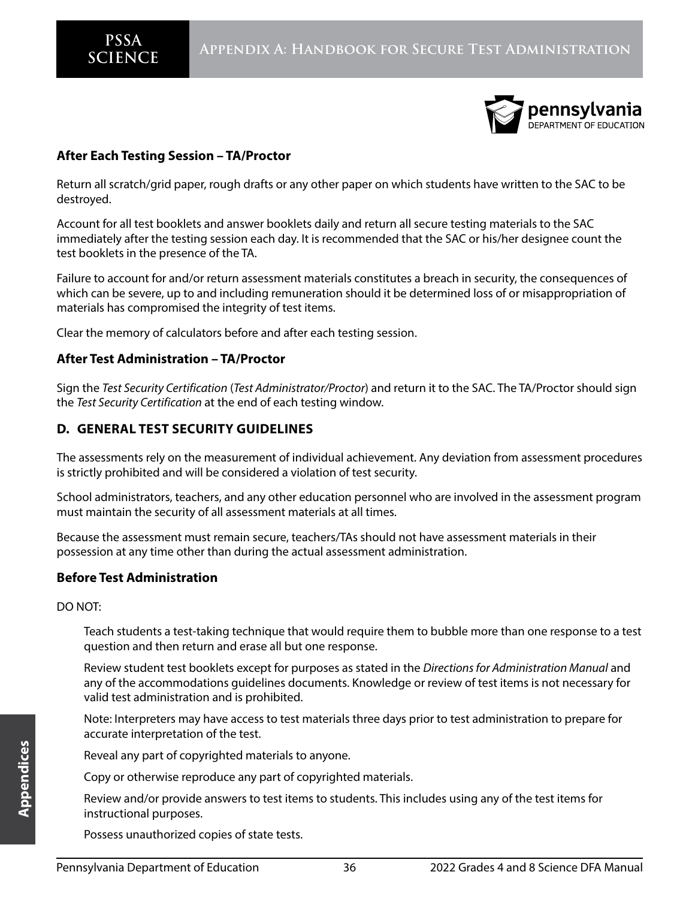**After Each Testing Session – TA/Proctor**

Return all scratch/grid paper, rough drafts or any other paper on which students have written to the SAC to be destroyed.

Account for all test booklets and answer booklets daily and return all secure testing materials to the SAC immediately after the testing session each day. It is recommended that the SAC or his/her designee count the test booklets in the presence of the TA.

Failure to account for and/or return assessment materials constitutes a breach in security, the consequences of which can be severe, up to and including remuneration should it be determined loss of or misappropriation of materials has compromised the integrity of test items.

Clear the memory of calculators before and after each testing session.

**After Test Administration – TA/Proctor**

Sign the *Test Security Certification* (*Test Administrator/Proctor*) and return it to the SAC. The TA/Proctor should sign the *Test Security Certification* at the end of each testing window.

## D. GENERAL TEST SECURITY GUIDELINES

The assessments rely on the measurement of individual achievement. Any deviation from assessment procedures is strictly prohibited and will be considered a violation of test security.

School administrators, teachers, and any other education personnel who are involved in the assessment program must maintain the security of all assessment materials at all times.

Because the assessment must remain secure, teachers/TAs should not have assessment materials in their possession at any time other than during the actual assessment administration.

**Before Test Administration**

DO NOT:

Teach students a test-taking technique that would require them to bubble more than one response to a test question and then return and erase all but one response.

Review student test booklets except for purposes as stated in the *Directions for Administration Manual* and any of the accommodations guidelines documents. Knowledge or review of test items is not necessary for valid test administration and is prohibited.

Note: Interpreters may have access to test materials three days prior to test administration to prepare for accurate interpretation of the test.

Reveal any part of copyrighted materials to anyone.

Copy or otherwise reproduce any part of copyrighted materials.

Review and/or provide answers to test items to students. This includes using any of the test items for instructional purposes.

Possess unauthorized copies of state tests.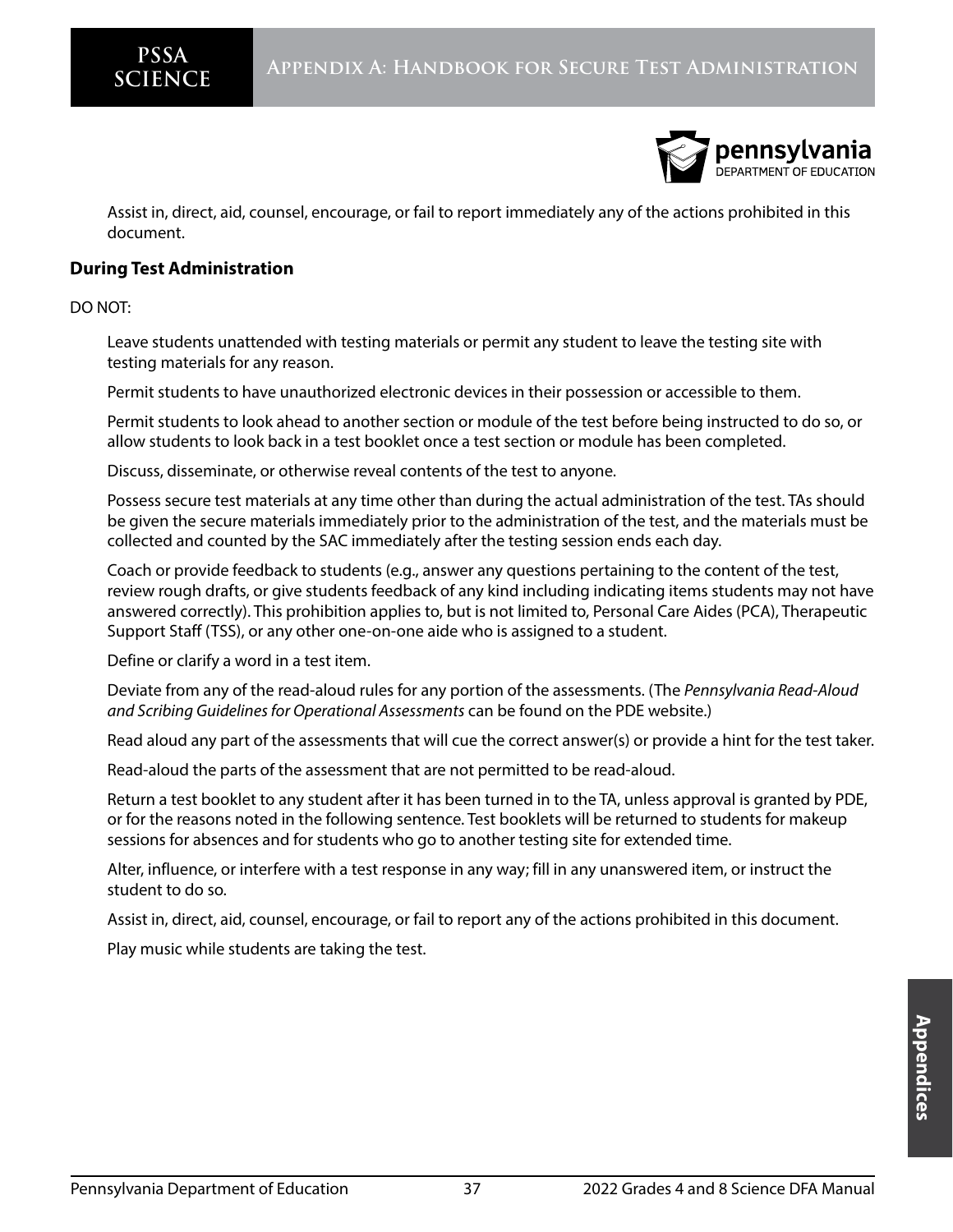Assist in, direct, aid, counsel, encourage, or fail to report immediately any of the actions prohibited in this document.

### During Test Administration

DO NOT:

Leave students unattended with testing materials or permit any student to leave the testing site with testing materials for any reason.

Permit students to have unauthorized electronic devices in their possession or accessible to them.

Permit students to look ahead to another section or module of the test before being instructed to do so, or allow students to look back in a test booklet once a test section or module has been completed.

Discuss, disseminate, or otherwise reveal contents of the test to anyone.

Possess secure test materials at any time other than during the actual administration of the test. TAs should be given the secure materials immediately prior to the administration of the test, and the materials must be collected and counted by the SAC immediately after the testing session ends each day.

Coach or provide feedback to students (e.g., answer any questions pertaining to the content of the test, review rough drafts, or give students feedback of any kind including indicating items students may not have answered correctly). This prohibition applies to, but is not limited to, Personal Care Aides (PCA), Therapeutic Support Staff (TSS), or any other one-on-one aide who is assigned to a student.

Define or clarify a word in a test item.

Deviate from any of the read-aloud rules for any portion of the assessments. (The *Pennsylvania Read-Aloud and Scribing Guidelines for Operational Assessments* can be found on the PDE website.)

Read aloud any part of the assessments that will cue the correct answer(s) or provide a hint for the test taker.

Read-aloud the parts of the assessment that are not permitted to be read-aloud.

Return a test booklet to any student after it has been turned in to the TA, unless approval is granted by PDE, or for the reasons noted in the following sentence. Test booklets will be returned to students for makeup sessions for absences and for students who go to another testing site for extended time.

Alter, influence, or interfere with a test response in any way; fill in any unanswered item, or instruct the student to do so.

Assist in, direct, aid, counsel, encourage, or fail to report any of the actions prohibited in this document.

Play music while students are taking the test.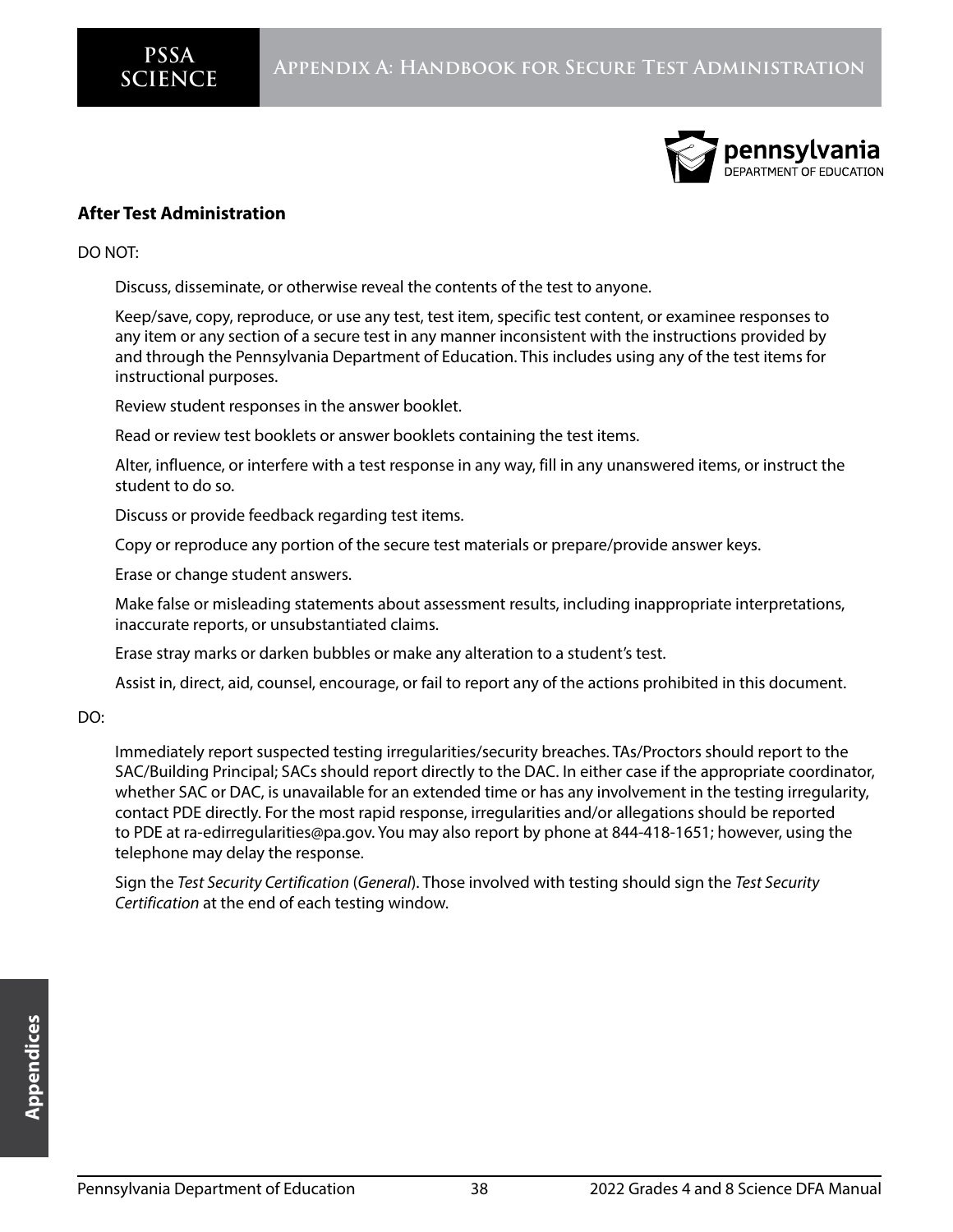### After Test Administration

DO NOT:

Discuss, disseminate, or otherwise reveal the contents of the test to anyone.

Keep/save, copy, reproduce, or use any test, test item, specific test content, or examinee responses to any item or any section of a secure test in any manner inconsistent with the instructions provided by and through the Pennsylvania Department of Education. This includes using any of the test items for instructional purposes.

Review student responses in the answer booklet.

Read or review test booklets or answer booklets containing the test items.

Alter, influence, or interfere with a test response in any way, fill in any unanswered items, or instruct the student to do so.

Discuss or provide feedback regarding test items.

Copy or reproduce any portion of the secure test materials or prepare/provide answer keys.

Erase or change student answers.

Make false or misleading statements about assessment results, including inappropriate interpretations, inaccurate reports, or unsubstantiated claims.

Erase stray marks or darken bubbles or make any alteration to a student's test.

Assist in, direct, aid, counsel, encourage, or fail to report any of the actions prohibited in this document.

DO:

Immediately report suspected testing irregularities/security breaches. TAs/Proctors should report to the SAC/Building Principal; SACs should report directly to the DAC. In either case if the appropriate coordinator, whether SAC or DAC, is unavailable for an extended time or has any involvement in the testing irregularity, contact PDE directly. For the most rapid response, irregularities and/or allegations should be reported to PDE at ra-edirregularities@pa.gov. You may also report by phone at 844-418-1651; however, using the telephone may delay the response.

Sign the *Test Security Certification* (*General*). Those involved with testing should sign the *Test Security Certification* at the end of each testing window.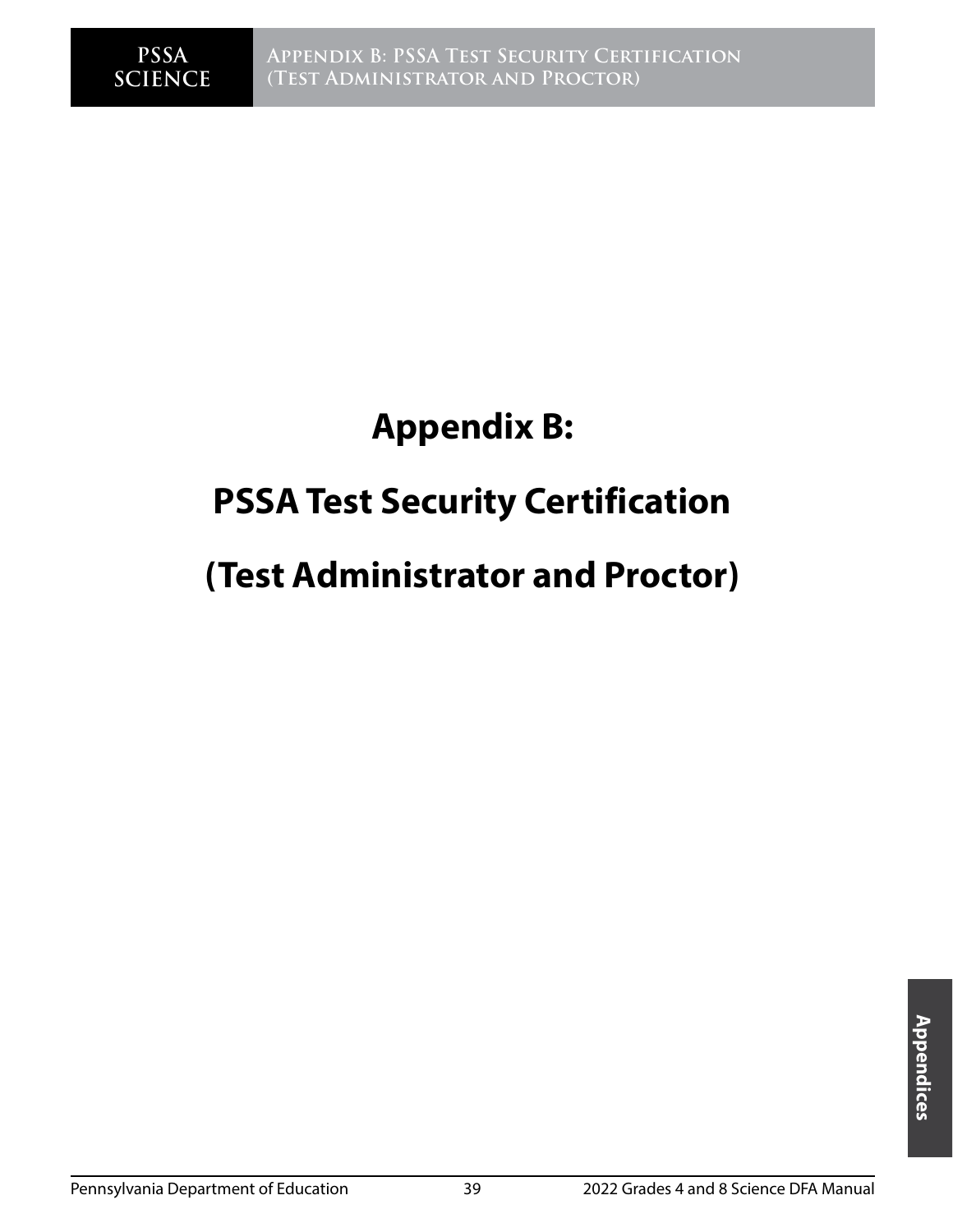# Appendix B:

# PSSA Test Security Certification

# (Test Administrator and Proctor)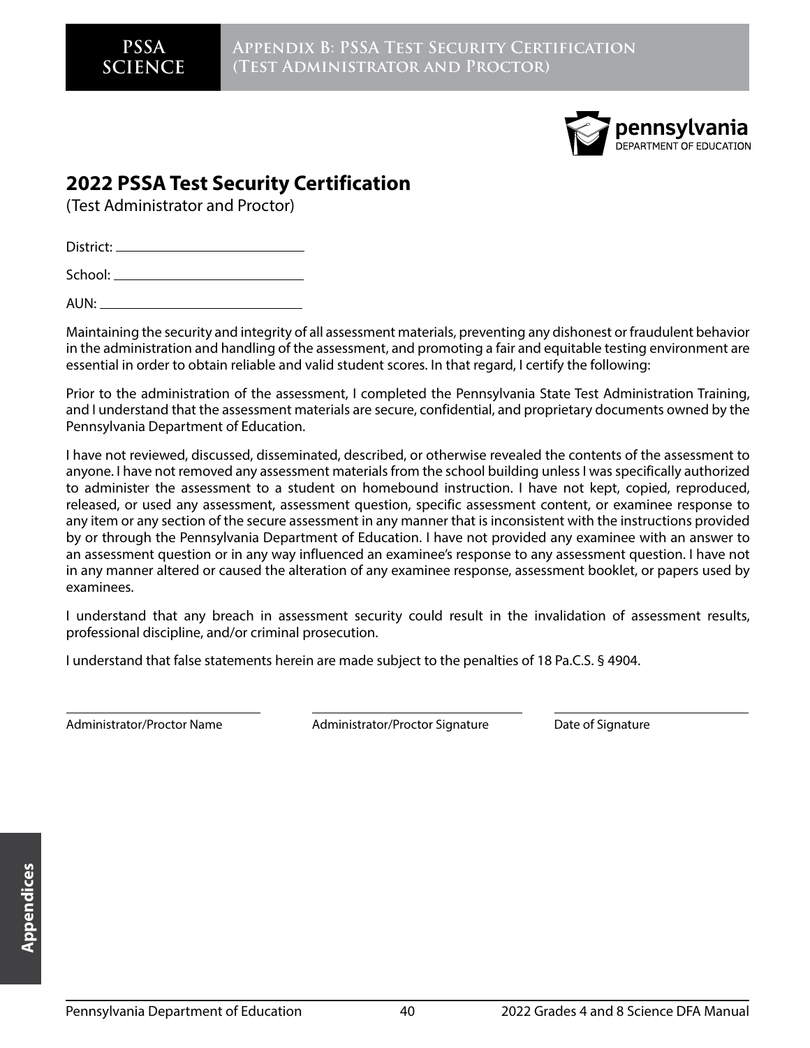## 2022 PSSA Test Security Certification

(Test Administrator and Proctor)

District: ____________________________

School: ____________________________

AUN: ____________________________

Maintaining the security and integrity of all assessment materials, preventing any dishonest or fraudulent behavior in the administration and handling of the assessment, and promoting a fair and equitable testing environment are essential in order to obtain reliable and valid student scores. In that regard, I certify the following:

Prior to the administration of the assessment, I completed the Pennsylvania State Test Administration Training, and I understand that the assessment materials are secure, confidential, and proprietary documents owned by the Pennsylvania Department of Education.

I have not reviewed, discussed, disseminated, described, or otherwise revealed the contents of the assessment to anyone. I have not removed any assessment materials from the school building unless I was specifically authorized to administer the assessment to a student on homebound instruction. I have not kept, copied, reproduced, released, or used any assessment, assessment question, specific assessment content, or examinee response to any item or any section of the secure assessment in any manner that is inconsistent with the instructions provided by or through the Pennsylvania Department of Education. I have not provided any examinee with an answer to an assessment question or in any way influenced an examinee's response to any assessment question. I have not in any manner altered or caused the alteration of any examinee response, assessment booklet, or papers used by examinees.

I understand that any breach in assessment security could result in the invalidation of assessment results, professional discipline, and/or criminal prosecution.

I understand that false statements herein are made subject to the penalties of 18 Pa.C.S. § 4904.

____________________________ ____________________________ ____________________________

Administrator/Proctor Name Administrator/Proctor Signature Date of Signature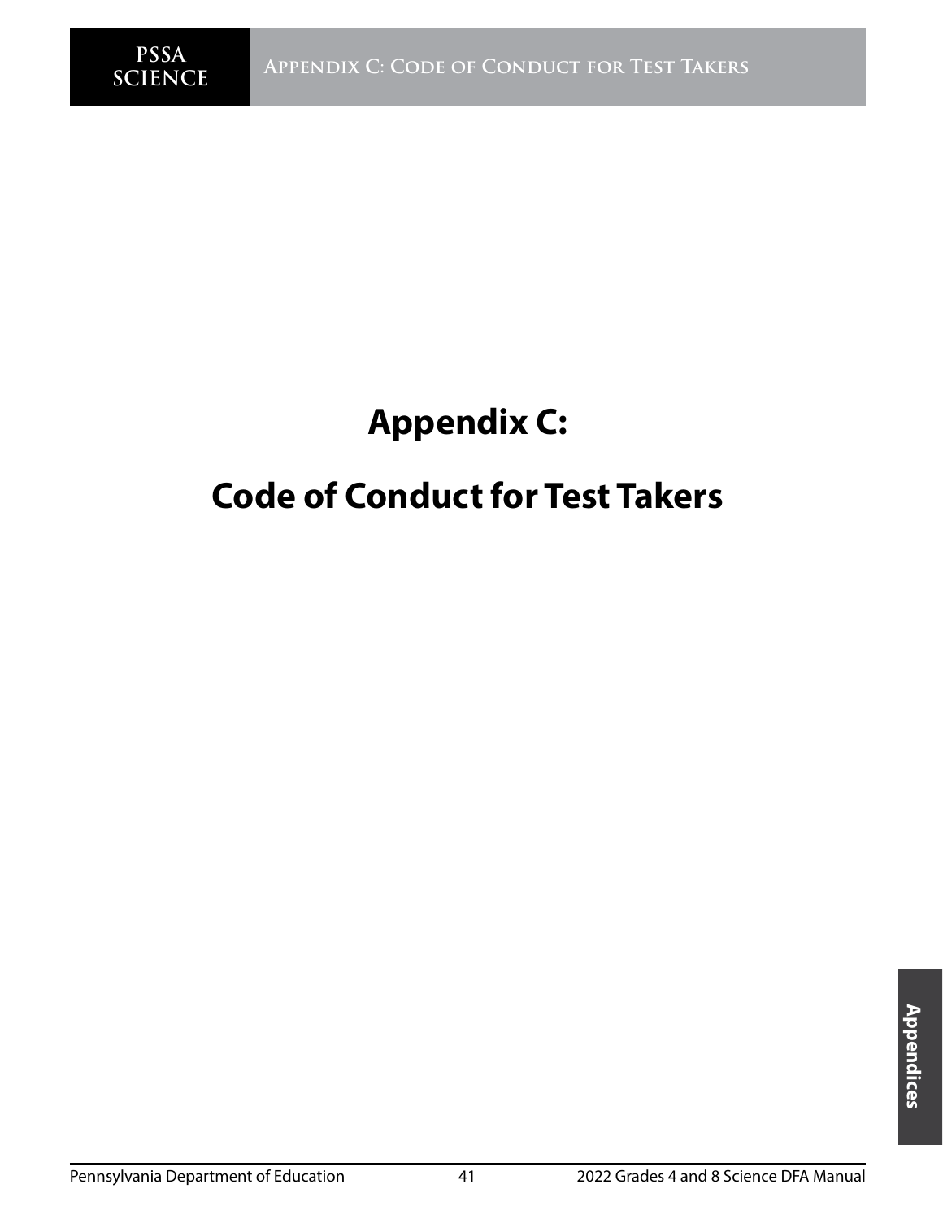# Appendix C:

# Code of Conduct for Test Takers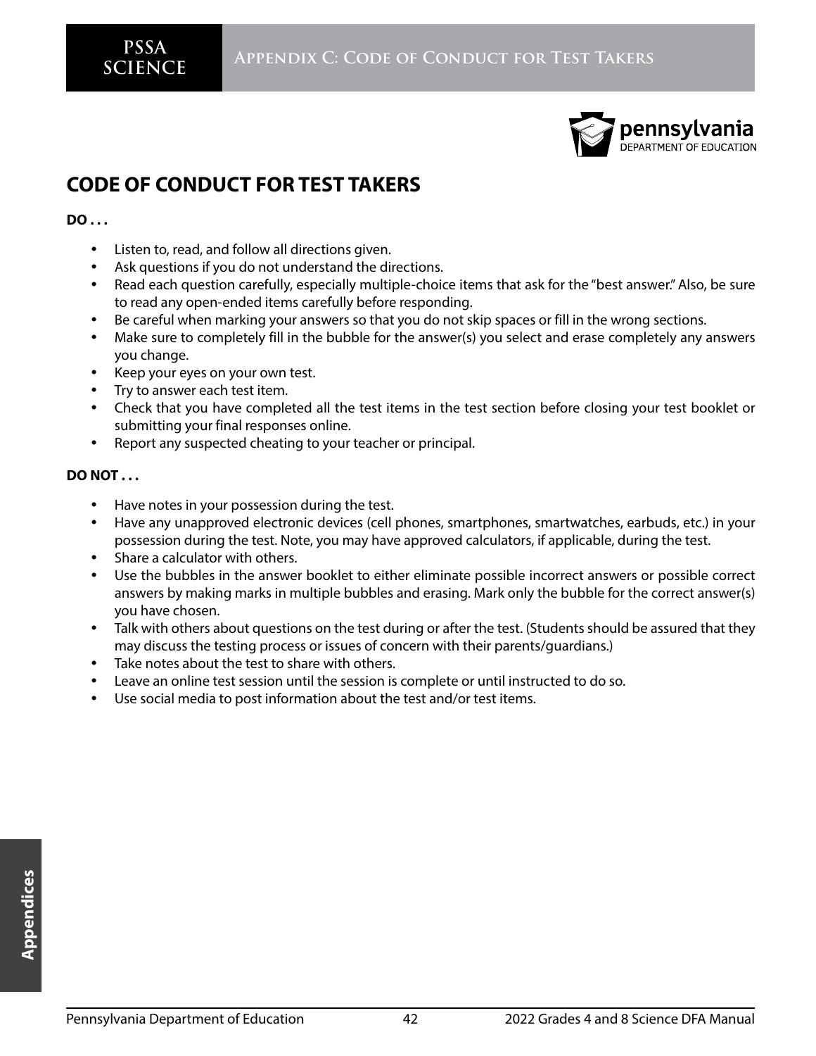## CODE OF CONDUCT FOR TEST TAKERS

**DO . . .**

- Listen to, read, and follow all directions given.
- Ask questions if you do not understand the directions.
- Read each question carefully, especially multiple-choice items that ask for the "best answer." Also, be sure to read any open-ended items carefully before responding.
- Be careful when marking your answers so that you do not skip spaces or fill in the wrong sections.
- Make sure to completely fill in the bubble for the answer(s) you select and erase completely any answers you change.
- Keep your eyes on your own test.
- Try to answer each test item.
- Check that you have completed all the test items in the test section before closing your test booklet or submitting your final responses online.
- Report any suspected cheating to your teacher or principal.

**DO NOT . . .**

- Have notes in your possession during the test.
- Have any unapproved electronic devices (cell phones, smartphones, smartwatches, earbuds, etc.) in your possession during the test. Note, you may have approved calculators, if applicable, during the test.
- Share a calculator with others.
- Use the bubbles in the answer booklet to either eliminate possible incorrect answers or possible correct answers by making marks in multiple bubbles and erasing. Mark only the bubble for the correct answer(s) you have chosen.
- Talk with others about questions on the test during or after the test. (Students should be assured that they may discuss the testing process or issues of concern with their parents/guardians.)
- Take notes about the test to share with others.
- Leave an online test session until the session is complete or until instructed to do so.
- Use social media to post information about the test and/or test items.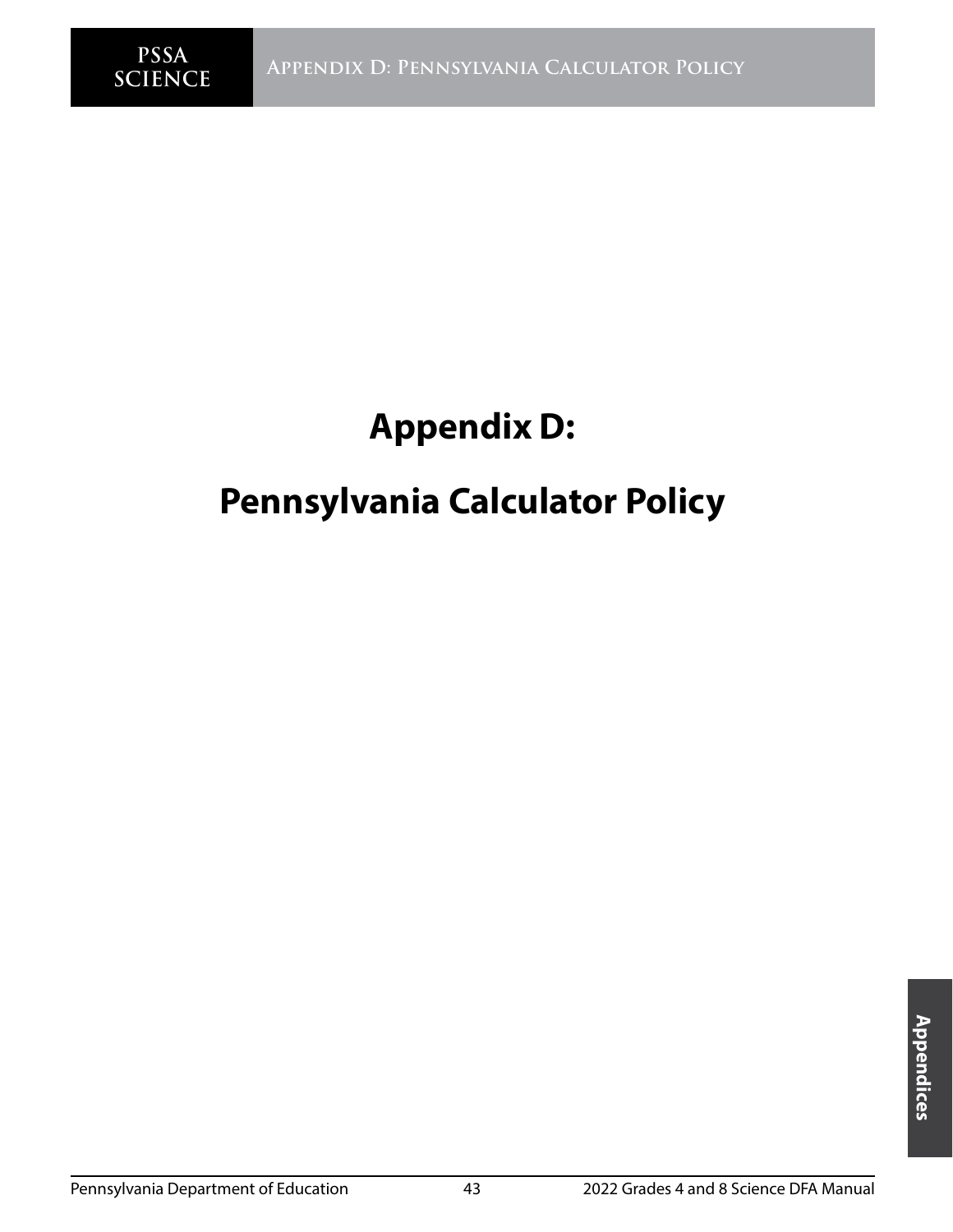# Appendix D:

# Pennsylvania Calculator Policy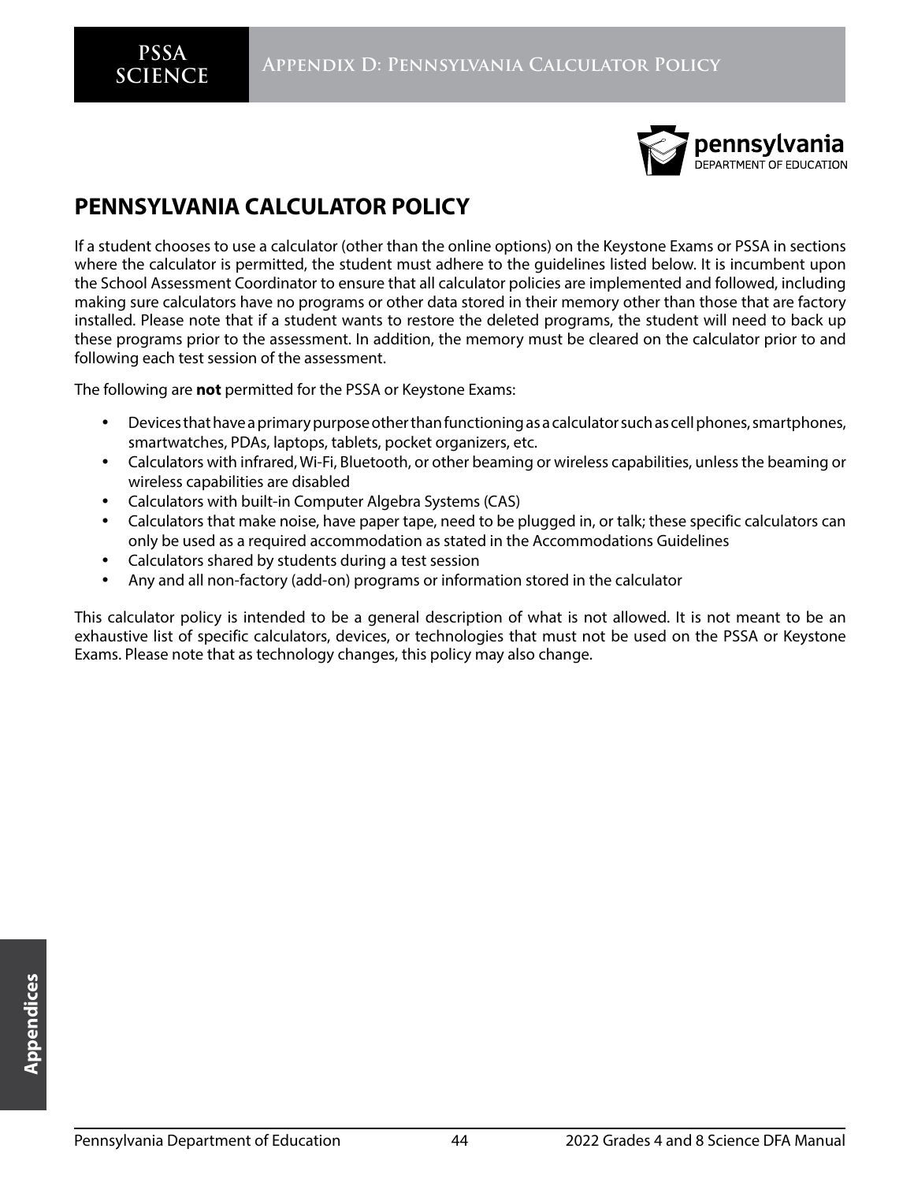## PENNSYLVANIA CALCULATOR POLICY

If a student chooses to use a calculator (other than the online options) on the Keystone Exams or PSSA in sections where the calculator is permitted, the student must adhere to the guidelines listed below. It is incumbent upon the School Assessment Coordinator to ensure that all calculator policies are implemented and followed, including making sure calculators have no programs or other data stored in their memory other than those that are factory installed. Please note that if a student wants to restore the deleted programs, the student will need to back up these programs prior to the assessment. In addition, the memory must be cleared on the calculator prior to and following each test session of the assessment.

The following are **not** permitted for the PSSA or Keystone Exams:

- Devices that have a primary purpose other than functioning as a calculator such as cell phones, smartphones, smartwatches, PDAs, laptops, tablets, pocket organizers, etc.
- Calculators with infrared, Wi-Fi, Bluetooth, or other beaming or wireless capabilities, unless the beaming or wireless capabilities are disabled
- Calculators with built-in Computer Algebra Systems (CAS)
- Calculators that make noise, have paper tape, need to be plugged in, or talk; these specific calculators can only be used as a required accommodation as stated in the Accommodations Guidelines
- Calculators shared by students during a test session
- Any and all non-factory (add-on) programs or information stored in the calculator

This calculator policy is intended to be a general description of what is not allowed. It is not meant to be an exhaustive list of specific calculators, devices, or technologies that must not be used on the PSSA or Keystone Exams. Please note that as technology changes, this policy may also change.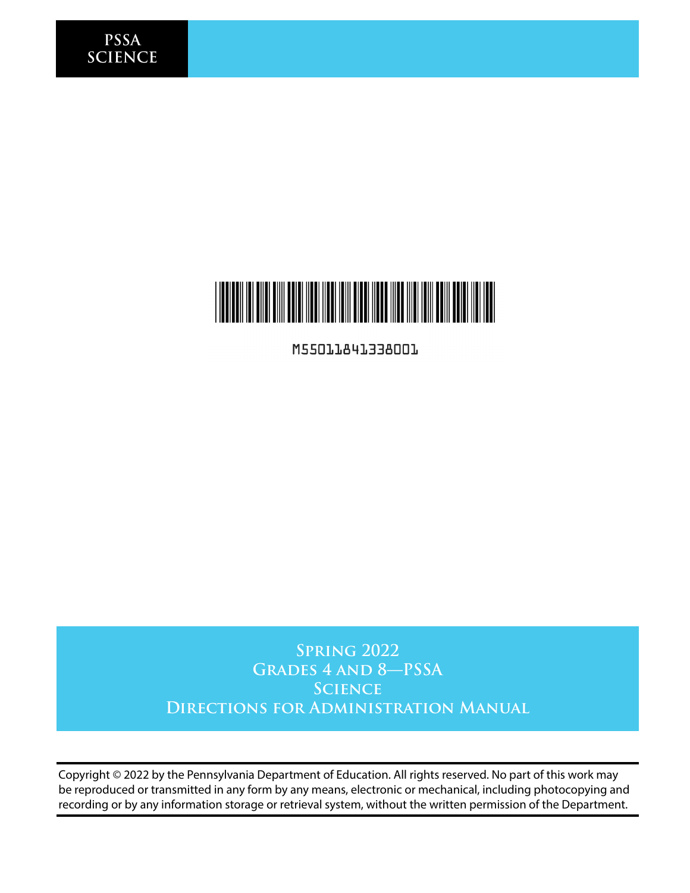PSSA
SCIENCE

M55011841338001

**Spring 2022**
**Grades 4 and 8—PSSA**
**Science**
**Directions for Administration Manual**

Copyright © 2022 by the Pennsylvania Department of Education. All rights reserved. No part of this work may be reproduced or transmitted in any form by any means, electronic or mechanical, including photocopying and recording or by any information storage or retrieval system, without the written permission of the Department.